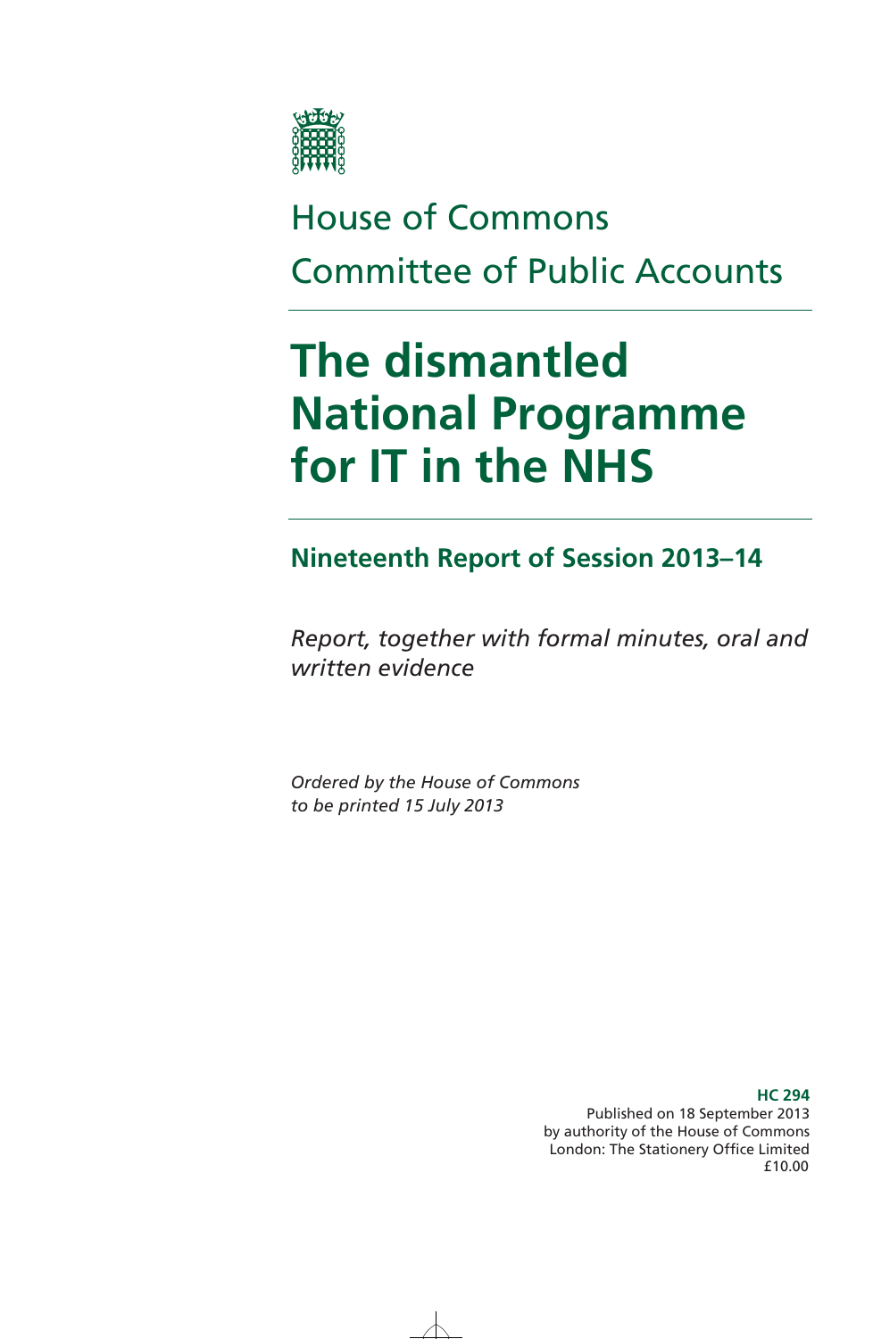House of Commons

Committee of Public Accounts

# The dismantled National Programme for IT in the NHS

## Nineteenth Report of Session 2013–14

*Report, together with formal minutes, oral and written evidence*

*Ordered by the House of Commons to be printed 15 July 2013*

**HC 294**
Published on 18 September 2013
by authority of the House of Commons
London: The Stationery Office Limited
£10.00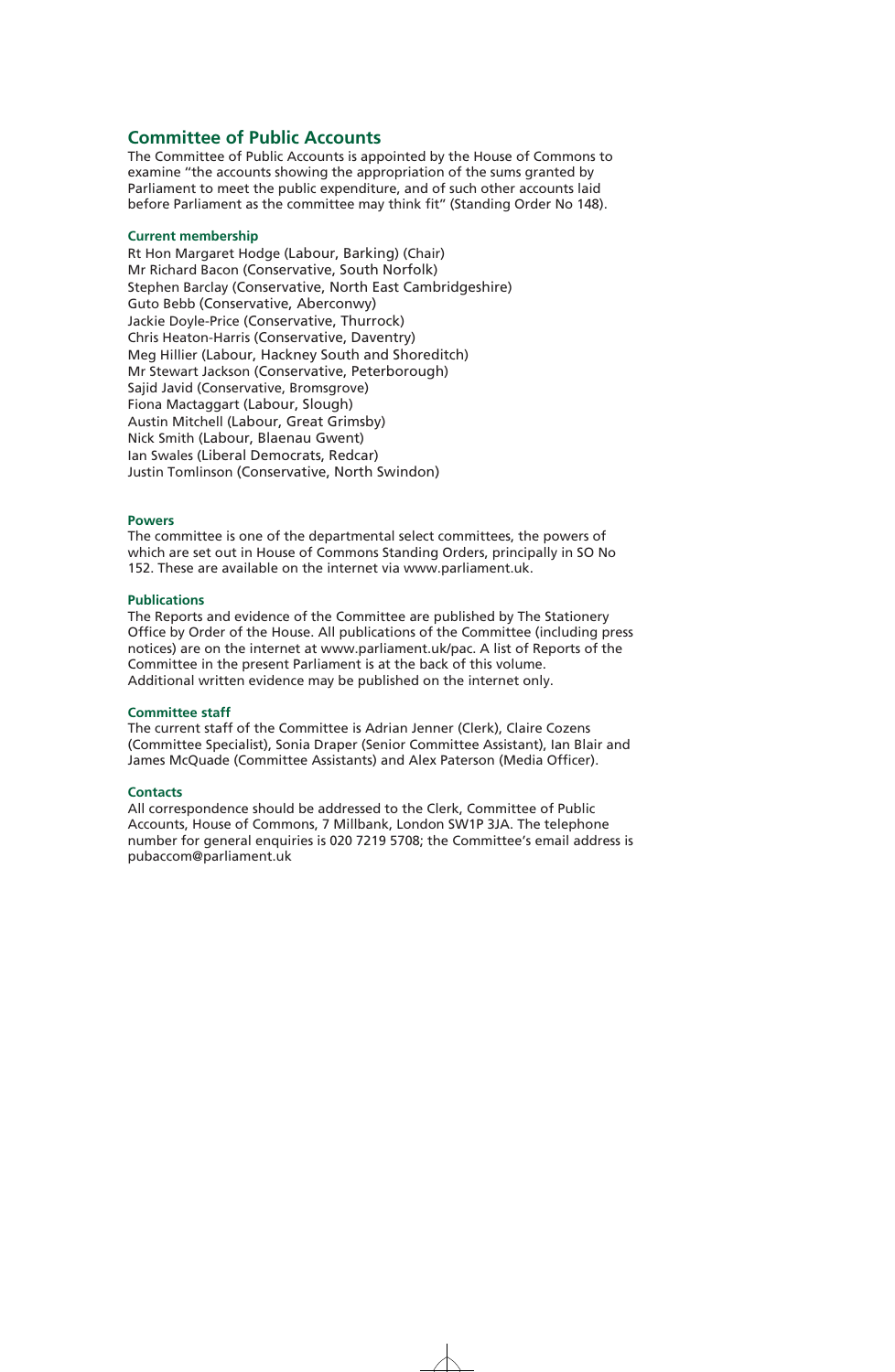## Committee of Public Accounts

The Committee of Public Accounts is appointed by the House of Commons to examine "the accounts showing the appropriation of the sums granted by Parliament to meet the public expenditure, and of such other accounts laid before Parliament as the committee may think fit" (Standing Order No 148).

### Current membership

Rt Hon Margaret Hodge (Labour, Barking) (Chair)
Mr Richard Bacon (Conservative, South Norfolk)
Stephen Barclay (Conservative, North East Cambridgeshire)
Guto Bebb (Conservative, Aberconwy)
Jackie Doyle-Price (Conservative, Thurrock)
Chris Heaton-Harris (Conservative, Daventry)
Meg Hillier (Labour, Hackney South and Shoreditch)
Mr Stewart Jackson (Conservative, Peterborough)
Sajid Javid (Conservative, Bromsgrove)
Fiona Mactaggart (Labour, Slough)
Austin Mitchell (Labour, Great Grimsby)
Nick Smith (Labour, Blaenau Gwent)
Ian Swales (Liberal Democrats, Redcar)
Justin Tomlinson (Conservative, North Swindon)

### Powers

The committee is one of the departmental select committees, the powers of which are set out in House of Commons Standing Orders, principally in SO No 152. These are available on the internet via www.parliament.uk.

### Publications

The Reports and evidence of the Committee are published by The Stationery Office by Order of the House. All publications of the Committee (including press notices) are on the internet at www.parliament.uk/pac. A list of Reports of the Committee in the present Parliament is at the back of this volume. Additional written evidence may be published on the internet only.

### Committee staff

The current staff of the Committee is Adrian Jenner (Clerk), Claire Cozens (Committee Specialist), Sonia Draper (Senior Committee Assistant), Ian Blair and James McQuade (Committee Assistants) and Alex Paterson (Media Officer).

### Contacts

All correspondence should be addressed to the Clerk, Committee of Public Accounts, House of Commons, 7 Millbank, London SW1P 3JA. The telephone number for general enquiries is 020 7219 5708; the Committee's email address is pubaccom@parliament.uk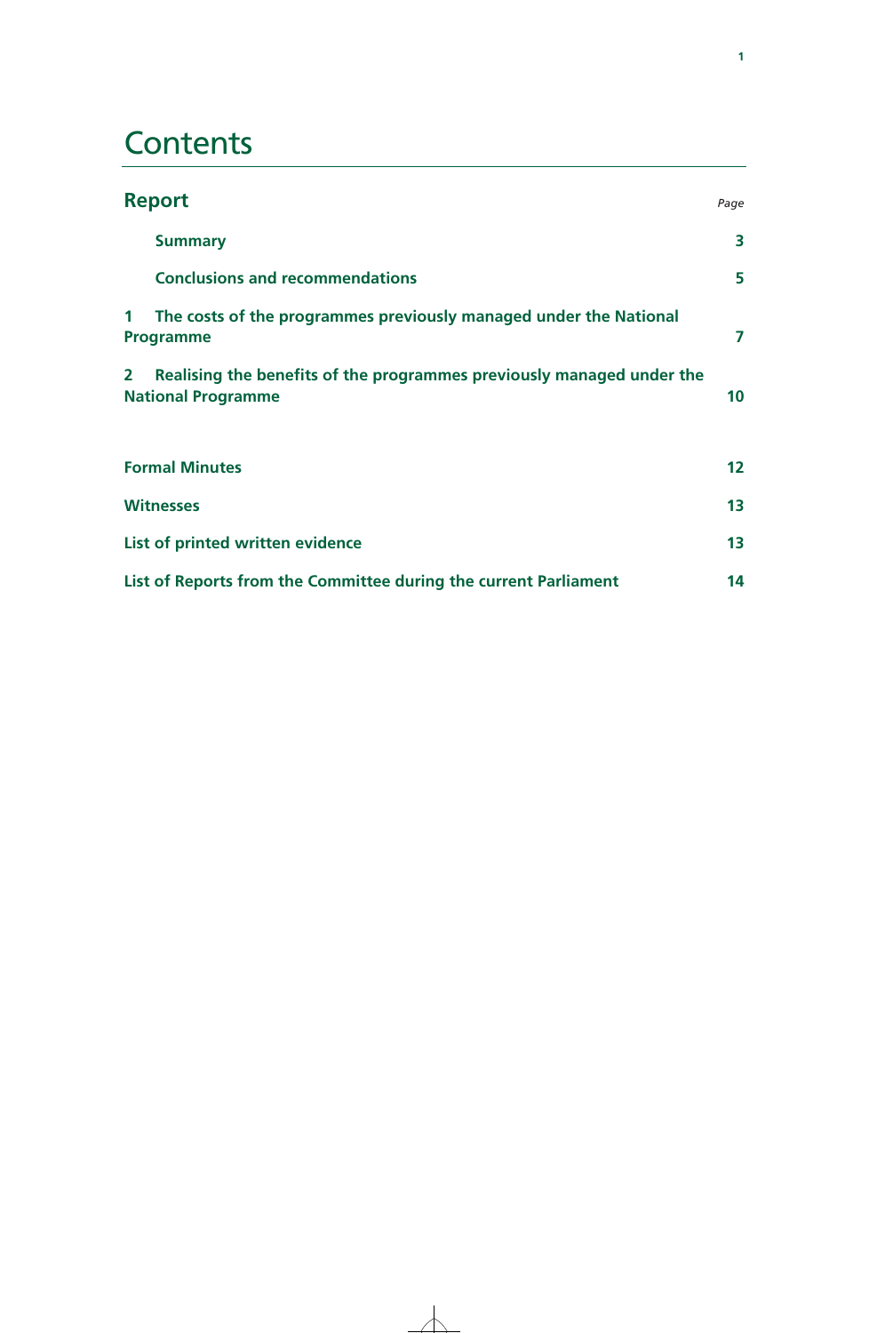# Contents

## Report

| | Page |
|---|---|
| **Summary** | **3** |
| **Conclusions and recommendations** | **5** |
| **1 The costs of the programmes previously managed under the National Programme** | **7** |
| **2 Realising the benefits of the programmes previously managed under the National Programme** | **10** |
| | |
| **Formal Minutes** | **12** |
| **Witnesses** | **13** |
| **List of printed written evidence** | **13** |
| **List of Reports from the Committee during the current Parliament** | **14** |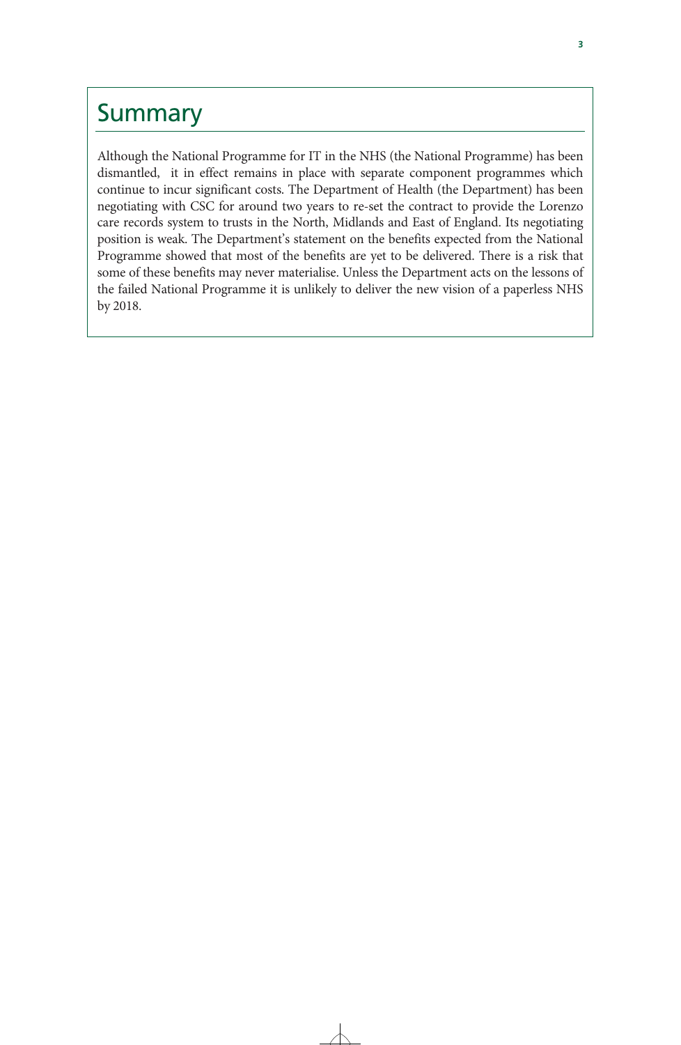# Summary

Although the National Programme for IT in the NHS (the National Programme) has been dismantled, it in effect remains in place with separate component programmes which continue to incur significant costs. The Department of Health (the Department) has been negotiating with CSC for around two years to re-set the contract to provide the Lorenzo care records system to trusts in the North, Midlands and East of England. Its negotiating position is weak. The Department's statement on the benefits expected from the National Programme showed that most of the benefits are yet to be delivered. There is a risk that some of these benefits may never materialise. Unless the Department acts on the lessons of the failed National Programme it is unlikely to deliver the new vision of a paperless NHS by 2018.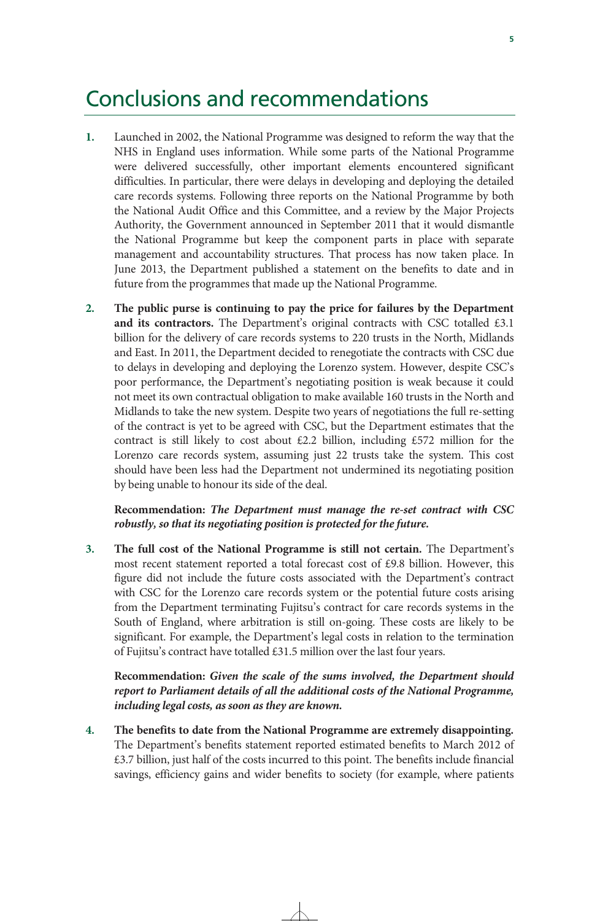# Conclusions and recommendations

1. Launched in 2002, the National Programme was designed to reform the way that the NHS in England uses information. While some parts of the National Programme were delivered successfully, other important elements encountered significant difficulties. In particular, there were delays in developing and deploying the detailed care records systems. Following three reports on the National Programme by both the National Audit Office and this Committee, and a review by the Major Projects Authority, the Government announced in September 2011 that it would dismantle the National Programme but keep the component parts in place with separate management and accountability structures. That process has now taken place. In June 2013, the Department published a statement on the benefits to date and in future from the programmes that made up the National Programme.

2. **The public purse is continuing to pay the price for failures by the Department and its contractors.** The Department's original contracts with CSC totalled £3.1 billion for the delivery of care records systems to 220 trusts in the North, Midlands and East. In 2011, the Department decided to renegotiate the contracts with CSC due to delays in developing and deploying the Lorenzo system. However, despite CSC's poor performance, the Department's negotiating position is weak because it could not meet its own contractual obligation to make available 160 trusts in the North and Midlands to take the new system. Despite two years of negotiations the full re-setting of the contract is yet to be agreed with CSC, but the Department estimates that the contract is still likely to cost about £2.2 billion, including £572 million for the Lorenzo care records system, assuming just 22 trusts take the system. This cost should have been less had the Department not undermined its negotiating position by being unable to honour its side of the deal.

   **Recommendation:** ***The Department must manage the re-set contract with CSC robustly, so that its negotiating position is protected for the future.***

3. **The full cost of the National Programme is still not certain.** The Department's most recent statement reported a total forecast cost of £9.8 billion. However, this figure did not include the future costs associated with the Department's contract with CSC for the Lorenzo care records system or the potential future costs arising from the Department terminating Fujitsu's contract for care records systems in the South of England, where arbitration is still on-going. These costs are likely to be significant. For example, the Department's legal costs in relation to the termination of Fujitsu's contract have totalled £31.5 million over the last four years.

   **Recommendation:** ***Given the scale of the sums involved, the Department should report to Parliament details of all the additional costs of the National Programme, including legal costs, as soon as they are known.***

4. **The benefits to date from the National Programme are extremely disappointing.** The Department's benefits statement reported estimated benefits to March 2012 of £3.7 billion, just half of the costs incurred to this point. The benefits include financial savings, efficiency gains and wider benefits to society (for example, where patients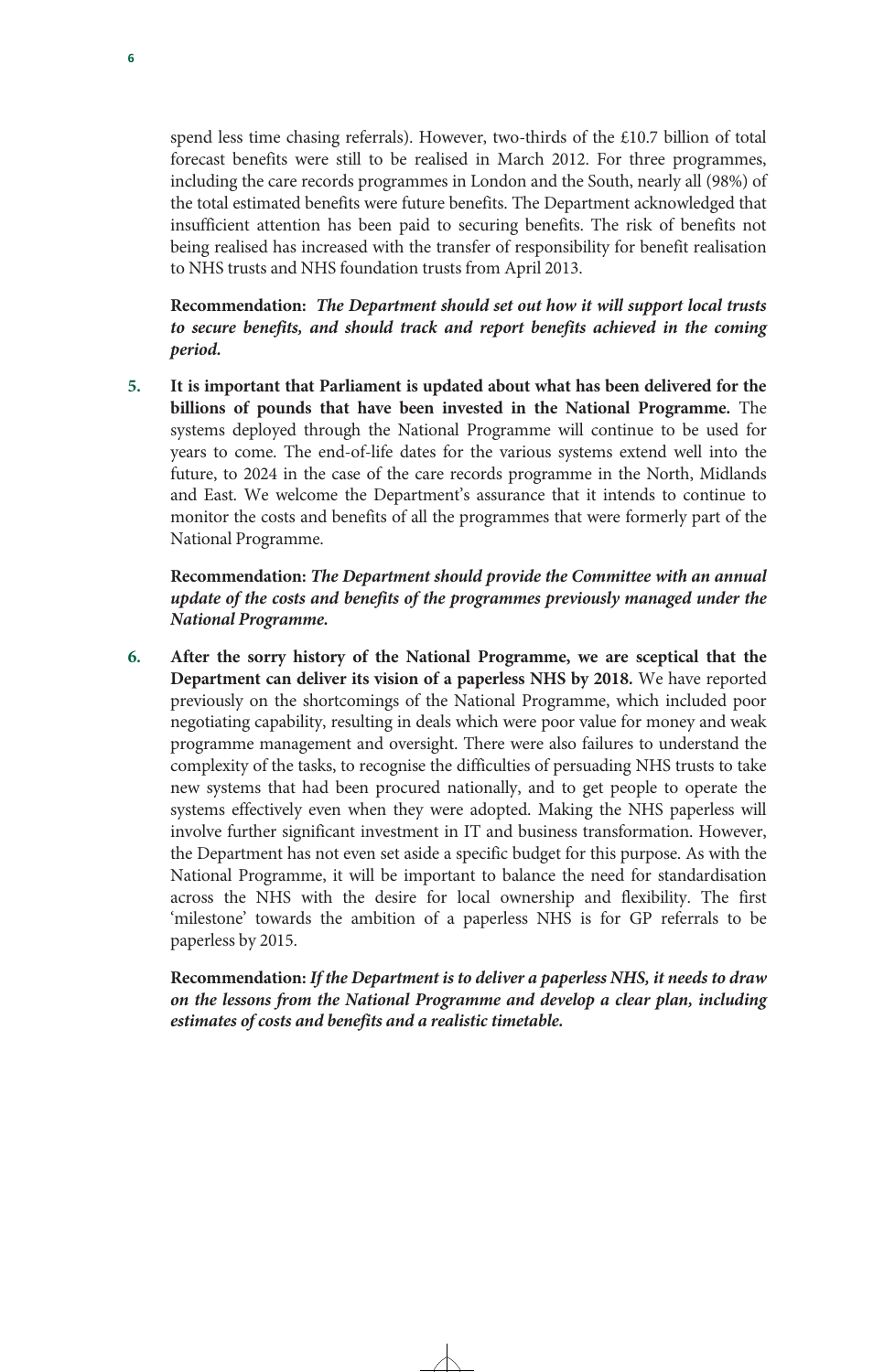spend less time chasing referrals). However, two-thirds of the £10.7 billion of total forecast benefits were still to be realised in March 2012. For three programmes, including the care records programmes in London and the South, nearly all (98%) of the total estimated benefits were future benefits. The Department acknowledged that insufficient attention has been paid to securing benefits. The risk of benefits not being realised has increased with the transfer of responsibility for benefit realisation to NHS trusts and NHS foundation trusts from April 2013.

**Recommendation:** ***The Department should set out how it will support local trusts to secure benefits, and should track and report benefits achieved in the coming period.***

5. **It is important that Parliament is updated about what has been delivered for the billions of pounds that have been invested in the National Programme.** The systems deployed through the National Programme will continue to be used for years to come. The end-of-life dates for the various systems extend well into the future, to 2024 in the case of the care records programme in the North, Midlands and East. We welcome the Department's assurance that it intends to continue to monitor the costs and benefits of all the programmes that were formerly part of the National Programme.

   **Recommendation:** ***The Department should provide the Committee with an annual update of the costs and benefits of the programmes previously managed under the National Programme.***

6. **After the sorry history of the National Programme, we are sceptical that the Department can deliver its vision of a paperless NHS by 2018.** We have reported previously on the shortcomings of the National Programme, which included poor negotiating capability, resulting in deals which were poor value for money and weak programme management and oversight. There were also failures to understand the complexity of the tasks, to recognise the difficulties of persuading NHS trusts to take new systems that had been procured nationally, and to get people to operate the systems effectively even when they were adopted. Making the NHS paperless will involve further significant investment in IT and business transformation. However, the Department has not even set aside a specific budget for this purpose. As with the National Programme, it will be important to balance the need for standardisation across the NHS with the desire for local ownership and flexibility. The first 'milestone' towards the ambition of a paperless NHS is for GP referrals to be paperless by 2015.

   **Recommendation:** ***If the Department is to deliver a paperless NHS, it needs to draw on the lessons from the National Programme and develop a clear plan, including estimates of costs and benefits and a realistic timetable.***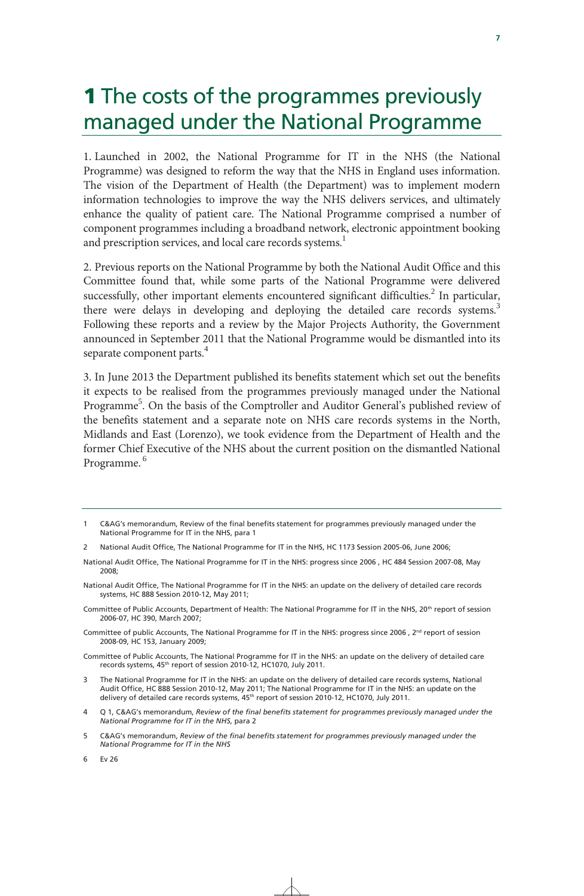# 1 The costs of the programmes previously managed under the National Programme

1. Launched in 2002, the National Programme for IT in the NHS (the National Programme) was designed to reform the way that the NHS in England uses information. The vision of the Department of Health (the Department) was to implement modern information technologies to improve the way the NHS delivers services, and ultimately enhance the quality of patient care. The National Programme comprised a number of component programmes including a broadband network, electronic appointment booking and prescription services, and local care records systems.[1]

2. Previous reports on the National Programme by both the National Audit Office and this Committee found that, while some parts of the National Programme were delivered successfully, other important elements encountered significant difficulties.[2] In particular, there were delays in developing and deploying the detailed care records systems.[3] Following these reports and a review by the Major Projects Authority, the Government announced in September 2011 that the National Programme would be dismantled into its separate component parts.[4]

3. In June 2013 the Department published its benefits statement which set out the benefits it expects to be realised from the programmes previously managed under the National Programme[5]. On the basis of the Comptroller and Auditor General's published review of the benefits statement and a separate note on NHS care records systems in the North, Midlands and East (Lorenzo), we took evidence from the Department of Health and the former Chief Executive of the NHS about the current position on the dismantled National Programme. [6]

---

1 C&AG's memorandum, Review of the final benefits statement for programmes previously managed under the National Programme for IT in the NHS, para 1

2 National Audit Office, The National Programme for IT in the NHS, HC 1173 Session 2005-06, June 2006;

National Audit Office, The National Programme for IT in the NHS: progress since 2006 , HC 484 Session 2007-08, May 2008;

National Audit Office, The National Programme for IT in the NHS: an update on the delivery of detailed care records systems, HC 888 Session 2010-12, May 2011;

Committee of Public Accounts, Department of Health: The National Programme for IT in the NHS, 20th report of session 2006-07, HC 390, March 2007;

Committee of public Accounts, The National Programme for IT in the NHS: progress since 2006 , 2nd report of session 2008-09, HC 153, January 2009;

Committee of Public Accounts, The National Programme for IT in the NHS: an update on the delivery of detailed care records systems, 45th report of session 2010-12, HC1070, July 2011.

3 The National Programme for IT in the NHS: an update on the delivery of detailed care records systems, National Audit Office, HC 888 Session 2010-12, May 2011; The National Programme for IT in the NHS: an update on the delivery of detailed care records systems, 45th report of session 2010-12, HC1070, July 2011.

4 Q 1, C&AG's memorandum, *Review of the final benefits statement for programmes previously managed under the National Programme for IT in the NHS*, para 2

5 C&AG's memorandum, *Review of the final benefits statement for programmes previously managed under the National Programme for IT in the NHS*

6 Ev 26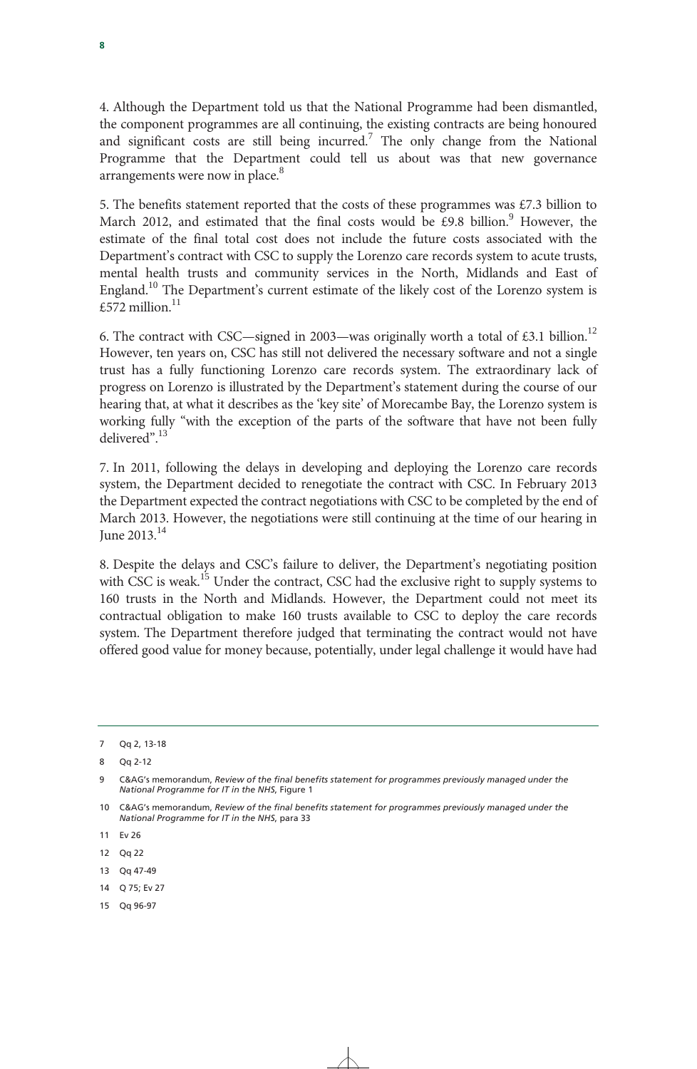4. Although the Department told us that the National Programme had been dismantled, the component programmes are all continuing, the existing contracts are being honoured and significant costs are still being incurred.[7] The only change from the National Programme that the Department could tell us about was that new governance arrangements were now in place.[8]

5. The benefits statement reported that the costs of these programmes was £7.3 billion to March 2012, and estimated that the final costs would be £9.8 billion.[9] However, the estimate of the final total cost does not include the future costs associated with the Department's contract with CSC to supply the Lorenzo care records system to acute trusts, mental health trusts and community services in the North, Midlands and East of England.[10] The Department's current estimate of the likely cost of the Lorenzo system is £572 million.[11]

6. The contract with CSC—signed in 2003—was originally worth a total of £3.1 billion.[12] However, ten years on, CSC has still not delivered the necessary software and not a single trust has a fully functioning Lorenzo care records system. The extraordinary lack of progress on Lorenzo is illustrated by the Department's statement during the course of our hearing that, at what it describes as the 'key site' of Morecambe Bay, the Lorenzo system is working fully "with the exception of the parts of the software that have not been fully delivered".[13]

7. In 2011, following the delays in developing and deploying the Lorenzo care records system, the Department decided to renegotiate the contract with CSC. In February 2013 the Department expected the contract negotiations with CSC to be completed by the end of March 2013. However, the negotiations were still continuing at the time of our hearing in June 2013.[14]

8. Despite the delays and CSC's failure to deliver, the Department's negotiating position with CSC is weak.[15] Under the contract, CSC had the exclusive right to supply systems to 160 trusts in the North and Midlands. However, the Department could not meet its contractual obligation to make 160 trusts available to CSC to deploy the care records system. The Department therefore judged that terminating the contract would not have offered good value for money because, potentially, under legal challenge it would have had

---

7 Qq 2, 13-18

8 Qq 2-12

9 C&AG's memorandum, *Review of the final benefits statement for programmes previously managed under the National Programme for IT in the NHS*, Figure 1

10 C&AG's memorandum, *Review of the final benefits statement for programmes previously managed under the National Programme for IT in the NHS*, para 33

11 Ev 26

12 Qq 22

13 Qq 47-49

14 Q 75; Ev 27

15 Qq 96-97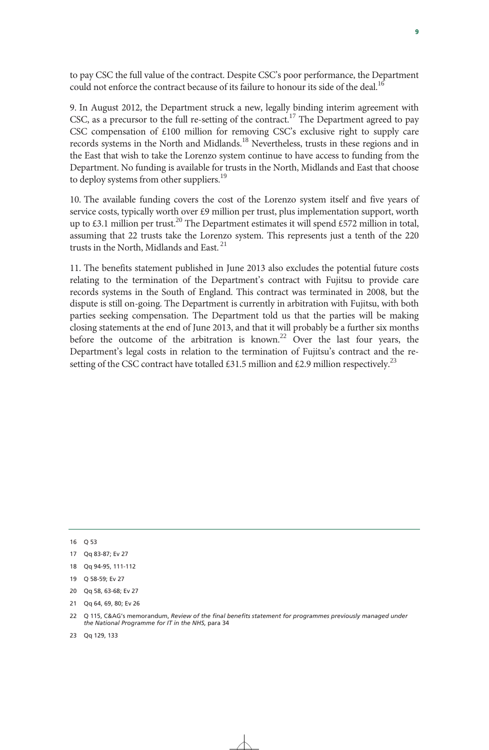to pay CSC the full value of the contract. Despite CSC's poor performance, the Department could not enforce the contract because of its failure to honour its side of the deal.[16]

9. In August 2012, the Department struck a new, legally binding interim agreement with CSC, as a precursor to the full re-setting of the contract.[17] The Department agreed to pay CSC compensation of £100 million for removing CSC's exclusive right to supply care records systems in the North and Midlands.[18] Nevertheless, trusts in these regions and in the East that wish to take the Lorenzo system continue to have access to funding from the Department. No funding is available for trusts in the North, Midlands and East that choose to deploy systems from other suppliers.[19]

10. The available funding covers the cost of the Lorenzo system itself and five years of service costs, typically worth over £9 million per trust, plus implementation support, worth up to £3.1 million per trust.[20] The Department estimates it will spend £572 million in total, assuming that 22 trusts take the Lorenzo system. This represents just a tenth of the 220 trusts in the North, Midlands and East.[21]

11. The benefits statement published in June 2013 also excludes the potential future costs relating to the termination of the Department's contract with Fujitsu to provide care records systems in the South of England. This contract was terminated in 2008, but the dispute is still on-going. The Department is currently in arbitration with Fujitsu, with both parties seeking compensation. The Department told us that the parties will be making closing statements at the end of June 2013, and that it will probably be a further six months before the outcome of the arbitration is known.[22] Over the last four years, the Department's legal costs in relation to the termination of Fujitsu's contract and the re-setting of the CSC contract have totalled £31.5 million and £2.9 million respectively.[23]

---

16 Q 53

17 Qq 83-87; Ev 27

18 Qq 94-95, 111-112

19 Q 58-59; Ev 27

20 Qq 58, 63-68; Ev 27

21 Qq 64, 69, 80; Ev 26

22 Q 115, C&AG's memorandum, *Review of the final benefits statement for programmes previously managed under the National Programme for IT in the NHS*, para 34

23 Qq 129, 133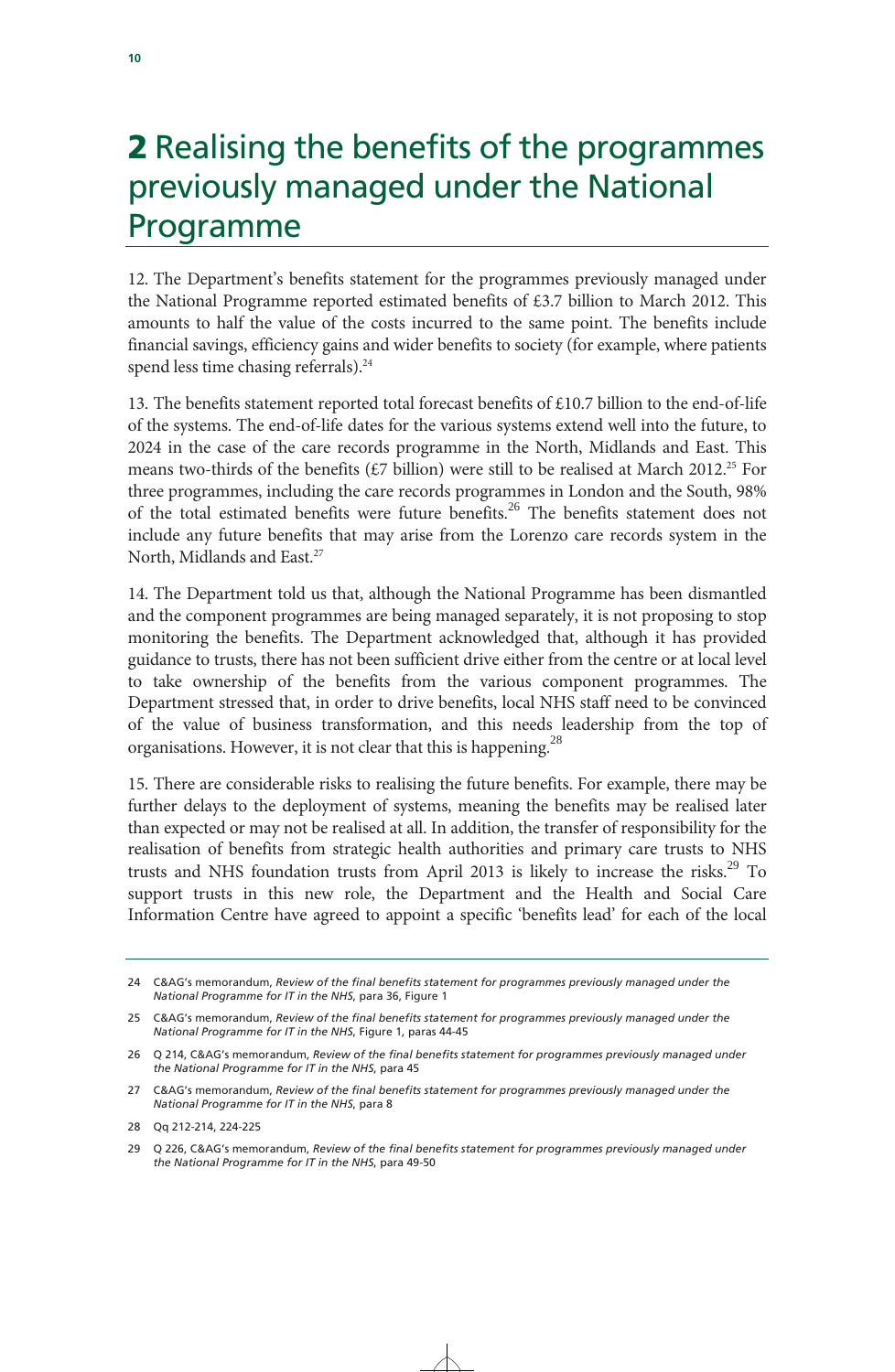# 2 Realising the benefits of the programmes previously managed under the National Programme

12. The Department's benefits statement for the programmes previously managed under the National Programme reported estimated benefits of £3.7 billion to March 2012. This amounts to half the value of the costs incurred to the same point. The benefits include financial savings, efficiency gains and wider benefits to society (for example, where patients spend less time chasing referrals).[24]

13. The benefits statement reported total forecast benefits of £10.7 billion to the end-of-life of the systems. The end-of-life dates for the various systems extend well into the future, to 2024 in the case of the care records programme in the North, Midlands and East. This means two-thirds of the benefits (£7 billion) were still to be realised at March 2012.[25] For three programmes, including the care records programmes in London and the South, 98% of the total estimated benefits were future benefits.[26] The benefits statement does not include any future benefits that may arise from the Lorenzo care records system in the North, Midlands and East.[27]

14. The Department told us that, although the National Programme has been dismantled and the component programmes are being managed separately, it is not proposing to stop monitoring the benefits. The Department acknowledged that, although it has provided guidance to trusts, there has not been sufficient drive either from the centre or at local level to take ownership of the benefits from the various component programmes. The Department stressed that, in order to drive benefits, local NHS staff need to be convinced of the value of business transformation, and this needs leadership from the top of organisations. However, it is not clear that this is happening.[28]

15. There are considerable risks to realising the future benefits. For example, there may be further delays to the deployment of systems, meaning the benefits may be realised later than expected or may not be realised at all. In addition, the transfer of responsibility for the realisation of benefits from strategic health authorities and primary care trusts to NHS trusts and NHS foundation trusts from April 2013 is likely to increase the risks.[29] To support trusts in this new role, the Department and the Health and Social Care Information Centre have agreed to appoint a specific 'benefits lead' for each of the local

---

24 C&AG's memorandum, *Review of the final benefits statement for programmes previously managed under the National Programme for IT in the NHS*, para 36, Figure 1

25 C&AG's memorandum, *Review of the final benefits statement for programmes previously managed under the National Programme for IT in the NHS*, Figure 1, paras 44-45

26 Q 214, C&AG's memorandum, *Review of the final benefits statement for programmes previously managed under the National Programme for IT in the NHS*, para 45

27 C&AG's memorandum, *Review of the final benefits statement for programmes previously managed under the National Programme for IT in the NHS*, para 8

28 Qq 212-214, 224-225

29 Q 226, C&AG's memorandum, *Review of the final benefits statement for programmes previously managed under the National Programme for IT in the NHS*, para 49-50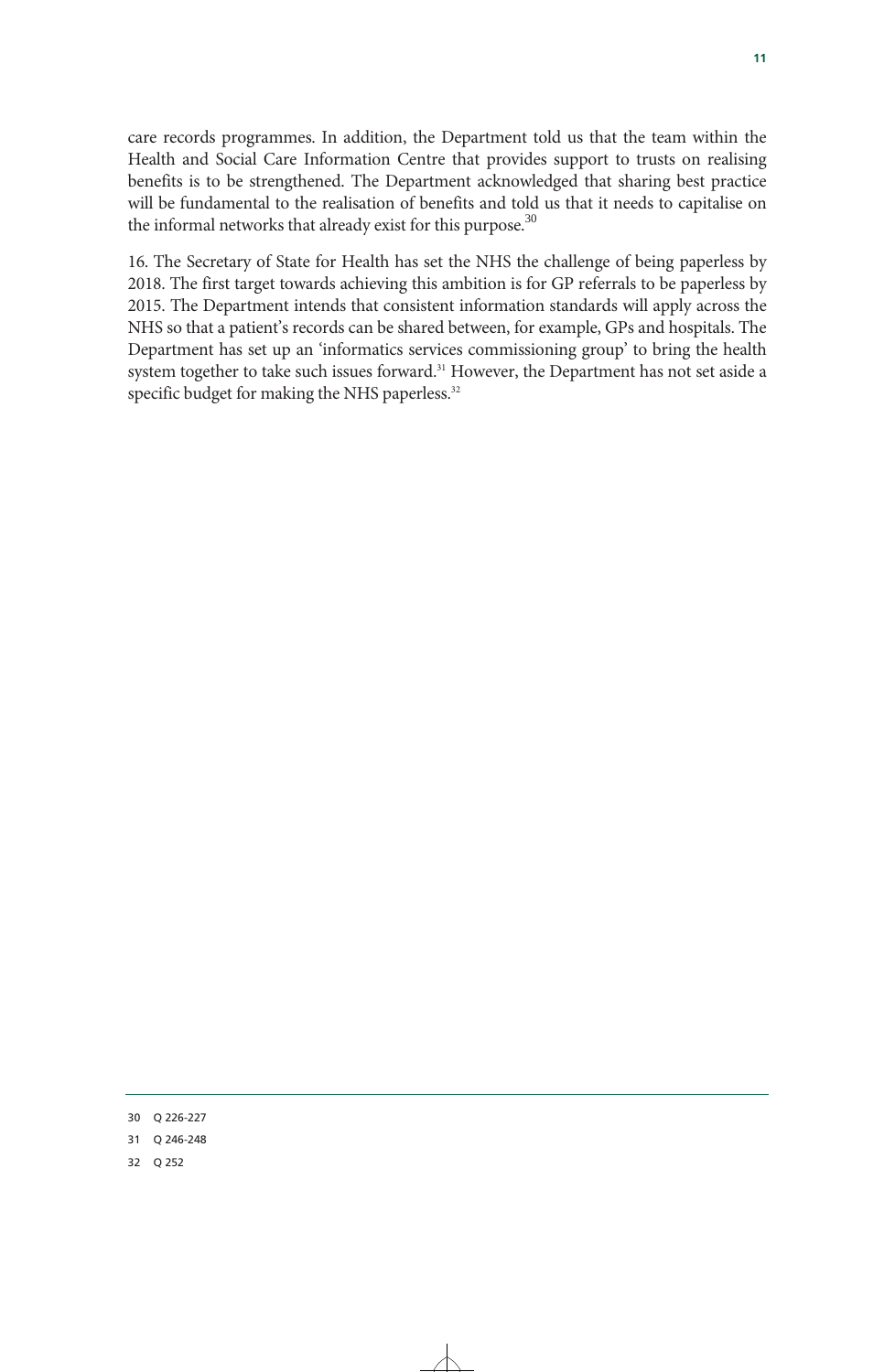care records programmes. In addition, the Department told us that the team within the Health and Social Care Information Centre that provides support to trusts on realising benefits is to be strengthened. The Department acknowledged that sharing best practice will be fundamental to the realisation of benefits and told us that it needs to capitalise on the informal networks that already exist for this purpose.[30]

16. The Secretary of State for Health has set the NHS the challenge of being paperless by 2018. The first target towards achieving this ambition is for GP referrals to be paperless by 2015. The Department intends that consistent information standards will apply across the NHS so that a patient's records can be shared between, for example, GPs and hospitals. The Department has set up an 'informatics services commissioning group' to bring the health system together to take such issues forward.[31] However, the Department has not set aside a specific budget for making the NHS paperless.[32]

---

30 Q 226-227

31 Q 246-248

32 Q 252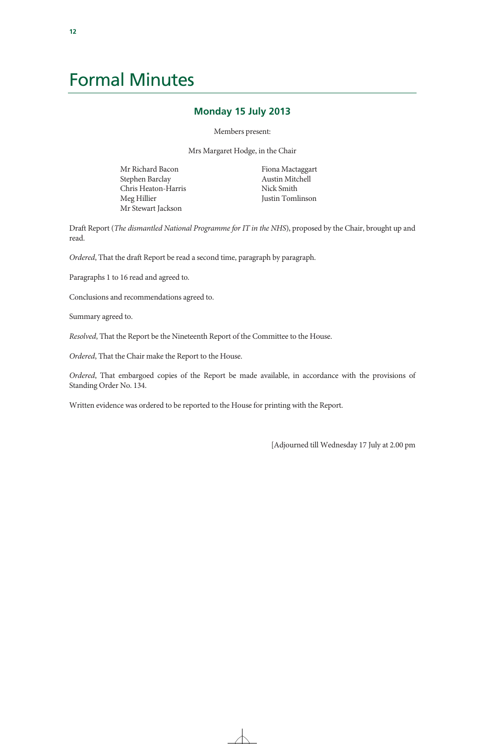# Formal Minutes

## Monday 15 July 2013

Members present:

Mrs Margaret Hodge, in the Chair

Mr Richard Bacon
Stephen Barclay
Chris Heaton-Harris
Meg Hillier
Mr Stewart Jackson
Fiona Mactaggart
Austin Mitchell
Nick Smith
Justin Tomlinson

Draft Report (*The dismantled National Programme for IT in the NHS*), proposed by the Chair, brought up and read.

*Ordered*, That the draft Report be read a second time, paragraph by paragraph.

Paragraphs 1 to 16 read and agreed to.

Conclusions and recommendations agreed to.

Summary agreed to.

*Resolved*, That the Report be the Nineteenth Report of the Committee to the House.

*Ordered*, That the Chair make the Report to the House.

*Ordered*, That embargoed copies of the Report be made available, in accordance with the provisions of Standing Order No. 134.

Written evidence was ordered to be reported to the House for printing with the Report.

[Adjourned till Wednesday 17 July at 2.00 pm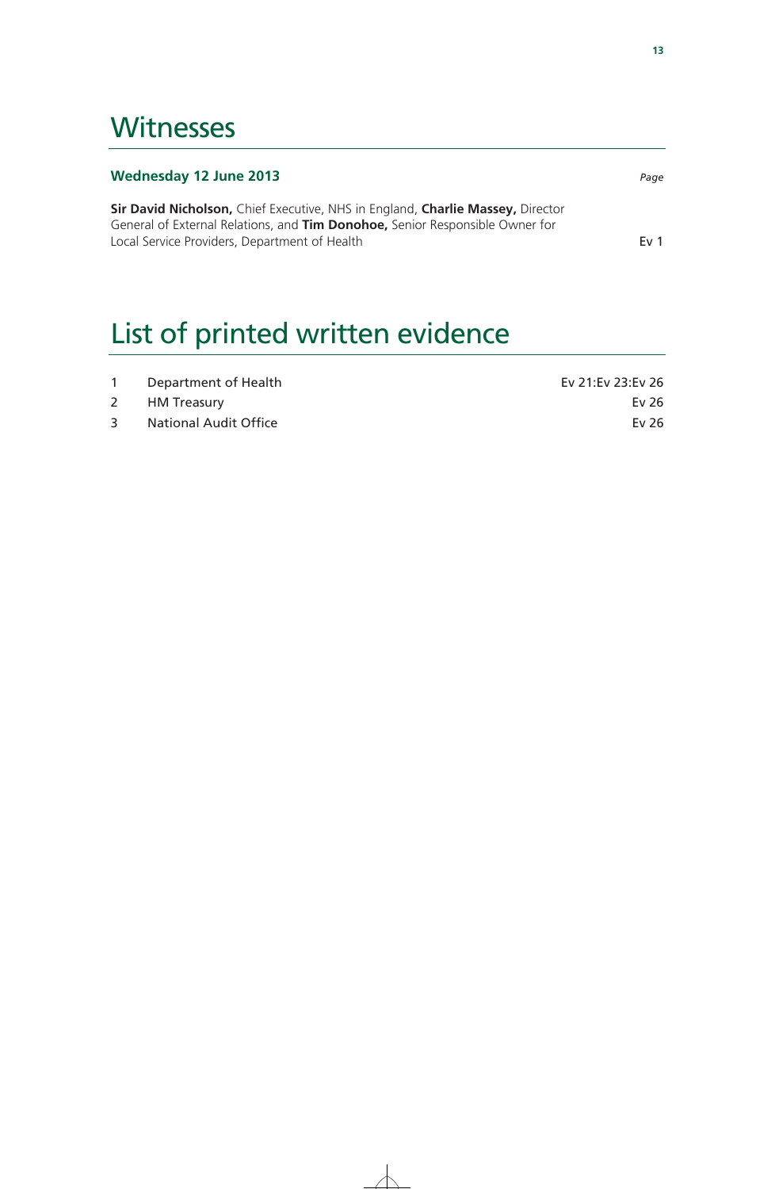# Witnesses

## Wednesday 12 June 2013

*Page*

**Sir David Nicholson,** Chief Executive, NHS in England, **Charlie Massey,** Director General of External Relations, and **Tim Donohoe,** Senior Responsible Owner for Local Service Providers, Department of Health — Ev 1

# List of printed written evidence

| | | |
|---|---|---|
| 1 | Department of Health | Ev 21:Ev 23:Ev 26 |
| 2 | HM Treasury | Ev 26 |
| 3 | National Audit Office | Ev 26 |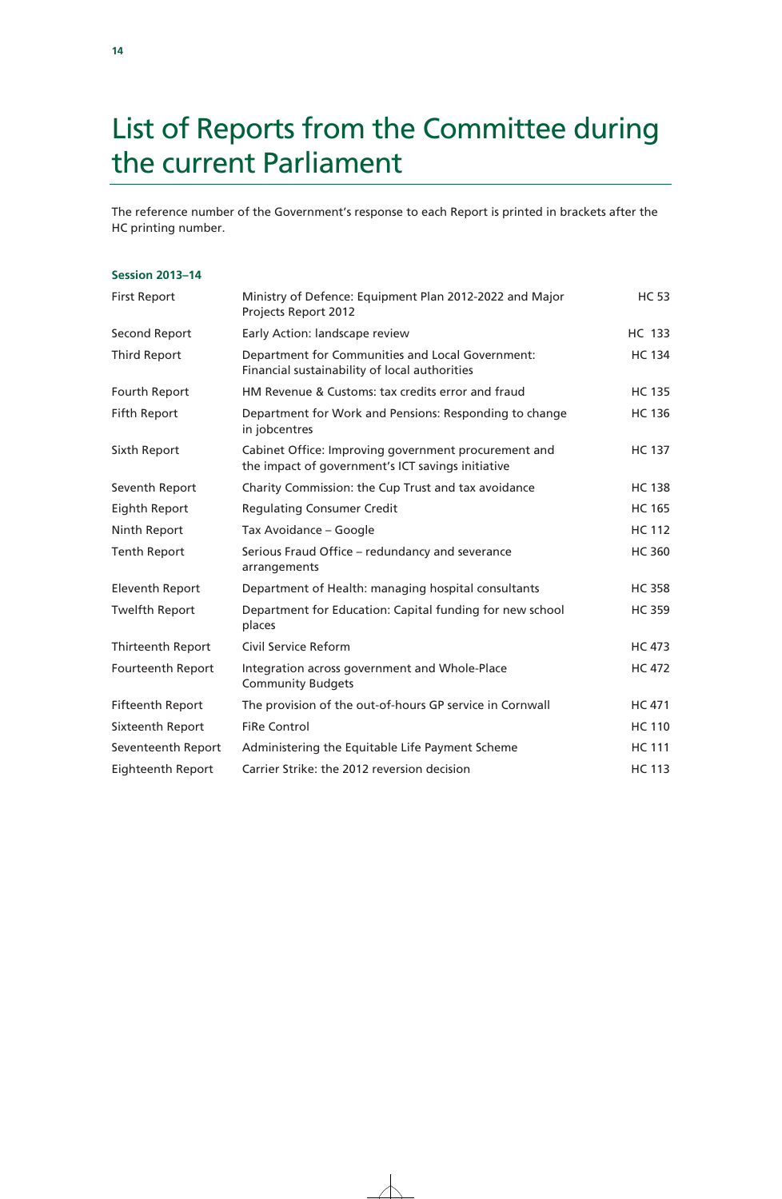# List of Reports from the Committee during the current Parliament

The reference number of the Government's response to each Report is printed in brackets after the HC printing number.

**Session 2013–14**

| | | |
|---|---|---|
| First Report | Ministry of Defence: Equipment Plan 2012-2022 and Major Projects Report 2012 | HC 53 |
| Second Report | Early Action: landscape review | HC 133 |
| Third Report | Department for Communities and Local Government: Financial sustainability of local authorities | HC 134 |
| Fourth Report | HM Revenue & Customs: tax credits error and fraud | HC 135 |
| Fifth Report | Department for Work and Pensions: Responding to change in jobcentres | HC 136 |
| Sixth Report | Cabinet Office: Improving government procurement and the impact of government's ICT savings initiative | HC 137 |
| Seventh Report | Charity Commission: the Cup Trust and tax avoidance | HC 138 |
| Eighth Report | Regulating Consumer Credit | HC 165 |
| Ninth Report | Tax Avoidance – Google | HC 112 |
| Tenth Report | Serious Fraud Office – redundancy and severance arrangements | HC 360 |
| Eleventh Report | Department of Health: managing hospital consultants | HC 358 |
| Twelfth Report | Department for Education: Capital funding for new school places | HC 359 |
| Thirteenth Report | Civil Service Reform | HC 473 |
| Fourteenth Report | Integration across government and Whole-Place Community Budgets | HC 472 |
| Fifteenth Report | The provision of the out-of-hours GP service in Cornwall | HC 471 |
| Sixteenth Report | FiRe Control | HC 110 |
| Seventeenth Report | Administering the Equitable Life Payment Scheme | HC 111 |
| Eighteenth Report | Carrier Strike: the 2012 reversion decision | HC 113 |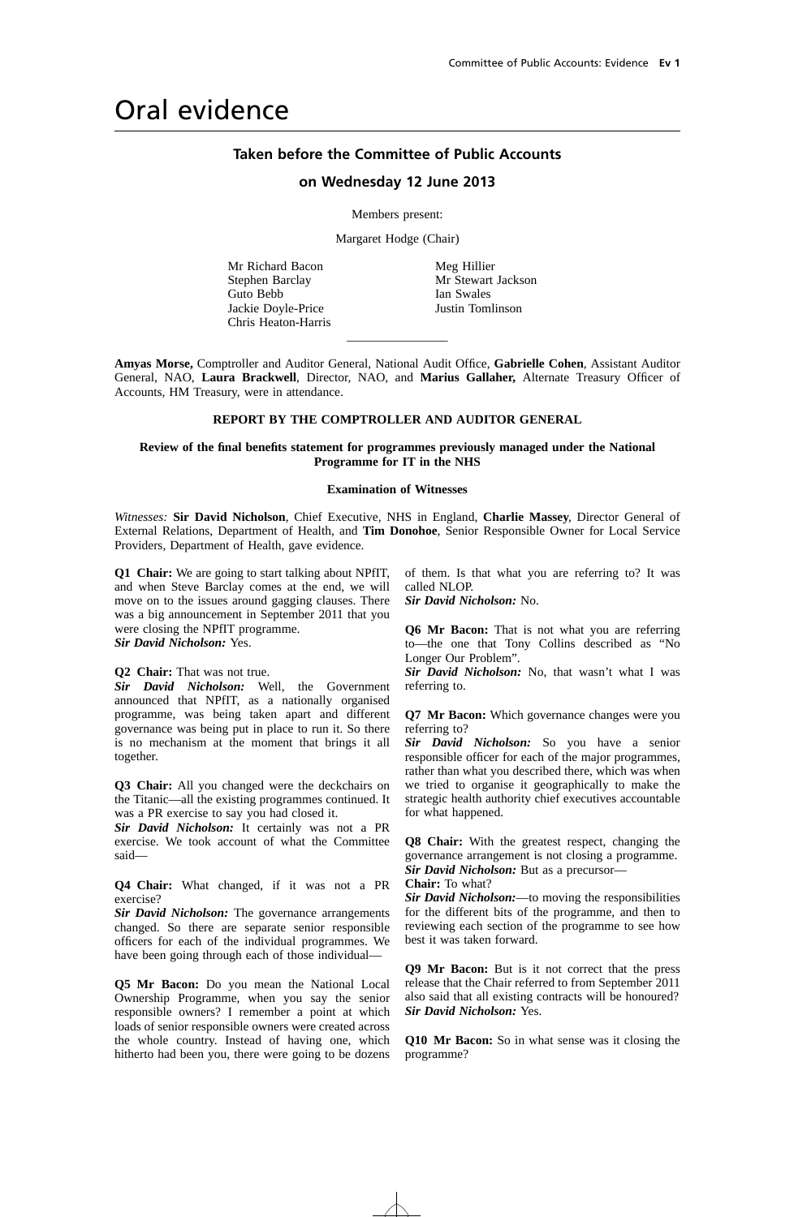# Oral evidence

## Taken before the Committee of Public Accounts

## on Wednesday 12 June 2013

Members present:

Margaret Hodge (Chair)

Mr Richard Bacon
Stephen Barclay
Guto Bebb
Jackie Doyle-Price
Chris Heaton-Harris
Meg Hillier
Mr Stewart Jackson
Ian Swales
Justin Tomlinson

---

**Amyas Morse,** Comptroller and Auditor General, National Audit Office, **Gabrielle Cohen**, Assistant Auditor General, NAO, **Laura Brackwell**, Director, NAO, and **Marius Gallaher,** Alternate Treasury Officer of Accounts, HM Treasury, were in attendance.

**REPORT BY THE COMPTROLLER AND AUDITOR GENERAL**

**Review of the final benefits statement for programmes previously managed under the National Programme for IT in the NHS**

**Examination of Witnesses**

*Witnesses:* **Sir David Nicholson**, Chief Executive, NHS in England, **Charlie Massey**, Director General of External Relations, Department of Health, and **Tim Donohoe**, Senior Responsible Owner for Local Service Providers, Department of Health, gave evidence.

**Q1 Chair:** We are going to start talking about NPfIT, and when Steve Barclay comes at the end, we will move on to the issues around gagging clauses. There was a big announcement in September 2011 that you were closing the NPfIT programme.
***Sir David Nicholson:*** Yes.

**Q2 Chair:** That was not true.
***Sir David Nicholson:*** Well, the Government announced that NPfIT, as a nationally organised programme, was being taken apart and different governance was being put in place to run it. So there is no mechanism at the moment that brings it all together.

**Q3 Chair:** All you changed were the deckchairs on the Titanic—all the existing programmes continued. It was a PR exercise to say you had closed it.
***Sir David Nicholson:*** It certainly was not a PR exercise. We took account of what the Committee said—

**Q4 Chair:** What changed, if it was not a PR exercise?
***Sir David Nicholson:*** The governance arrangements changed. So there are separate senior responsible officers for each of the individual programmes. We have been going through each of those individual—

**Q5 Mr Bacon:** Do you mean the National Local Ownership Programme, when you say the senior responsible owners? I remember a point at which loads of senior responsible owners were created across the whole country. Instead of having one, which hitherto had been you, there were going to be dozens of them. Is that what you are referring to? It was called NLOP.
***Sir David Nicholson:*** No.

**Q6 Mr Bacon:** That is not what you are referring to—the one that Tony Collins described as "No Longer Our Problem".
***Sir David Nicholson:*** No, that wasn't what I was referring to.

**Q7 Mr Bacon:** Which governance changes were you referring to?
***Sir David Nicholson:*** So you have a senior responsible officer for each of the major programmes, rather than what you described there, which was when we tried to organise it geographically to make the strategic health authority chief executives accountable for what happened.

**Q8 Chair:** With the greatest respect, changing the governance arrangement is not closing a programme.
***Sir David Nicholson:*** But as a precursor—
**Chair:** To what?
***Sir David Nicholson:***—to moving the responsibilities for the different bits of the programme, and then to reviewing each section of the programme to see how best it was taken forward.

**Q9 Mr Bacon:** But is it not correct that the press release that the Chair referred to from September 2011 also said that all existing contracts will be honoured?
***Sir David Nicholson:*** Yes.

**Q10 Mr Bacon:** So in what sense was it closing the programme?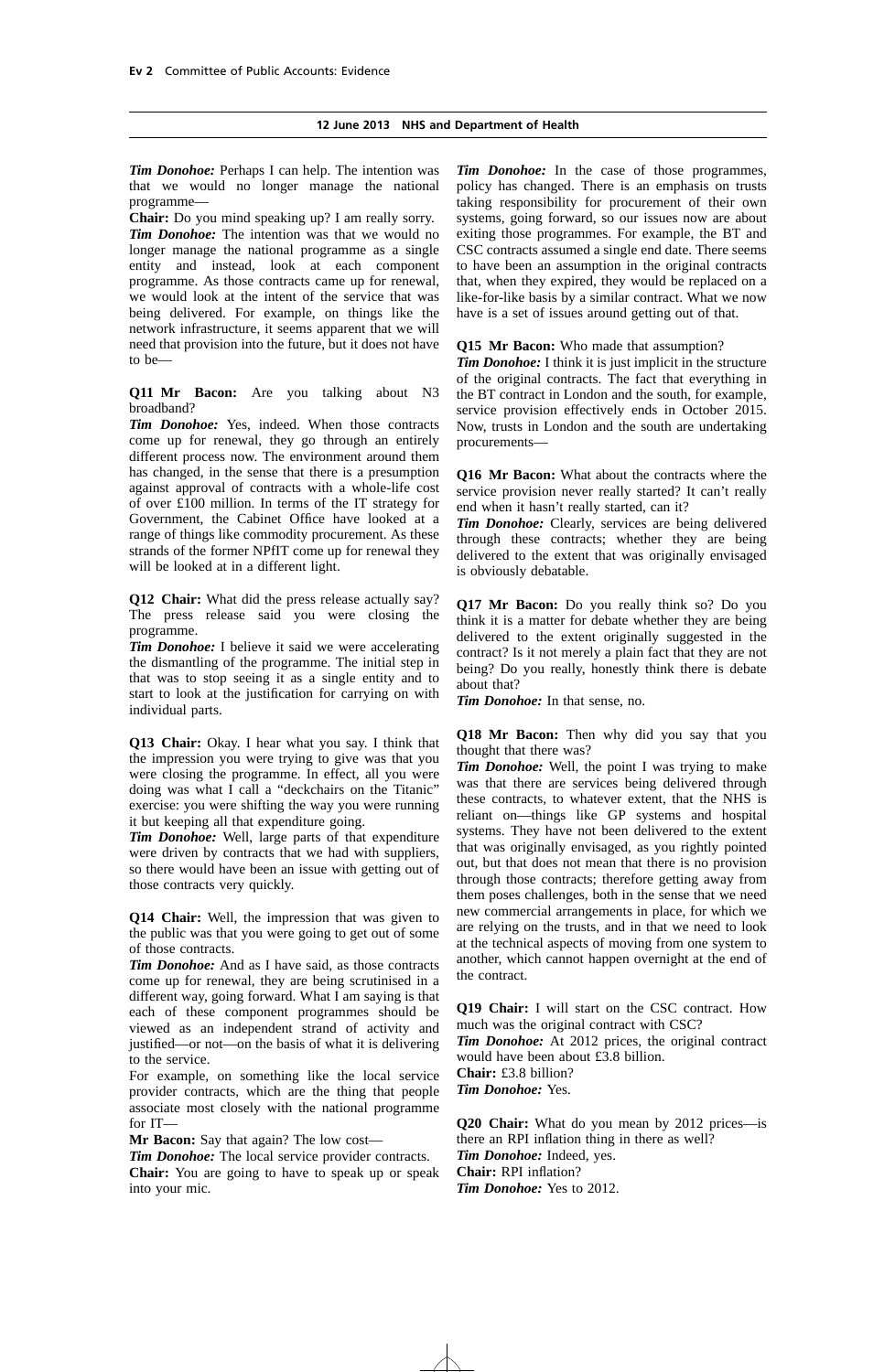*Tim Donohoe:* Perhaps I can help. The intention was that we would no longer manage the national programme—

**Chair:** Do you mind speaking up? I am really sorry.

*Tim Donohoe:* The intention was that we would no longer manage the national programme as a single entity and instead, look at each component programme. As those contracts came up for renewal, we would look at the intent of the service that was being delivered. For example, on things like the network infrastructure, it seems apparent that we will need that provision into the future, but it does not have to be—

**Q11 Mr Bacon:** Are you talking about N3 broadband?

*Tim Donohoe:* Yes, indeed. When those contracts come up for renewal, they go through an entirely different process now. The environment around them has changed, in the sense that there is a presumption against approval of contracts with a whole-life cost of over £100 million. In terms of the IT strategy for Government, the Cabinet Office have looked at a range of things like commodity procurement. As these strands of the former NPfIT come up for renewal they will be looked at in a different light.

**Q12 Chair:** What did the press release actually say? The press release said you were closing the programme.

*Tim Donohoe:* I believe it said we were accelerating the dismantling of the programme. The initial step in that was to stop seeing it as a single entity and to start to look at the justification for carrying on with individual parts.

**Q13 Chair:** Okay. I hear what you say. I think that the impression you were trying to give was that you were closing the programme. In effect, all you were doing was what I call a "deckchairs on the Titanic" exercise: you were shifting the way you were running it but keeping all that expenditure going.

*Tim Donohoe:* Well, large parts of that expenditure were driven by contracts that we had with suppliers, so there would have been an issue with getting out of those contracts very quickly.

**Q14 Chair:** Well, the impression that was given to the public was that you were going to get out of some of those contracts.

*Tim Donohoe:* And as I have said, as those contracts come up for renewal, they are being scrutinised in a different way, going forward. What I am saying is that each of these component programmes should be viewed as an independent strand of activity and justified—or not—on the basis of what it is delivering to the service.

For example, on something like the local service provider contracts, which are the thing that people associate most closely with the national programme for IT—

**Mr Bacon:** Say that again? The low cost—

*Tim Donohoe:* The local service provider contracts.

**Chair:** You are going to have to speak up or speak into your mic.

*Tim Donohoe:* In the case of those programmes, policy has changed. There is an emphasis on trusts taking responsibility for procurement of their own systems, going forward, so our issues now are about exiting those programmes. For example, the BT and CSC contracts assumed a single end date. There seems to have been an assumption in the original contracts that, when they expired, they would be replaced on a like-for-like basis by a similar contract. What we now have is a set of issues around getting out of that.

**Q15 Mr Bacon:** Who made that assumption?

*Tim Donohoe:* I think it is just implicit in the structure of the original contracts. The fact that everything in the BT contract in London and the south, for example, service provision effectively ends in October 2015. Now, trusts in London and the south are undertaking procurements—

**Q16 Mr Bacon:** What about the contracts where the service provision never really started? It can't really end when it hasn't really started, can it?

*Tim Donohoe:* Clearly, services are being delivered through these contracts; whether they are being delivered to the extent that was originally envisaged is obviously debatable.

**Q17 Mr Bacon:** Do you really think so? Do you think it is a matter for debate whether they are being delivered to the extent originally suggested in the contract? Is it not merely a plain fact that they are not being? Do you really, honestly think there is debate about that?

*Tim Donohoe:* In that sense, no.

**Q18 Mr Bacon:** Then why did you say that you thought that there was?

*Tim Donohoe:* Well, the point I was trying to make was that there are services being delivered through these contracts, to whatever extent, that the NHS is reliant on—things like GP systems and hospital systems. They have not been delivered to the extent that was originally envisaged, as you rightly pointed out, but that does not mean that there is no provision through those contracts; therefore getting away from them poses challenges, both in the sense that we need new commercial arrangements in place, for which we are relying on the trusts, and in that we need to look at the technical aspects of moving from one system to another, which cannot happen overnight at the end of the contract.

**Q19 Chair:** I will start on the CSC contract. How much was the original contract with CSC?

*Tim Donohoe:* At 2012 prices, the original contract would have been about £3.8 billion.

**Chair:** £3.8 billion?

*Tim Donohoe:* Yes.

**Q20 Chair:** What do you mean by 2012 prices—is there an RPI inflation thing in there as well?

*Tim Donohoe:* Indeed, yes.

**Chair:** RPI inflation?

*Tim Donohoe:* Yes to 2012.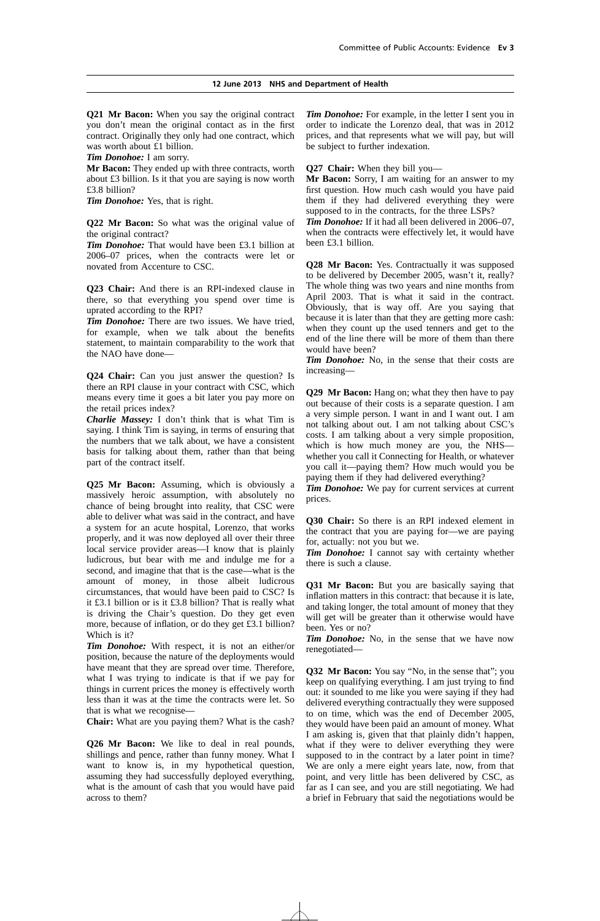**Q21 Mr Bacon:** When you say the original contract you don't mean the original contact as in the first contract. Originally they only had one contract, which was worth about £1 billion.

***Tim Donohoe:*** I am sorry.

**Mr Bacon:** They ended up with three contracts, worth about £3 billion. Is it that you are saying is now worth £3.8 billion?

***Tim Donohoe:*** Yes, that is right.

**Q22 Mr Bacon:** So what was the original value of the original contract?

***Tim Donohoe:*** That would have been £3.1 billion at 2006–07 prices, when the contracts were let or novated from Accenture to CSC.

**Q23 Chair:** And there is an RPI-indexed clause in there, so that everything you spend over time is uprated according to the RPI?

***Tim Donohoe:*** There are two issues. We have tried, for example, when we talk about the benefits statement, to maintain comparability to the work that the NAO have done—

**Q24 Chair:** Can you just answer the question? Is there an RPI clause in your contract with CSC, which means every time it goes a bit later you pay more on the retail prices index?

***Charlie Massey:*** I don't think that is what Tim is saying. I think Tim is saying, in terms of ensuring that the numbers that we talk about, we have a consistent basis for talking about them, rather than that being part of the contract itself.

**Q25 Mr Bacon:** Assuming, which is obviously a massively heroic assumption, with absolutely no chance of being brought into reality, that CSC were able to deliver what was said in the contract, and have a system for an acute hospital, Lorenzo, that works properly, and it was now deployed all over their three local service provider areas—I know that is plainly ludicrous, but bear with me and indulge me for a second, and imagine that that is the case—what is the amount of money, in those albeit ludicrous circumstances, that would have been paid to CSC? Is it £3.1 billion or is it £3.8 billion? That is really what is driving the Chair's question. Do they get even more, because of inflation, or do they get £3.1 billion? Which is it?

***Tim Donohoe:*** With respect, it is not an either/or position, because the nature of the deployments would have meant that they are spread over time. Therefore, what I was trying to indicate is that if we pay for things in current prices the money is effectively worth less than it was at the time the contracts were let. So that is what we recognise—

**Chair:** What are you paying them? What is the cash?

**Q26 Mr Bacon:** We like to deal in real pounds, shillings and pence, rather than funny money. What I want to know is, in my hypothetical question, assuming they had successfully deployed everything, what is the amount of cash that you would have paid across to them?

***Tim Donohoe:*** For example, in the letter I sent you in order to indicate the Lorenzo deal, that was in 2012 prices, and that represents what we will pay, but will be subject to further indexation.

**Q27 Chair:** When they bill you—

**Mr Bacon:** Sorry, I am waiting for an answer to my first question. How much cash would you have paid them if they had delivered everything they were supposed to in the contracts, for the three LSPs?

***Tim Donohoe:*** If it had all been delivered in 2006–07, when the contracts were effectively let, it would have been £3.1 billion.

**Q28 Mr Bacon:** Yes. Contractually it was supposed to be delivered by December 2005, wasn't it, really? The whole thing was two years and nine months from April 2003. That is what it said in the contract. Obviously, that is way off. Are you saying that because it is later than that they are getting more cash: when they count up the used tenners and get to the end of the line there will be more of them than there would have been?

***Tim Donohoe:*** No, in the sense that their costs are increasing—

**Q29 Mr Bacon:** Hang on; what they then have to pay out because of their costs is a separate question. I am a very simple person. I want in and I want out. I am not talking about out. I am not talking about CSC's costs. I am talking about a very simple proposition, which is how much money are you, the NHS—whether you call it Connecting for Health, or whatever you call it—paying them? How much would you be paying them if they had delivered everything?

***Tim Donohoe:*** We pay for current services at current prices.

**Q30 Chair:** So there is an RPI indexed element in the contract that you are paying for—we are paying for, actually: not you but we.

***Tim Donohoe:*** I cannot say with certainty whether there is such a clause.

**Q31 Mr Bacon:** But you are basically saying that inflation matters in this contract: that because it is late, and taking longer, the total amount of money that they will get will be greater than it otherwise would have been. Yes or no?

***Tim Donohoe:*** No, in the sense that we have now renegotiated—

**Q32 Mr Bacon:** You say "No, in the sense that"; you keep on qualifying everything. I am just trying to find out: it sounded to me like you were saying if they had delivered everything contractually they were supposed to on time, which was the end of December 2005, they would have been paid an amount of money. What I am asking is, given that that plainly didn't happen, what if they were to deliver everything they were supposed to in the contract by a later point in time? We are only a mere eight years late, now, from that point, and very little has been delivered by CSC, as far as I can see, and you are still negotiating. We had a brief in February that said the negotiations would be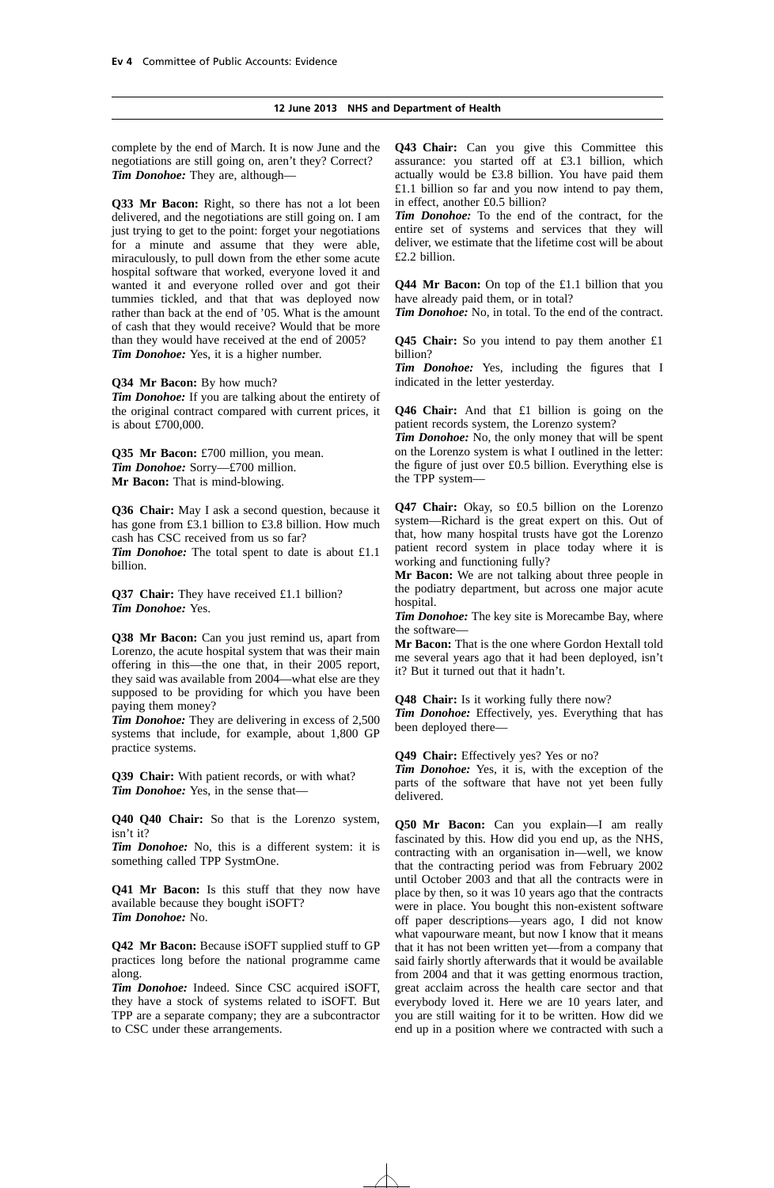complete by the end of March. It is now June and the negotiations are still going on, aren't they? Correct?
***Tim Donohoe:*** They are, although—

**Q33 Mr Bacon:** Right, so there has not a lot been delivered, and the negotiations are still going on. I am just trying to get to the point: forget your negotiations for a minute and assume that they were able, miraculously, to pull down from the ether some acute hospital software that worked, everyone loved it and wanted it and everyone rolled over and got their tummies tickled, and that that was deployed now rather than back at the end of '05. What is the amount of cash that they would receive? Would that be more than they would have received at the end of 2005?
***Tim Donohoe:*** Yes, it is a higher number.

**Q34 Mr Bacon:** By how much?
***Tim Donohoe:*** If you are talking about the entirety of the original contract compared with current prices, it is about £700,000.

**Q35 Mr Bacon:** £700 million, you mean.
***Tim Donohoe:*** Sorry—£700 million.
**Mr Bacon:** That is mind-blowing.

**Q36 Chair:** May I ask a second question, because it has gone from £3.1 billion to £3.8 billion. How much cash has CSC received from us so far?
***Tim Donohoe:*** The total spent to date is about £1.1 billion.

**Q37 Chair:** They have received £1.1 billion?
***Tim Donohoe:*** Yes.

**Q38 Mr Bacon:** Can you just remind us, apart from Lorenzo, the acute hospital system that was their main offering in this—the one that, in their 2005 report, they said was available from 2004—what else are they supposed to be providing for which you have been paying them money?
***Tim Donohoe:*** They are delivering in excess of 2,500 systems that include, for example, about 1,800 GP practice systems.

**Q39 Chair:** With patient records, or with what?
***Tim Donohoe:*** Yes, in the sense that—

**Q40 Q40 Chair:** So that is the Lorenzo system, isn't it?
***Tim Donohoe:*** No, this is a different system: it is something called TPP SystmOne.

**Q41 Mr Bacon:** Is this stuff that they now have available because they bought iSOFT?
***Tim Donohoe:*** No.

**Q42 Mr Bacon:** Because iSOFT supplied stuff to GP practices long before the national programme came along.
***Tim Donohoe:*** Indeed. Since CSC acquired iSOFT, they have a stock of systems related to iSOFT. But TPP are a separate company; they are a subcontractor to CSC under these arrangements.

**Q43 Chair:** Can you give this Committee this assurance: you started off at £3.1 billion, which actually would be £3.8 billion. You have paid them £1.1 billion so far and you now intend to pay them, in effect, another £0.5 billion?
***Tim Donohoe:*** To the end of the contract, for the entire set of systems and services that they will deliver, we estimate that the lifetime cost will be about £2.2 billion.

**Q44 Mr Bacon:** On top of the £1.1 billion that you have already paid them, or in total?
***Tim Donohoe:*** No, in total. To the end of the contract.

**Q45 Chair:** So you intend to pay them another £1 billion?
***Tim Donohoe:*** Yes, including the figures that I indicated in the letter yesterday.

**Q46 Chair:** And that £1 billion is going on the patient records system, the Lorenzo system?
***Tim Donohoe:*** No, the only money that will be spent on the Lorenzo system is what I outlined in the letter: the figure of just over £0.5 billion. Everything else is the TPP system—

**Q47 Chair:** Okay, so £0.5 billion on the Lorenzo system—Richard is the great expert on this. Out of that, how many hospital trusts have got the Lorenzo patient record system in place today where it is working and functioning fully?
**Mr Bacon:** We are not talking about three people in the podiatry department, but across one major acute hospital.
***Tim Donohoe:*** The key site is Morecambe Bay, where the software—
**Mr Bacon:** That is the one where Gordon Hextall told me several years ago that it had been deployed, isn't it? But it turned out that it hadn't.

**Q48 Chair:** Is it working fully there now?
***Tim Donohoe:*** Effectively, yes. Everything that has been deployed there—

**Q49 Chair:** Effectively yes? Yes or no?
***Tim Donohoe:*** Yes, it is, with the exception of the parts of the software that have not yet been fully delivered.

**Q50 Mr Bacon:** Can you explain—I am really fascinated by this. How did you end up, as the NHS, contracting with an organisation in—well, we know that the contracting period was from February 2002 until October 2003 and that all the contracts were in place by then, so it was 10 years ago that the contracts were in place. You bought this non-existent software off paper descriptions—years ago, I did not know what vapourware meant, but now I know that it means that it has not been written yet—from a company that said fairly shortly afterwards that it would be available from 2004 and that it was getting enormous traction, great acclaim across the health care sector and that everybody loved it. Here we are 10 years later, and you are still waiting for it to be written. How did we end up in a position where we contracted with such a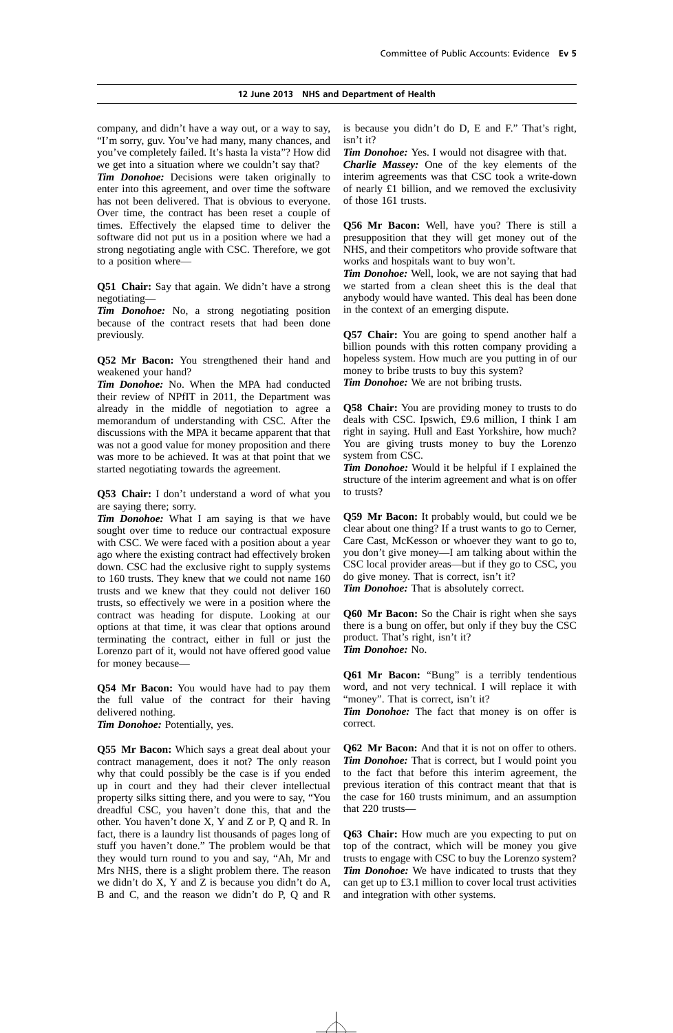company, and didn't have a way out, or a way to say, "I'm sorry, guv. You've had many, many chances, and you've completely failed. It's hasta la vista"? How did we get into a situation where we couldn't say that?

***Tim Donohoe:*** Decisions were taken originally to enter into this agreement, and over time the software has not been delivered. That is obvious to everyone. Over time, the contract has been reset a couple of times. Effectively the elapsed time to deliver the software did not put us in a position where we had a strong negotiating angle with CSC. Therefore, we got to a position where—

**Q51 Chair:** Say that again. We didn't have a strong negotiating—

***Tim Donohoe:*** No, a strong negotiating position because of the contract resets that had been done previously.

**Q52 Mr Bacon:** You strengthened their hand and weakened your hand?

***Tim Donohoe:*** No. When the MPA had conducted their review of NPfIT in 2011, the Department was already in the middle of negotiation to agree a memorandum of understanding with CSC. After the discussions with the MPA it became apparent that that was not a good value for money proposition and there was more to be achieved. It was at that point that we started negotiating towards the agreement.

**Q53 Chair:** I don't understand a word of what you are saying there; sorry.

***Tim Donohoe:*** What I am saying is that we have sought over time to reduce our contractual exposure with CSC. We were faced with a position about a year ago where the existing contract had effectively broken down. CSC had the exclusive right to supply systems to 160 trusts. They knew that we could not name 160 trusts and we knew that they could not deliver 160 trusts, so effectively we were in a position where the contract was heading for dispute. Looking at our options at that time, it was clear that options around terminating the contract, either in full or just the Lorenzo part of it, would not have offered good value for money because—

**Q54 Mr Bacon:** You would have had to pay them the full value of the contract for their having delivered nothing.

***Tim Donohoe:*** Potentially, yes.

**Q55 Mr Bacon:** Which says a great deal about your contract management, does it not? The only reason why that could possibly be the case is if you ended up in court and they had their clever intellectual property silks sitting there, and you were to say, "You dreadful CSC, you haven't done this, that and the other. You haven't done X, Y and Z or P, Q and R. In fact, there is a laundry list thousands of pages long of stuff you haven't done." The problem would be that they would turn round to you and say, "Ah, Mr and Mrs NHS, there is a slight problem there. The reason we didn't do X, Y and Z is because you didn't do A, B and C, and the reason we didn't do P, Q and R is because you didn't do D, E and F." That's right, isn't it?

***Tim Donohoe:*** Yes. I would not disagree with that.

***Charlie Massey:*** One of the key elements of the interim agreements was that CSC took a write-down of nearly £1 billion, and we removed the exclusivity of those 161 trusts.

**Q56 Mr Bacon:** Well, have you? There is still a presupposition that they will get money out of the NHS, and their competitors who provide software that works and hospitals want to buy won't.

***Tim Donohoe:*** Well, look, we are not saying that had we started from a clean sheet this is the deal that anybody would have wanted. This deal has been done in the context of an emerging dispute.

**Q57 Chair:** You are going to spend another half a billion pounds with this rotten company providing a hopeless system. How much are you putting in of our money to bribe trusts to buy this system?

***Tim Donohoe:*** We are not bribing trusts.

**Q58 Chair:** You are providing money to trusts to do deals with CSC. Ipswich, £9.6 million, I think I am right in saying. Hull and East Yorkshire, how much? You are giving trusts money to buy the Lorenzo system from CSC.

***Tim Donohoe:*** Would it be helpful if I explained the structure of the interim agreement and what is on offer to trusts?

**Q59 Mr Bacon:** It probably would, but could we be clear about one thing? If a trust wants to go to Cerner, Care Cast, McKesson or whoever they want to go to, you don't give money—I am talking about within the CSC local provider areas—but if they go to CSC, you do give money. That is correct, isn't it?

***Tim Donohoe:*** That is absolutely correct.

**Q60 Mr Bacon:** So the Chair is right when she says there is a bung on offer, but only if they buy the CSC product. That's right, isn't it?

***Tim Donohoe:*** No.

**Q61 Mr Bacon:** "Bung" is a terribly tendentious word, and not very technical. I will replace it with "money". That is correct, isn't it?

***Tim Donohoe:*** The fact that money is on offer is correct.

**Q62 Mr Bacon:** And that it is not on offer to others.

***Tim Donohoe:*** That is correct, but I would point you to the fact that before this interim agreement, the previous iteration of this contract meant that that is the case for 160 trusts minimum, and an assumption that 220 trusts—

**Q63 Chair:** How much are you expecting to put on top of the contract, which will be money you give trusts to engage with CSC to buy the Lorenzo system?

***Tim Donohoe:*** We have indicated to trusts that they can get up to £3.1 million to cover local trust activities and integration with other systems.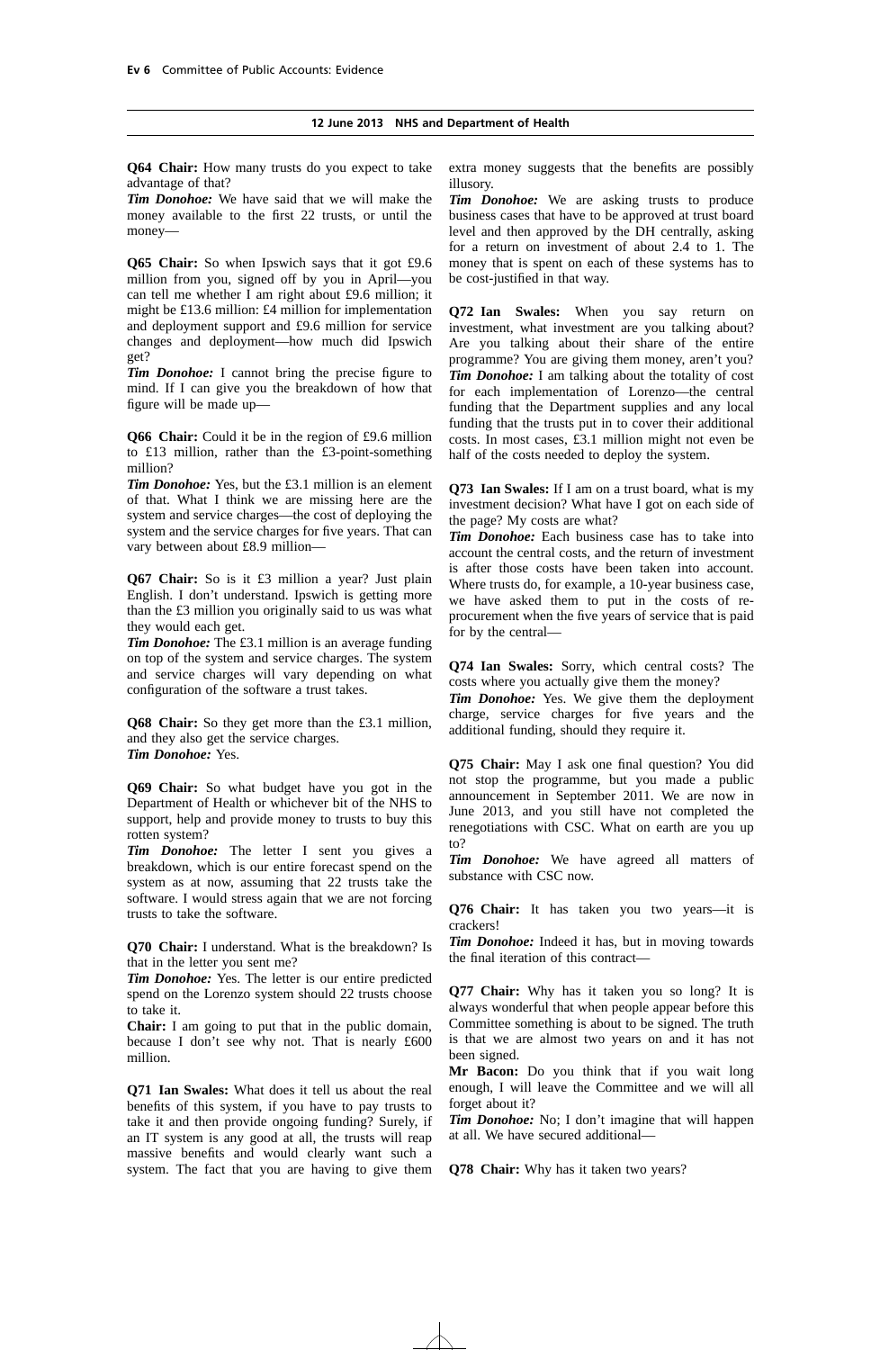**Q64 Chair:** How many trusts do you expect to take advantage of that?

***Tim Donohoe:*** We have said that we will make the money available to the first 22 trusts, or until the money—

**Q65 Chair:** So when Ipswich says that it got £9.6 million from you, signed off by you in April—you can tell me whether I am right about £9.6 million; it might be £13.6 million: £4 million for implementation and deployment support and £9.6 million for service changes and deployment—how much did Ipswich get?

***Tim Donohoe:*** I cannot bring the precise figure to mind. If I can give you the breakdown of how that figure will be made up—

**Q66 Chair:** Could it be in the region of £9.6 million to £13 million, rather than the £3-point-something million?

***Tim Donohoe:*** Yes, but the £3.1 million is an element of that. What I think we are missing here are the system and service charges—the cost of deploying the system and the service charges for five years. That can vary between about £8.9 million—

**Q67 Chair:** So is it £3 million a year? Just plain English. I don't understand. Ipswich is getting more than the £3 million you originally said to us was what they would each get.

***Tim Donohoe:*** The £3.1 million is an average funding on top of the system and service charges. The system and service charges will vary depending on what configuration of the software a trust takes.

**Q68 Chair:** So they get more than the £3.1 million, and they also get the service charges.

***Tim Donohoe:*** Yes.

**Q69 Chair:** So what budget have you got in the Department of Health or whichever bit of the NHS to support, help and provide money to trusts to buy this rotten system?

***Tim Donohoe:*** The letter I sent you gives a breakdown, which is our entire forecast spend on the system as at now, assuming that 22 trusts take the software. I would stress again that we are not forcing trusts to take the software.

**Q70 Chair:** I understand. What is the breakdown? Is that in the letter you sent me?

***Tim Donohoe:*** Yes. The letter is our entire predicted spend on the Lorenzo system should 22 trusts choose to take it.

**Chair:** I am going to put that in the public domain, because I don't see why not. That is nearly £600 million.

**Q71 Ian Swales:** What does it tell us about the real benefits of this system, if you have to pay trusts to take it and then provide ongoing funding? Surely, if an IT system is any good at all, the trusts will reap massive benefits and would clearly want such a system. The fact that you are having to give them extra money suggests that the benefits are possibly illusory.

***Tim Donohoe:*** We are asking trusts to produce business cases that have to be approved at trust board level and then approved by the DH centrally, asking for a return on investment of about 2.4 to 1. The money that is spent on each of these systems has to be cost-justified in that way.

**Q72 Ian Swales:** When you say return on investment, what investment are you talking about? Are you talking about their share of the entire programme? You are giving them money, aren't you?

***Tim Donohoe:*** I am talking about the totality of cost for each implementation of Lorenzo—the central funding that the Department supplies and any local funding that the trusts put in to cover their additional costs. In most cases, £3.1 million might not even be half of the costs needed to deploy the system.

**Q73 Ian Swales:** If I am on a trust board, what is my investment decision? What have I got on each side of the page? My costs are what?

***Tim Donohoe:*** Each business case has to take into account the central costs, and the return of investment is after those costs have been taken into account. Where trusts do, for example, a 10-year business case, we have asked them to put in the costs of re-procurement when the five years of service that is paid for by the central—

**Q74 Ian Swales:** Sorry, which central costs? The costs where you actually give them the money?

***Tim Donohoe:*** Yes. We give them the deployment charge, service charges for five years and the additional funding, should they require it.

**Q75 Chair:** May I ask one final question? You did not stop the programme, but you made a public announcement in September 2011. We are now in June 2013, and you still have not completed the renegotiations with CSC. What on earth are you up to?

***Tim Donohoe:*** We have agreed all matters of substance with CSC now.

**Q76 Chair:** It has taken you two years—it is crackers!

***Tim Donohoe:*** Indeed it has, but in moving towards the final iteration of this contract—

**Q77 Chair:** Why has it taken you so long? It is always wonderful that when people appear before this Committee something is about to be signed. The truth is that we are almost two years on and it has not been signed.

**Mr Bacon:** Do you think that if you wait long enough, I will leave the Committee and we will all forget about it?

***Tim Donohoe:*** No; I don't imagine that will happen at all. We have secured additional—

**Q78 Chair:** Why has it taken two years?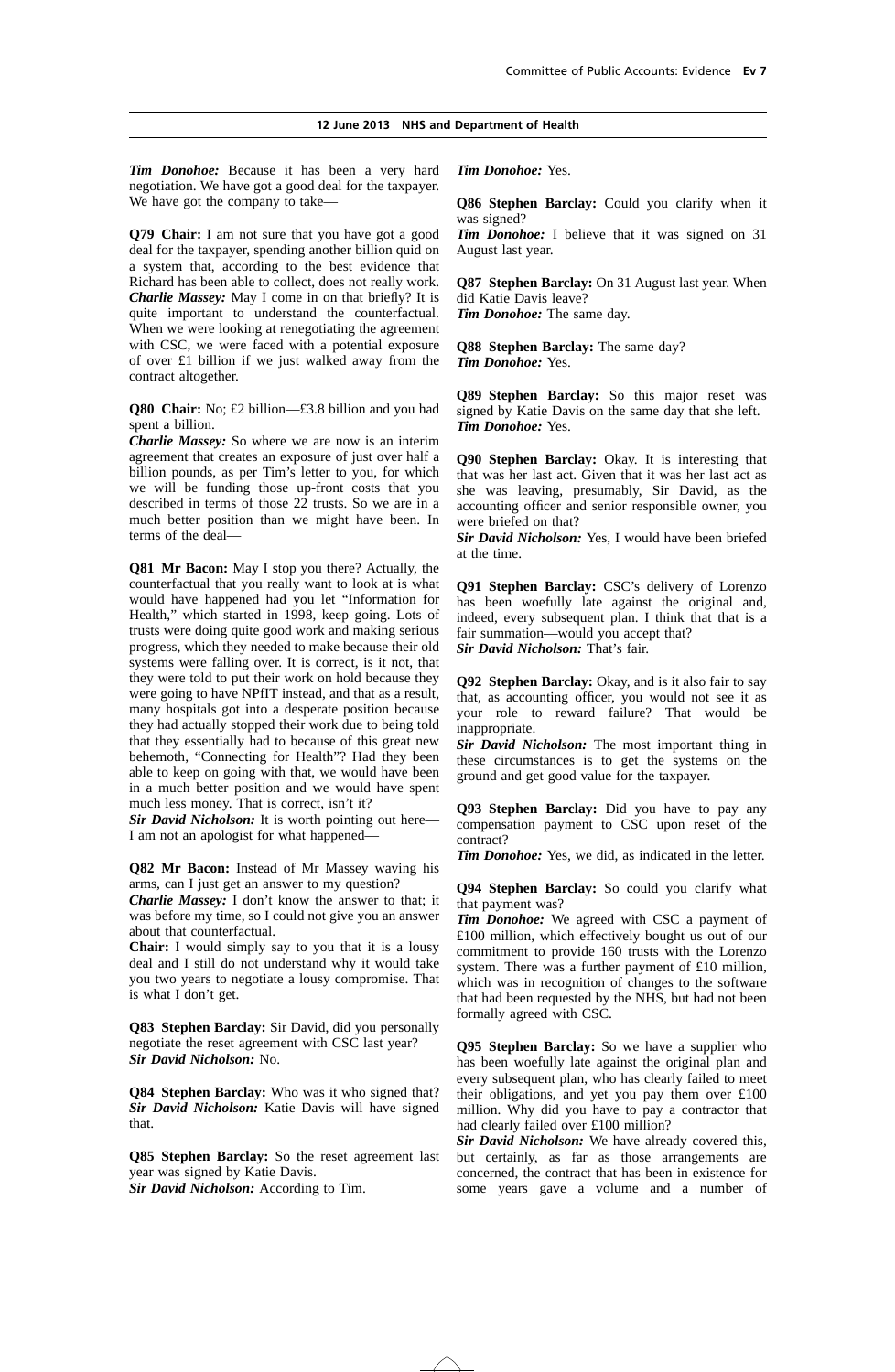*Tim Donohoe:* Because it has been a very hard negotiation. We have got a good deal for the taxpayer. We have got the company to take—

**Q79 Chair:** I am not sure that you have got a good deal for the taxpayer, spending another billion quid on a system that, according to the best evidence that Richard has been able to collect, does not really work.

*Charlie Massey:* May I come in on that briefly? It is quite important to understand the counterfactual. When we were looking at renegotiating the agreement with CSC, we were faced with a potential exposure of over £1 billion if we just walked away from the contract altogether.

**Q80 Chair:** No; £2 billion—£3.8 billion and you had spent a billion.

*Charlie Massey:* So where we are now is an interim agreement that creates an exposure of just over half a billion pounds, as per Tim's letter to you, for which we will be funding those up-front costs that you described in terms of those 22 trusts. So we are in a much better position than we might have been. In terms of the deal—

**Q81 Mr Bacon:** May I stop you there? Actually, the counterfactual that you really want to look at is what would have happened had you let "Information for Health," which started in 1998, keep going. Lots of trusts were doing quite good work and making serious progress, which they needed to make because their old systems were falling over. It is correct, is it not, that they were told to put their work on hold because they were going to have NPfIT instead, and that as a result, many hospitals got into a desperate position because they had actually stopped their work due to being told that they essentially had to because of this great new behemoth, "Connecting for Health"? Had they been able to keep on going with that, we would have been in a much better position and we would have spent much less money. That is correct, isn't it?

*Sir David Nicholson:* It is worth pointing out here—I am not an apologist for what happened—

**Q82 Mr Bacon:** Instead of Mr Massey waving his arms, can I just get an answer to my question?

*Charlie Massey:* I don't know the answer to that; it was before my time, so I could not give you an answer about that counterfactual.

**Chair:** I would simply say to you that it is a lousy deal and I still do not understand why it would take you two years to negotiate a lousy compromise. That is what I don't get.

**Q83 Stephen Barclay:** Sir David, did you personally negotiate the reset agreement with CSC last year?

*Sir David Nicholson:* No.

**Q84 Stephen Barclay:** Who was it who signed that?

*Sir David Nicholson:* Katie Davis will have signed that.

**Q85 Stephen Barclay:** So the reset agreement last year was signed by Katie Davis.

*Sir David Nicholson:* According to Tim.

*Tim Donohoe:* Yes.

**Q86 Stephen Barclay:** Could you clarify when it was signed?

*Tim Donohoe:* I believe that it was signed on 31 August last year.

**Q87 Stephen Barclay:** On 31 August last year. When did Katie Davis leave?

*Tim Donohoe:* The same day.

**Q88 Stephen Barclay:** The same day?

*Tim Donohoe:* Yes.

**Q89 Stephen Barclay:** So this major reset was signed by Katie Davis on the same day that she left.

*Tim Donohoe:* Yes.

**Q90 Stephen Barclay:** Okay. It is interesting that that was her last act. Given that it was her last act as she was leaving, presumably, Sir David, as the accounting officer and senior responsible owner, you were briefed on that?

*Sir David Nicholson:* Yes, I would have been briefed at the time.

**Q91 Stephen Barclay:** CSC's delivery of Lorenzo has been woefully late against the original and, indeed, every subsequent plan. I think that that is a fair summation—would you accept that?

*Sir David Nicholson:* That's fair.

**Q92 Stephen Barclay:** Okay, and is it also fair to say that, as accounting officer, you would not see it as your role to reward failure? That would be inappropriate.

*Sir David Nicholson:* The most important thing in these circumstances is to get the systems on the ground and get good value for the taxpayer.

**Q93 Stephen Barclay:** Did you have to pay any compensation payment to CSC upon reset of the contract?

*Tim Donohoe:* Yes, we did, as indicated in the letter.

**Q94 Stephen Barclay:** So could you clarify what that payment was?

*Tim Donohoe:* We agreed with CSC a payment of £100 million, which effectively bought us out of our commitment to provide 160 trusts with the Lorenzo system. There was a further payment of £10 million, which was in recognition of changes to the software that had been requested by the NHS, but had not been formally agreed with CSC.

**Q95 Stephen Barclay:** So we have a supplier who has been woefully late against the original plan and every subsequent plan, who has clearly failed to meet their obligations, and yet you pay them over £100 million. Why did you have to pay a contractor that had clearly failed over £100 million?

*Sir David Nicholson:* We have already covered this, but certainly, as far as those arrangements are concerned, the contract that has been in existence for some years gave a volume and a number of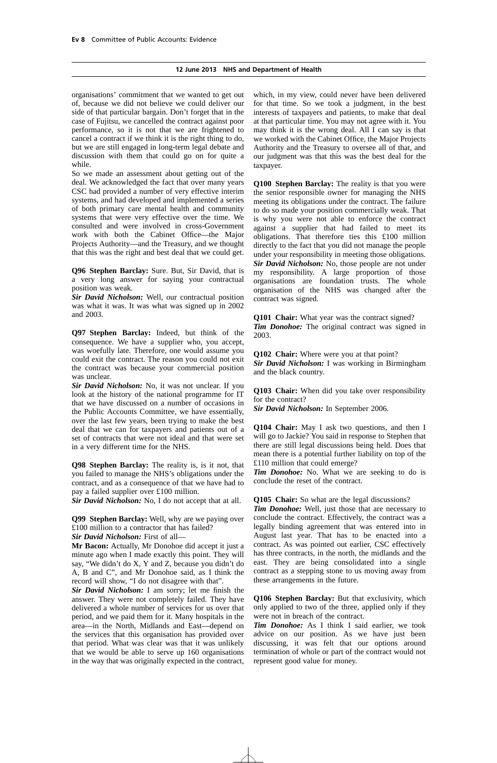organisations' commitment that we wanted to get out of, because we did not believe we could deliver our side of that particular bargain. Don't forget that in the case of Fujitsu, we cancelled the contract against poor performance, so it is not that we are frightened to cancel a contract if we think it is the right thing to do, but we are still engaged in long-term legal debate and discussion with them that could go on for quite a while.

So we made an assessment about getting out of the deal. We acknowledged the fact that over many years CSC had provided a number of very effective interim systems, and had developed and implemented a series of both primary care mental health and community systems that were very effective over the time. We consulted and were involved in cross-Government work with both the Cabinet Office—the Major Projects Authority—and the Treasury, and we thought that this was the right and best deal that we could get.

**Q96 Stephen Barclay:** Sure. But, Sir David, that is a very long answer for saying your contractual position was weak.

***Sir David Nicholson:*** Well, our contractual position was what it was. It was what was signed up in 2002 and 2003.

**Q97 Stephen Barclay:** Indeed, but think of the consequence. We have a supplier who, you accept, was woefully late. Therefore, one would assume you could exit the contract. The reason you could not exit the contract was because your commercial position was unclear.

***Sir David Nicholson:*** No, it was not unclear. If you look at the history of the national programme for IT that we have discussed on a number of occasions in the Public Accounts Committee, we have essentially, over the last few years, been trying to make the best deal that we can for taxpayers and patients out of a set of contracts that were not ideal and that were set in a very different time for the NHS.

**Q98 Stephen Barclay:** The reality is, is it not, that you failed to manage the NHS's obligations under the contract, and as a consequence of that we have had to pay a failed supplier over £100 million.

***Sir David Nicholson:*** No, I do not accept that at all.

**Q99 Stephen Barclay:** Well, why are we paying over £100 million to a contractor that has failed?

***Sir David Nicholson:*** First of all—

**Mr Bacon:** Actually, Mr Donohoe did accept it just a minute ago when I made exactly this point. They will say, "We didn't do X, Y and Z, because you didn't do A, B and C", and Mr Donohoe said, as I think the record will show, "I do not disagree with that".

***Sir David Nicholson:*** I am sorry; let me finish the answer. They were not completely failed. They have delivered a whole number of services for us over that period, and we paid them for it. Many hospitals in the area—in the North, Midlands and East—depend on the services that this organisation has provided over that period. What was clear was that it was unlikely that we would be able to serve up 160 organisations in the way that was originally expected in the contract, which, in my view, could never have been delivered for that time. So we took a judgment, in the best interests of taxpayers and patients, to make that deal at that particular time. You may not agree with it. You may think it is the wrong deal. All I can say is that we worked with the Cabinet Office, the Major Projects Authority and the Treasury to oversee all of that, and our judgment was that this was the best deal for the taxpayer.

**Q100 Stephen Barclay:** The reality is that you were the senior responsible owner for managing the NHS meeting its obligations under the contract. The failure to do so made your position commercially weak. That is why you were not able to enforce the contract against a supplier that had failed to meet its obligations. That therefore ties this £100 million directly to the fact that you did not manage the people under your responsibility in meeting those obligations.

***Sir David Nicholson:*** No, those people are not under my responsibility. A large proportion of those organisations are foundation trusts. The whole organisation of the NHS was changed after the contract was signed.

**Q101 Chair:** What year was the contract signed?

***Tim Donohoe:*** The original contract was signed in 2003.

**Q102 Chair:** Where were you at that point?

***Sir David Nicholson:*** I was working in Birmingham and the black country.

**Q103 Chair:** When did you take over responsibility for the contract?

***Sir David Nicholson:*** In September 2006.

**Q104 Chair:** May I ask two questions, and then I will go to Jackie? You said in response to Stephen that there are still legal discussions being held. Does that mean there is a potential further liability on top of the £110 million that could emerge?

***Tim Donohoe:*** No. What we are seeking to do is conclude the reset of the contract.

**Q105 Chair:** So what are the legal discussions?

***Tim Donohoe:*** Well, just those that are necessary to conclude the contract. Effectively, the contract was a legally binding agreement that was entered into in August last year. That has to be enacted into a contract. As was pointed out earlier, CSC effectively has three contracts, in the north, the midlands and the east. They are being consolidated into a single contract as a stepping stone to us moving away from these arrangements in the future.

**Q106 Stephen Barclay:** But that exclusivity, which only applied to two of the three, applied only if they were not in breach of the contract.

***Tim Donohoe:*** As I think I said earlier, we took advice on our position. As we have just been discussing, it was felt that our options around termination of whole or part of the contract would not represent good value for money.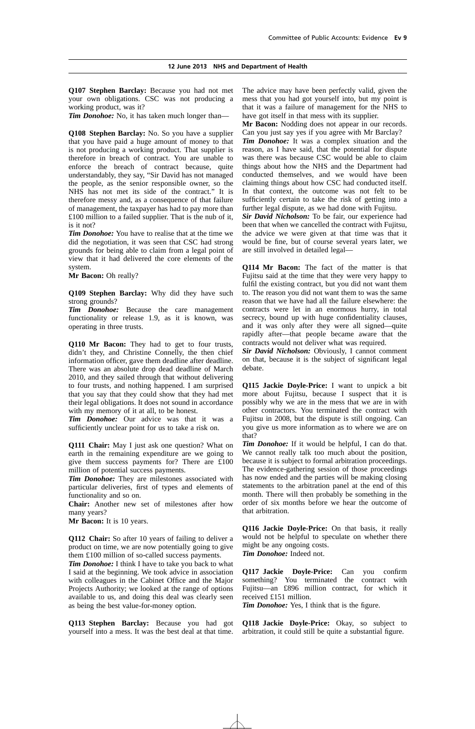**Q107 Stephen Barclay:** Because you had not met your own obligations. CSC was not producing a working product, was it?

***Tim Donohoe:*** No, it has taken much longer than—

**Q108 Stephen Barclay:** No. So you have a supplier that you have paid a huge amount of money to that is not producing a working product. That supplier is therefore in breach of contract. You are unable to enforce the breach of contract because, quite understandably, they say, "Sir David has not managed the people, as the senior responsible owner, so the NHS has not met its side of the contract." It is therefore messy and, as a consequence of that failure of management, the taxpayer has had to pay more than £100 million to a failed supplier. That is the nub of it, is it not?

***Tim Donohoe:*** You have to realise that at the time we did the negotiation, it was seen that CSC had strong grounds for being able to claim from a legal point of view that it had delivered the core elements of the system.

**Mr Bacon:** Oh really?

**Q109 Stephen Barclay:** Why did they have such strong grounds?

***Tim Donohoe:*** Because the care management functionality or release 1.9, as it is known, was operating in three trusts.

**Q110 Mr Bacon:** They had to get to four trusts, didn't they, and Christine Connelly, the then chief information officer, gave them deadline after deadline. There was an absolute drop dead deadline of March 2010, and they sailed through that without delivering to four trusts, and nothing happened. I am surprised that you say that they could show that they had met their legal obligations. It does not sound in accordance with my memory of it at all, to be honest.

***Tim Donohoe:*** Our advice was that it was a sufficiently unclear point for us to take a risk on.

**Q111 Chair:** May I just ask one question? What on earth in the remaining expenditure are we going to give them success payments for? There are £100 million of potential success payments.

***Tim Donohoe:*** They are milestones associated with particular deliveries, first of types and elements of functionality and so on.

**Chair:** Another new set of milestones after how many years?

**Mr Bacon:** It is 10 years.

**Q112 Chair:** So after 10 years of failing to deliver a product on time, we are now potentially going to give them £100 million of so-called success payments.

***Tim Donohoe:*** I think I have to take you back to what I said at the beginning. We took advice in association with colleagues in the Cabinet Office and the Major Projects Authority; we looked at the range of options available to us, and doing this deal was clearly seen as being the best value-for-money option.

**Q113 Stephen Barclay:** Because you had got yourself into a mess. It was the best deal at that time. The advice may have been perfectly valid, given the mess that you had got yourself into, but my point is that it was a failure of management for the NHS to have got itself in that mess with its supplier.

**Mr Bacon:** Nodding does not appear in our records. Can you just say yes if you agree with Mr Barclay?

***Tim Donohoe:*** It was a complex situation and the reason, as I have said, that the potential for dispute was there was because CSC would be able to claim things about how the NHS and the Department had conducted themselves, and we would have been claiming things about how CSC had conducted itself. In that context, the outcome was not felt to be sufficiently certain to take the risk of getting into a further legal dispute, as we had done with Fujitsu.

***Sir David Nicholson:*** To be fair, our experience had been that when we cancelled the contract with Fujitsu, the advice we were given at that time was that it would be fine, but of course several years later, we are still involved in detailed legal—

**Q114 Mr Bacon:** The fact of the matter is that Fujitsu said at the time that they were very happy to fulfil the existing contract, but you did not want them to. The reason you did not want them to was the same reason that we have had all the failure elsewhere: the contracts were let in an enormous hurry, in total secrecy, bound up with huge confidentiality clauses, and it was only after they were all signed—quite rapidly after—that people became aware that the contracts would not deliver what was required.

***Sir David Nicholson:*** Obviously, I cannot comment on that, because it is the subject of significant legal debate.

**Q115 Jackie Doyle-Price:** I want to unpick a bit more about Fujitsu, because I suspect that it is possibly why we are in the mess that we are in with other contractors. You terminated the contract with Fujitsu in 2008, but the dispute is still ongoing. Can you give us more information as to where we are on that?

***Tim Donohoe:*** If it would be helpful, I can do that. We cannot really talk too much about the position, because it is subject to formal arbitration proceedings. The evidence-gathering session of those proceedings has now ended and the parties will be making closing statements to the arbitration panel at the end of this month. There will then probably be something in the order of six months before we hear the outcome of that arbitration.

**Q116 Jackie Doyle-Price:** On that basis, it really would not be helpful to speculate on whether there might be any ongoing costs.

***Tim Donohoe:*** Indeed not.

**Q117 Jackie Doyle-Price:** Can you confirm something? You terminated the contract with Fujitsu—an £896 million contract, for which it received £151 million.

***Tim Donohoe:*** Yes, I think that is the figure.

**Q118 Jackie Doyle-Price:** Okay, so subject to arbitration, it could still be quite a substantial figure.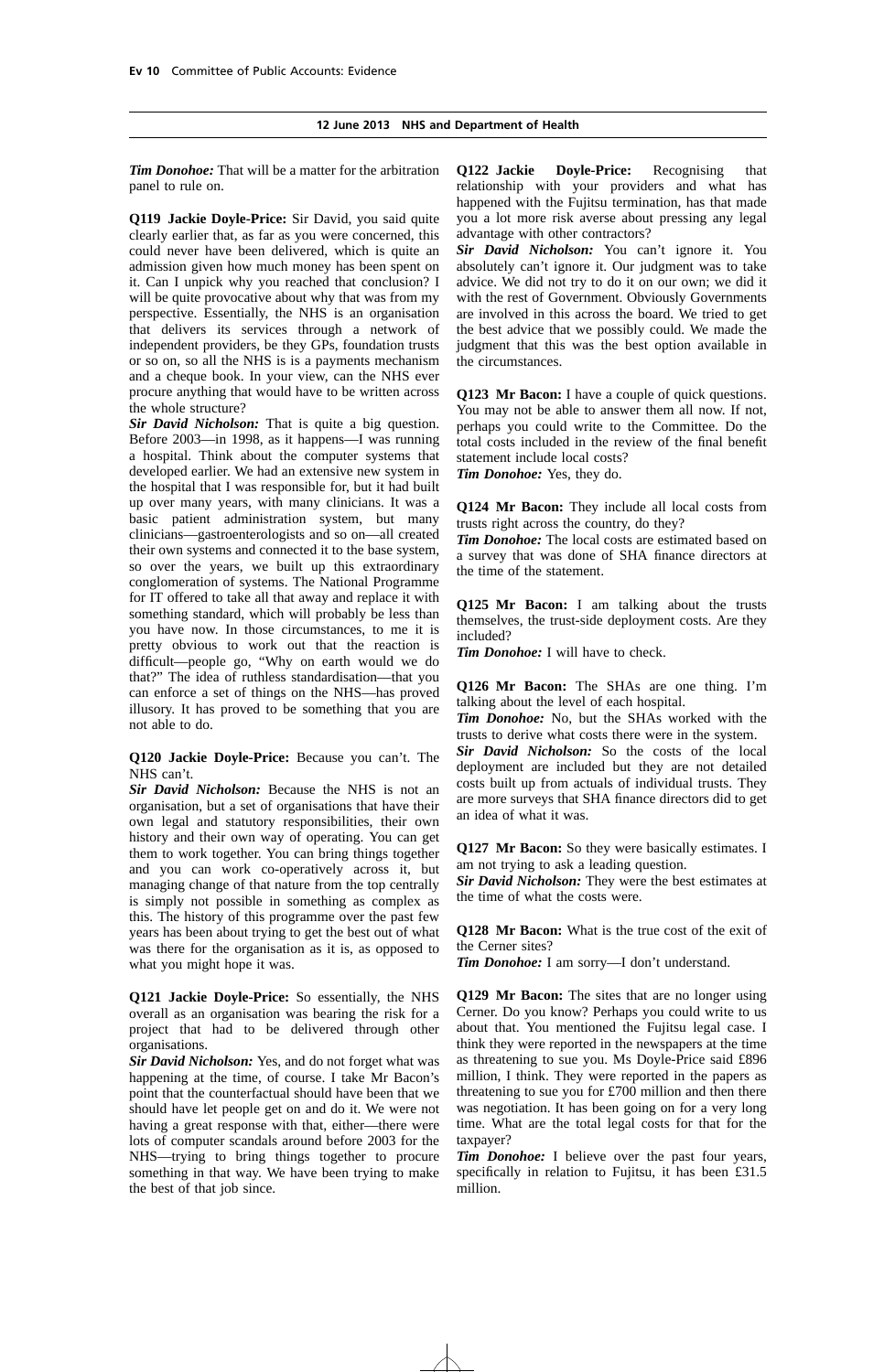***Tim Donohoe:*** That will be a matter for the arbitration panel to rule on.

**Q119 Jackie Doyle-Price:** Sir David, you said quite clearly earlier that, as far as you were concerned, this could never have been delivered, which is quite an admission given how much money has been spent on it. Can I unpick why you reached that conclusion? I will be quite provocative about why that was from my perspective. Essentially, the NHS is an organisation that delivers its services through a network of independent providers, be they GPs, foundation trusts or so on, so all the NHS is is a payments mechanism and a cheque book. In your view, can the NHS ever procure anything that would have to be written across the whole structure?

***Sir David Nicholson:*** That is quite a big question. Before 2003—in 1998, as it happens—I was running a hospital. Think about the computer systems that developed earlier. We had an extensive new system in the hospital that I was responsible for, but it had built up over many years, with many clinicians. It was a basic patient administration system, but many clinicians—gastroenterologists and so on—all created their own systems and connected it to the base system, so over the years, we built up this extraordinary conglomeration of systems. The National Programme for IT offered to take all that away and replace it with something standard, which will probably be less than you have now. In those circumstances, to me it is pretty obvious to work out that the reaction is difficult—people go, "Why on earth would we do that?" The idea of ruthless standardisation—that you can enforce a set of things on the NHS—has proved illusory. It has proved to be something that you are not able to do.

**Q120 Jackie Doyle-Price:** Because you can't. The NHS can't.

***Sir David Nicholson:*** Because the NHS is not an organisation, but a set of organisations that have their own legal and statutory responsibilities, their own history and their own way of operating. You can get them to work together. You can bring things together and you can work co-operatively across it, but managing change of that nature from the top centrally is simply not possible in something as complex as this. The history of this programme over the past few years has been about trying to get the best out of what was there for the organisation as it is, as opposed to what you might hope it was.

**Q121 Jackie Doyle-Price:** So essentially, the NHS overall as an organisation was bearing the risk for a project that had to be delivered through other organisations.

***Sir David Nicholson:*** Yes, and do not forget what was happening at the time, of course. I take Mr Bacon's point that the counterfactual should have been that we should have let people get on and do it. We were not having a great response with that, either—there were lots of computer scandals around before 2003 for the NHS—trying to bring things together to procure something in that way. We have been trying to make the best of that job since.

**Q122 Jackie Doyle-Price:** Recognising that relationship with your providers and what has happened with the Fujitsu termination, has that made you a lot more risk averse about pressing any legal advantage with other contractors?

***Sir David Nicholson:*** You can't ignore it. You absolutely can't ignore it. Our judgment was to take advice. We did not try to do it on our own; we did it with the rest of Government. Obviously Governments are involved in this across the board. We tried to get the best advice that we possibly could. We made the judgment that this was the best option available in the circumstances.

**Q123 Mr Bacon:** I have a couple of quick questions. You may not be able to answer them all now. If not, perhaps you could write to the Committee. Do the total costs included in the review of the final benefit statement include local costs?

***Tim Donohoe:*** Yes, they do.

**Q124 Mr Bacon:** They include all local costs from trusts right across the country, do they?

***Tim Donohoe:*** The local costs are estimated based on a survey that was done of SHA finance directors at the time of the statement.

**Q125 Mr Bacon:** I am talking about the trusts themselves, the trust-side deployment costs. Are they included?

***Tim Donohoe:*** I will have to check.

**Q126 Mr Bacon:** The SHAs are one thing. I'm talking about the level of each hospital.

***Tim Donohoe:*** No, but the SHAs worked with the trusts to derive what costs there were in the system.

***Sir David Nicholson:*** So the costs of the local deployment are included but they are not detailed costs built up from actuals of individual trusts. They are more surveys that SHA finance directors did to get an idea of what it was.

**Q127 Mr Bacon:** So they were basically estimates. I am not trying to ask a leading question.

***Sir David Nicholson:*** They were the best estimates at the time of what the costs were.

**Q128 Mr Bacon:** What is the true cost of the exit of the Cerner sites?

***Tim Donohoe:*** I am sorry—I don't understand.

**Q129 Mr Bacon:** The sites that are no longer using Cerner. Do you know? Perhaps you could write to us about that. You mentioned the Fujitsu legal case. I think they were reported in the newspapers at the time as threatening to sue you. Ms Doyle-Price said £896 million, I think. They were reported in the papers as threatening to sue you for £700 million and then there was negotiation. It has been going on for a very long time. What are the total legal costs for that for the taxpayer?

***Tim Donohoe:*** I believe over the past four years, specifically in relation to Fujitsu, it has been £31.5 million.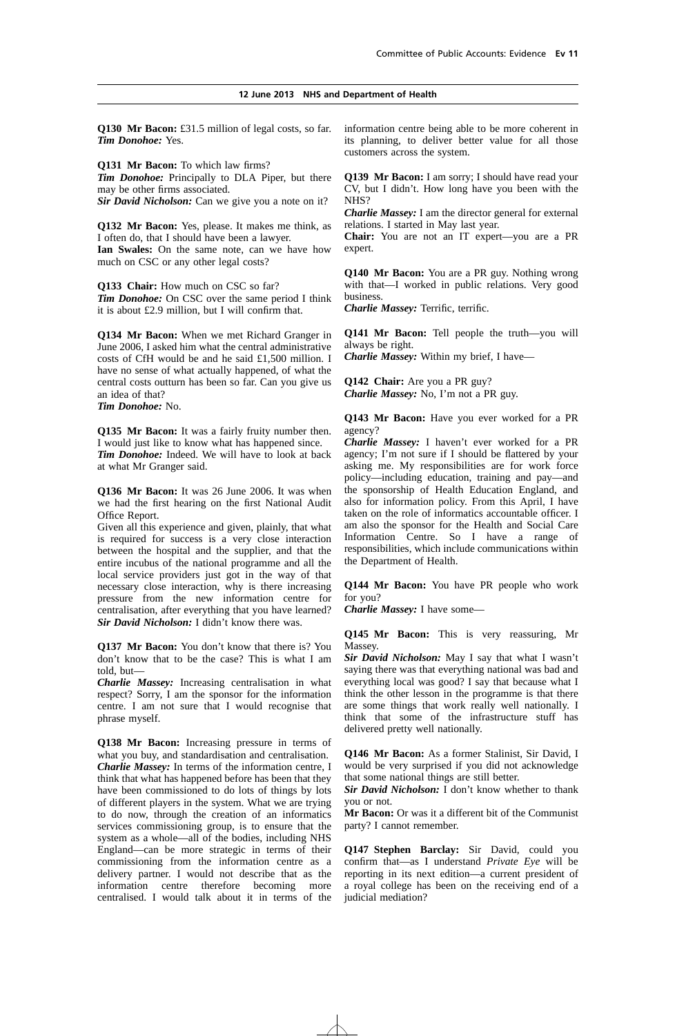**Q130 Mr Bacon:** £31.5 million of legal costs, so far.
***Tim Donohoe:*** Yes.

**Q131 Mr Bacon:** To which law firms?
***Tim Donohoe:*** Principally to DLA Piper, but there may be other firms associated.
***Sir David Nicholson:*** Can we give you a note on it?

**Q132 Mr Bacon:** Yes, please. It makes me think, as I often do, that I should have been a lawyer.
**Ian Swales:** On the same note, can we have how much on CSC or any other legal costs?

**Q133 Chair:** How much on CSC so far?
***Tim Donohoe:*** On CSC over the same period I think it is about £2.9 million, but I will confirm that.

**Q134 Mr Bacon:** When we met Richard Granger in June 2006, I asked him what the central administrative costs of CfH would be and he said £1,500 million. I have no sense of what actually happened, of what the central costs outturn has been so far. Can you give us an idea of that?
***Tim Donohoe:*** No.

**Q135 Mr Bacon:** It was a fairly fruity number then. I would just like to know what has happened since.
***Tim Donohoe:*** Indeed. We will have to look at back at what Mr Granger said.

**Q136 Mr Bacon:** It was 26 June 2006. It was when we had the first hearing on the first National Audit Office Report.
Given all this experience and given, plainly, that what is required for success is a very close interaction between the hospital and the supplier, and that the entire incubus of the national programme and all the local service providers just got in the way of that necessary close interaction, why is there increasing pressure from the new information centre for centralisation, after everything that you have learned?
***Sir David Nicholson:*** I didn't know there was.

**Q137 Mr Bacon:** You don't know that there is? You don't know that to be the case? This is what I am told, but—
***Charlie Massey:*** Increasing centralisation in what respect? Sorry, I am the sponsor for the information centre. I am not sure that I would recognise that phrase myself.

**Q138 Mr Bacon:** Increasing pressure in terms of what you buy, and standardisation and centralisation.
***Charlie Massey:*** In terms of the information centre, I think that what has happened before has been that they have been commissioned to do lots of things by lots of different players in the system. What we are trying to do now, through the creation of an informatics services commissioning group, is to ensure that the system as a whole—all of the bodies, including NHS England—can be more strategic in terms of their commissioning from the information centre as a delivery partner. I would not describe that as the information centre therefore becoming more centralised. I would talk about it in terms of the information centre being able to be more coherent in its planning, to deliver better value for all those customers across the system.

**Q139 Mr Bacon:** I am sorry; I should have read your CV, but I didn't. How long have you been with the NHS?
***Charlie Massey:*** I am the director general for external relations. I started in May last year.
**Chair:** You are not an IT expert—you are a PR expert.

**Q140 Mr Bacon:** You are a PR guy. Nothing wrong with that—I worked in public relations. Very good business.
***Charlie Massey:*** Terrific, terrific.

**Q141 Mr Bacon:** Tell people the truth—you will always be right.
***Charlie Massey:*** Within my brief, I have—

**Q142 Chair:** Are you a PR guy?
***Charlie Massey:*** No, I'm not a PR guy.

**Q143 Mr Bacon:** Have you ever worked for a PR agency?
***Charlie Massey:*** I haven't ever worked for a PR agency; I'm not sure if I should be flattered by your asking me. My responsibilities are for work force policy—including education, training and pay—and the sponsorship of Health Education England, and also for information policy. From this April, I have taken on the role of informatics accountable officer. I am also the sponsor for the Health and Social Care Information Centre. So I have a range of responsibilities, which include communications within the Department of Health.

**Q144 Mr Bacon:** You have PR people who work for you?
***Charlie Massey:*** I have some—

**Q145 Mr Bacon:** This is very reassuring, Mr Massey.
***Sir David Nicholson:*** May I say that what I wasn't saying there was that everything national was bad and everything local was good? I say that because what I think the other lesson in the programme is that there are some things that work really well nationally. I think that some of the infrastructure stuff has delivered pretty well nationally.

**Q146 Mr Bacon:** As a former Stalinist, Sir David, I would be very surprised if you did not acknowledge that some national things are still better.
***Sir David Nicholson:*** I don't know whether to thank you or not.
**Mr Bacon:** Or was it a different bit of the Communist party? I cannot remember.

**Q147 Stephen Barclay:** Sir David, could you confirm that—as I understand *Private Eye* will be reporting in its next edition—a current president of a royal college has been on the receiving end of a judicial mediation?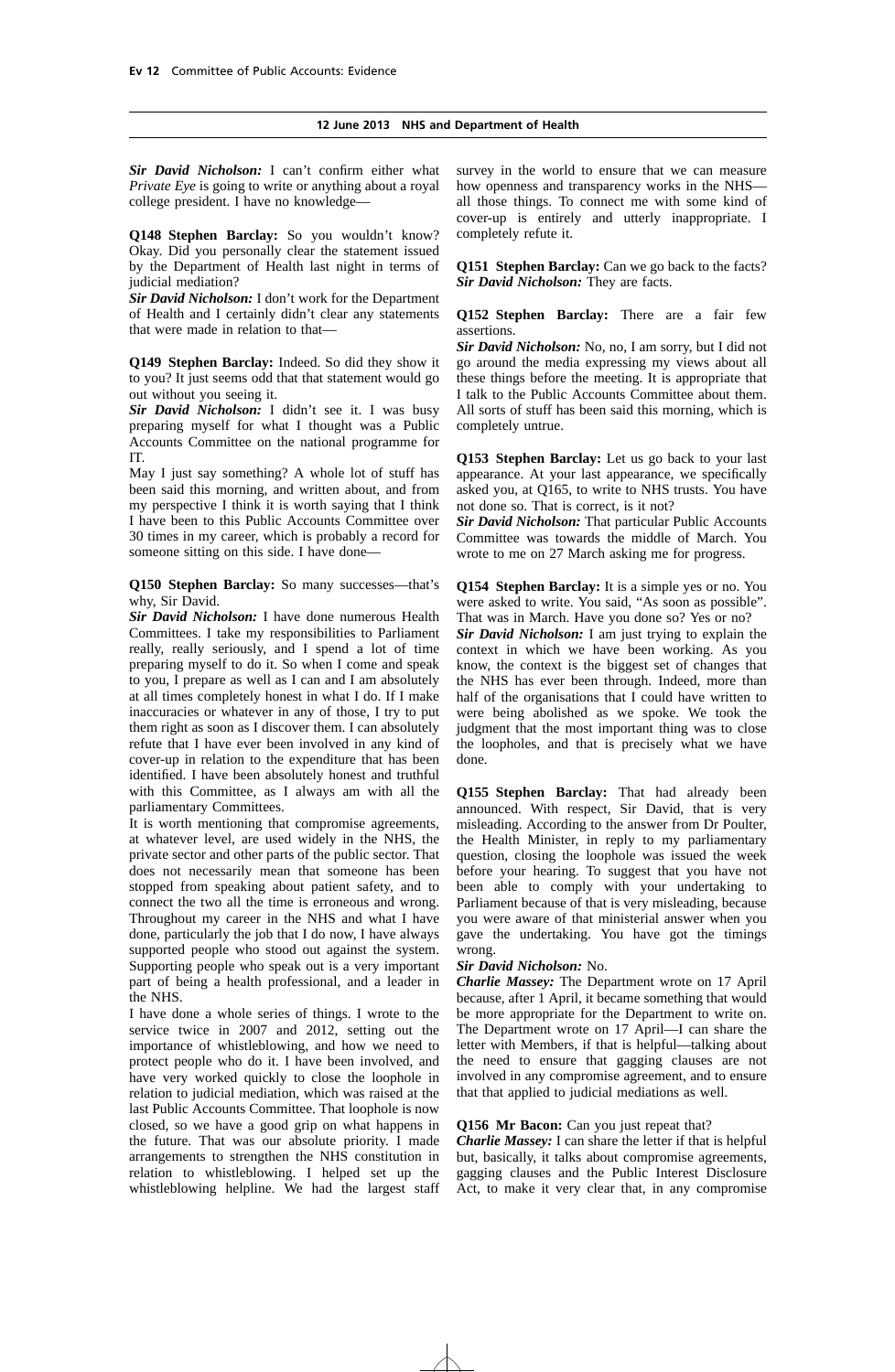*Sir David Nicholson:* I can't confirm either what *Private Eye* is going to write or anything about a royal college president. I have no knowledge—

**Q148 Stephen Barclay:** So you wouldn't know? Okay. Did you personally clear the statement issued by the Department of Health last night in terms of judicial mediation?

*Sir David Nicholson:* I don't work for the Department of Health and I certainly didn't clear any statements that were made in relation to that—

**Q149 Stephen Barclay:** Indeed. So did they show it to you? It just seems odd that that statement would go out without you seeing it.

*Sir David Nicholson:* I didn't see it. I was busy preparing myself for what I thought was a Public Accounts Committee on the national programme for IT.

May I just say something? A whole lot of stuff has been said this morning, and written about, and from my perspective I think it is worth saying that I think I have been to this Public Accounts Committee over 30 times in my career, which is probably a record for someone sitting on this side. I have done—

**Q150 Stephen Barclay:** So many successes—that's why, Sir David.

*Sir David Nicholson:* I have done numerous Health Committees. I take my responsibilities to Parliament really, really seriously, and I spend a lot of time preparing myself to do it. So when I come and speak to you, I prepare as well as I can and I am absolutely at all times completely honest in what I do. If I make inaccuracies or whatever in any of those, I try to put them right as soon as I discover them. I can absolutely refute that I have ever been involved in any kind of cover-up in relation to the expenditure that has been identified. I have been absolutely honest and truthful with this Committee, as I always am with all the parliamentary Committees.

It is worth mentioning that compromise agreements, at whatever level, are used widely in the NHS, the private sector and other parts of the public sector. That does not necessarily mean that someone has been stopped from speaking about patient safety, and to connect the two all the time is erroneous and wrong. Throughout my career in the NHS and what I have done, particularly the job that I do now, I have always supported people who stood out against the system. Supporting people who speak out is a very important part of being a health professional, and a leader in the NHS.

I have done a whole series of things. I wrote to the service twice in 2007 and 2012, setting out the importance of whistleblowing, and how we need to protect people who do it. I have been involved, and have very worked quickly to close the loophole in relation to judicial mediation, which was raised at the last Public Accounts Committee. That loophole is now closed, so we have a good grip on what happens in the future. That was our absolute priority. I made arrangements to strengthen the NHS constitution in relation to whistleblowing. I helped set up the whistleblowing helpline. We had the largest staff survey in the world to ensure that we can measure how openness and transparency works in the NHS—all those things. To connect me with some kind of cover-up is entirely and utterly inappropriate. I completely refute it.

**Q151 Stephen Barclay:** Can we go back to the facts?

*Sir David Nicholson:* They are facts.

**Q152 Stephen Barclay:** There are a fair few assertions.

*Sir David Nicholson:* No, no, I am sorry, but I did not go around the media expressing my views about all these things before the meeting. It is appropriate that I talk to the Public Accounts Committee about them. All sorts of stuff has been said this morning, which is completely untrue.

**Q153 Stephen Barclay:** Let us go back to your last appearance. At your last appearance, we specifically asked you, at Q165, to write to NHS trusts. You have not done so. That is correct, is it not?

*Sir David Nicholson:* That particular Public Accounts Committee was towards the middle of March. You wrote to me on 27 March asking me for progress.

**Q154 Stephen Barclay:** It is a simple yes or no. You were asked to write. You said, "As soon as possible". That was in March. Have you done so? Yes or no?

*Sir David Nicholson:* I am just trying to explain the context in which we have been working. As you know, the context is the biggest set of changes that the NHS has ever been through. Indeed, more than half of the organisations that I could have written to were being abolished as we spoke. We took the judgment that the most important thing was to close the loopholes, and that is precisely what we have done.

**Q155 Stephen Barclay:** That had already been announced. With respect, Sir David, that is very misleading. According to the answer from Dr Poulter, the Health Minister, in reply to my parliamentary question, closing the loophole was issued the week before your hearing. To suggest that you have not been able to comply with your undertaking to Parliament because of that is very misleading, because you were aware of that ministerial answer when you gave the undertaking. You have got the timings wrong.

*Sir David Nicholson:* No.

*Charlie Massey:* The Department wrote on 17 April because, after 1 April, it became something that would be more appropriate for the Department to write on. The Department wrote on 17 April—I can share the letter with Members, if that is helpful—talking about the need to ensure that gagging clauses are not involved in any compromise agreement, and to ensure that that applied to judicial mediations as well.

**Q156 Mr Bacon:** Can you just repeat that?

*Charlie Massey:* I can share the letter if that is helpful but, basically, it talks about compromise agreements, gagging clauses and the Public Interest Disclosure Act, to make it very clear that, in any compromise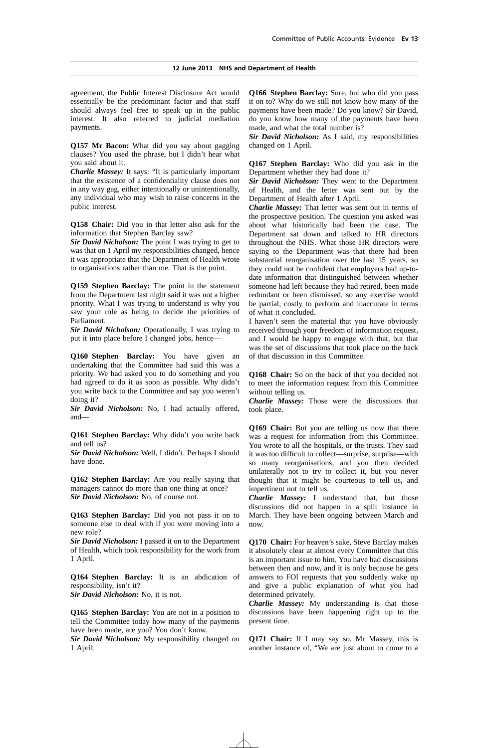agreement, the Public Interest Disclosure Act would essentially be the predominant factor and that staff should always feel free to speak up in the public interest. It also referred to judicial mediation payments.

**Q157 Mr Bacon:** What did you say about gagging clauses? You used the phrase, but I didn't hear what you said about it.

***Charlie Massey:*** It says: "It is particularly important that the existence of a confidentiality clause does not in any way gag, either intentionally or unintentionally, any individual who may wish to raise concerns in the public interest.

**Q158 Chair:** Did you in that letter also ask for the information that Stephen Barclay saw?

***Sir David Nicholson:*** The point I was trying to get to was that on 1 April my responsibilities changed, hence it was appropriate that the Department of Health wrote to organisations rather than me. That is the point.

**Q159 Stephen Barclay:** The point in the statement from the Department last night said it was not a higher priority. What I was trying to understand is why you saw your role as being to decide the priorities of Parliament.

***Sir David Nicholson:*** Operationally, I was trying to put it into place before I changed jobs, hence—

**Q160 Stephen Barclay:** You have given an undertaking that the Committee had said this was a priority. We had asked you to do something and you had agreed to do it as soon as possible. Why didn't you write back to the Committee and say you weren't doing it?

***Sir David Nicholson:*** No, I had actually offered, and—

**Q161 Stephen Barclay:** Why didn't you write back and tell us?

***Sir David Nicholson:*** Well, I didn't. Perhaps I should have done.

**Q162 Stephen Barclay:** Are you really saying that managers cannot do more than one thing at once?

***Sir David Nicholson:*** No, of course not.

**Q163 Stephen Barclay:** Did you not pass it on to someone else to deal with if you were moving into a new role?

***Sir David Nicholson:*** I passed it on to the Department of Health, which took responsibility for the work from 1 April.

**Q164 Stephen Barclay:** It is an abdication of responsibility, isn't it?

***Sir David Nicholson:*** No, it is not.

**Q165 Stephen Barclay:** You are not in a position to tell the Committee today how many of the payments have been made, are you? You don't know.

***Sir David Nicholson:*** My responsibility changed on 1 April.

**Q166 Stephen Barclay:** Sure, but who did you pass it on to? Why do we still not know how many of the payments have been made? Do you know? Sir David, do you know how many of the payments have been made, and what the total number is?

***Sir David Nicholson:*** As I said, my responsibilities changed on 1 April.

**Q167 Stephen Barclay:** Who did you ask in the Department whether they had done it?

***Sir David Nicholson:*** They went to the Department of Health, and the letter was sent out by the Department of Health after 1 April.

***Charlie Massey:*** That letter was sent out in terms of the prospective position. The question you asked was about what historically had been the case. The Department sat down and talked to HR directors throughout the NHS. What those HR directors were saying to the Department was that there had been substantial reorganisation over the last 15 years, so they could not be confident that employers had up-to-date information that distinguished between whether someone had left because they had retired, been made redundant or been dismissed, so any exercise would be partial, costly to perform and inaccurate in terms of what it concluded.

I haven't seen the material that you have obviously received through your freedom of information request, and I would be happy to engage with that, but that was the set of discussions that took place on the back of that discussion in this Committee.

**Q168 Chair:** So on the back of that you decided not to meet the information request from this Committee without telling us.

***Charlie Massey:*** Those were the discussions that took place.

**Q169 Chair:** But you are telling us now that there was a request for information from this Committee. You wrote to all the hospitals, or the trusts. They said it was too difficult to collect—surprise, surprise—with so many reorganisations, and you then decided unilaterally not to try to collect it, but you never thought that it might be courteous to tell us, and impertinent not to tell us.

***Charlie Massey:*** I understand that, but those discussions did not happen in a split instance in March. They have been ongoing between March and now.

**Q170 Chair:** For heaven's sake, Steve Barclay makes it absolutely clear at almost every Committee that this is an important issue to him. You have had discussions between then and now, and it is only because he gets answers to FOI requests that you suddenly wake up and give a public explanation of what you had determined privately.

***Charlie Massey:*** My understanding is that those discussions have been happening right up to the present time.

**Q171 Chair:** If I may say so, Mr Massey, this is another instance of, "We are just about to come to a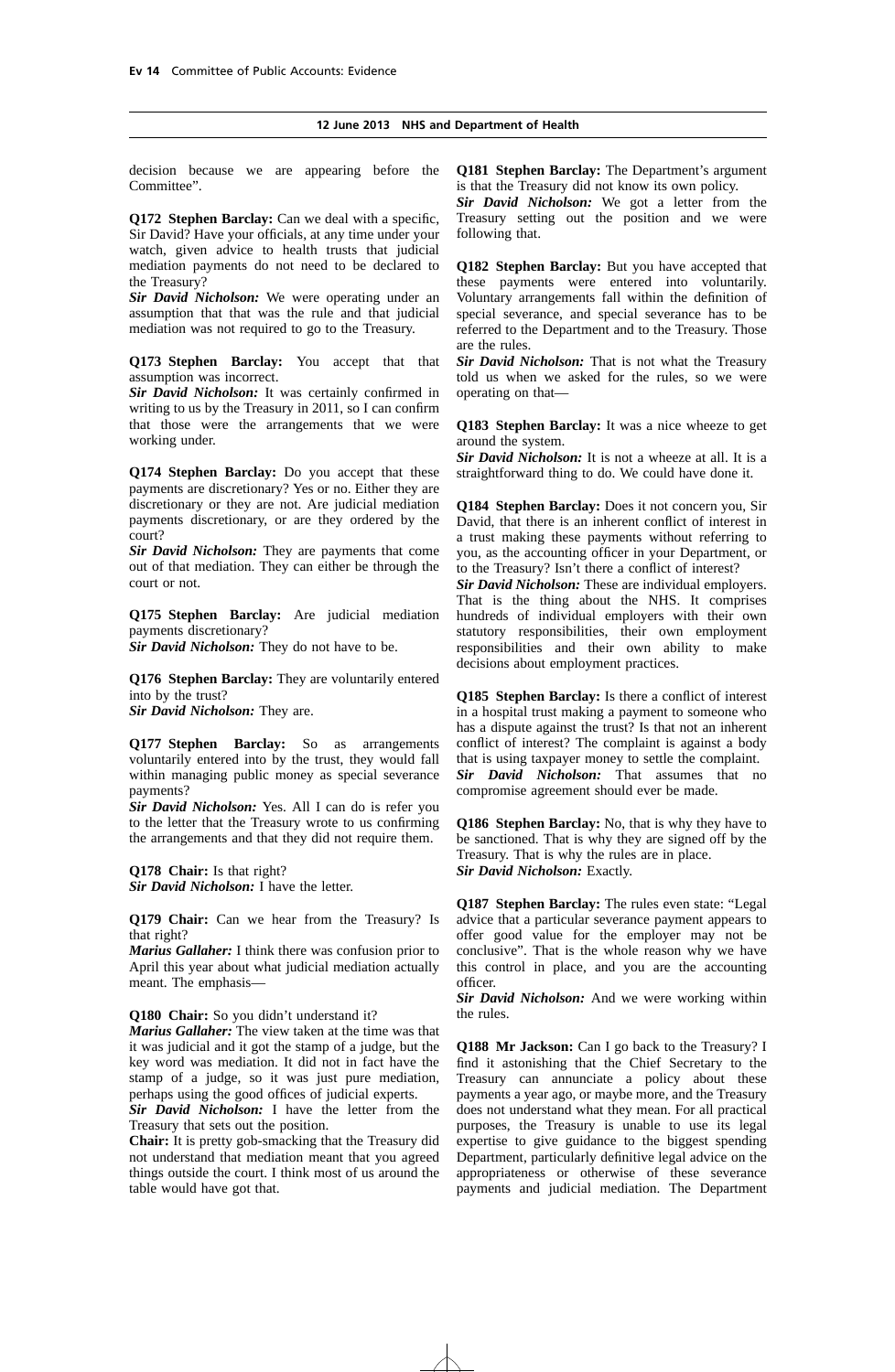decision because we are appearing before the Committee".

**Q172 Stephen Barclay:** Can we deal with a specific, Sir David? Have your officials, at any time under your watch, given advice to health trusts that judicial mediation payments do not need to be declared to the Treasury?

***Sir David Nicholson:*** We were operating under an assumption that that was the rule and that judicial mediation was not required to go to the Treasury.

**Q173 Stephen Barclay:** You accept that that assumption was incorrect.

***Sir David Nicholson:*** It was certainly confirmed in writing to us by the Treasury in 2011, so I can confirm that those were the arrangements that we were working under.

**Q174 Stephen Barclay:** Do you accept that these payments are discretionary? Yes or no. Either they are discretionary or they are not. Are judicial mediation payments discretionary, or are they ordered by the court?

***Sir David Nicholson:*** They are payments that come out of that mediation. They can either be through the court or not.

**Q175 Stephen Barclay:** Are judicial mediation payments discretionary?

***Sir David Nicholson:*** They do not have to be.

**Q176 Stephen Barclay:** They are voluntarily entered into by the trust?

***Sir David Nicholson:*** They are.

**Q177 Stephen Barclay:** So as arrangements voluntarily entered into by the trust, they would fall within managing public money as special severance payments?

***Sir David Nicholson:*** Yes. All I can do is refer you to the letter that the Treasury wrote to us confirming the arrangements and that they did not require them.

**Q178 Chair:** Is that right?

***Sir David Nicholson:*** I have the letter.

**Q179 Chair:** Can we hear from the Treasury? Is that right?

***Marius Gallaher:*** I think there was confusion prior to April this year about what judicial mediation actually meant. The emphasis—

**Q180 Chair:** So you didn't understand it?

***Marius Gallaher:*** The view taken at the time was that it was judicial and it got the stamp of a judge, but the key word was mediation. It did not in fact have the stamp of a judge, so it was just pure mediation, perhaps using the good offices of judicial experts.

***Sir David Nicholson:*** I have the letter from the Treasury that sets out the position.

**Chair:** It is pretty gob-smacking that the Treasury did not understand that mediation meant that you agreed things outside the court. I think most of us around the table would have got that.

**Q181 Stephen Barclay:** The Department's argument is that the Treasury did not know its own policy.

***Sir David Nicholson:*** We got a letter from the Treasury setting out the position and we were following that.

**Q182 Stephen Barclay:** But you have accepted that these payments were entered into voluntarily. Voluntary arrangements fall within the definition of special severance, and special severance has to be referred to the Department and to the Treasury. Those are the rules.

***Sir David Nicholson:*** That is not what the Treasury told us when we asked for the rules, so we were operating on that—

**Q183 Stephen Barclay:** It was a nice wheeze to get around the system.

***Sir David Nicholson:*** It is not a wheeze at all. It is a straightforward thing to do. We could have done it.

**Q184 Stephen Barclay:** Does it not concern you, Sir David, that there is an inherent conflict of interest in a trust making these payments without referring to you, as the accounting officer in your Department, or to the Treasury? Isn't there a conflict of interest?

***Sir David Nicholson:*** These are individual employers. That is the thing about the NHS. It comprises hundreds of individual employers with their own statutory responsibilities, their own employment responsibilities and their own ability to make decisions about employment practices.

**Q185 Stephen Barclay:** Is there a conflict of interest in a hospital trust making a payment to someone who has a dispute against the trust? Is that not an inherent conflict of interest? The complaint is against a body that is using taxpayer money to settle the complaint.

***Sir David Nicholson:*** That assumes that no compromise agreement should ever be made.

**Q186 Stephen Barclay:** No, that is why they have to be sanctioned. That is why they are signed off by the Treasury. That is why the rules are in place.

***Sir David Nicholson:*** Exactly.

**Q187 Stephen Barclay:** The rules even state: "Legal advice that a particular severance payment appears to offer good value for the employer may not be conclusive". That is the whole reason why we have this control in place, and you are the accounting officer.

***Sir David Nicholson:*** And we were working within the rules.

**Q188 Mr Jackson:** Can I go back to the Treasury? I find it astonishing that the Chief Secretary to the Treasury can annunciate a policy about these payments a year ago, or maybe more, and the Treasury does not understand what they mean. For all practical purposes, the Treasury is unable to use its legal expertise to give guidance to the biggest spending Department, particularly definitive legal advice on the appropriateness or otherwise of these severance payments and judicial mediation. The Department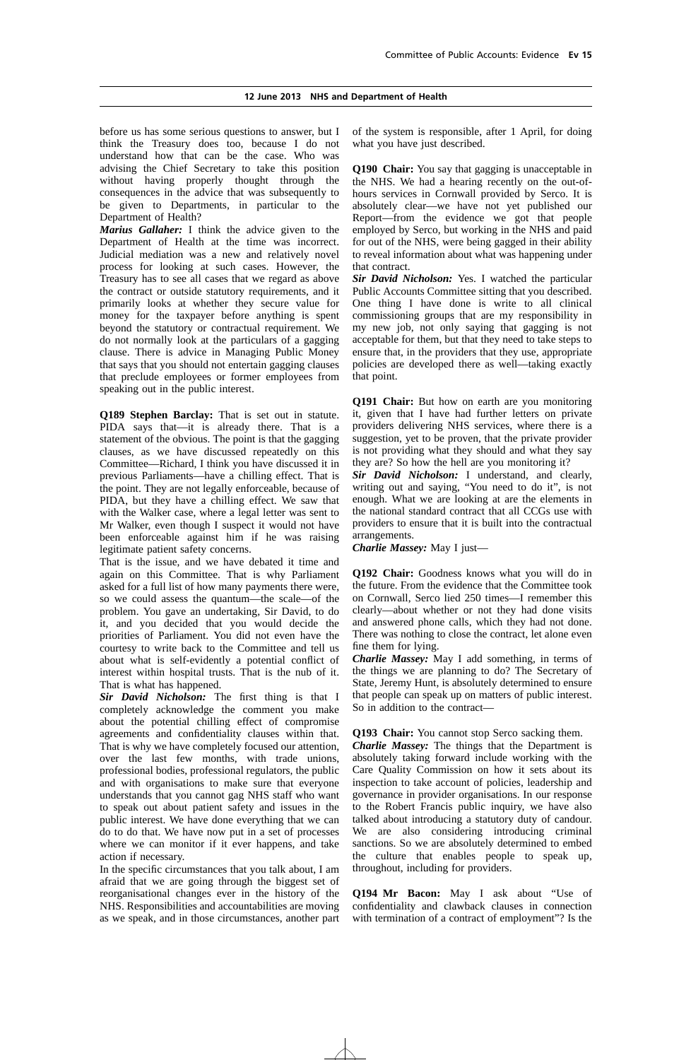before us has some serious questions to answer, but I think the Treasury does too, because I do not understand how that can be the case. Who was advising the Chief Secretary to take this position without having properly thought through the consequences in the advice that was subsequently to be given to Departments, in particular to the Department of Health?

***Marius Gallaher:*** I think the advice given to the Department of Health at the time was incorrect. Judicial mediation was a new and relatively novel process for looking at such cases. However, the Treasury has to see all cases that we regard as above the contract or outside statutory requirements, and it primarily looks at whether they secure value for money for the taxpayer before anything is spent beyond the statutory or contractual requirement. We do not normally look at the particulars of a gagging clause. There is advice in Managing Public Money that says that you should not entertain gagging clauses that preclude employees or former employees from speaking out in the public interest.

**Q189 Stephen Barclay:** That is set out in statute. PIDA says that—it is already there. That is a statement of the obvious. The point is that the gagging clauses, as we have discussed repeatedly on this Committee—Richard, I think you have discussed it in previous Parliaments—have a chilling effect. That is the point. They are not legally enforceable, because of PIDA, but they have a chilling effect. We saw that with the Walker case, where a legal letter was sent to Mr Walker, even though I suspect it would not have been enforceable against him if he was raising legitimate patient safety concerns.

That is the issue, and we have debated it time and again on this Committee. That is why Parliament asked for a full list of how many payments there were, so we could assess the quantum—the scale—of the problem. You gave an undertaking, Sir David, to do it, and you decided that you would decide the priorities of Parliament. You did not even have the courtesy to write back to the Committee and tell us about what is self-evidently a potential conflict of interest within hospital trusts. That is the nub of it. That is what has happened.

***Sir David Nicholson:*** The first thing is that I completely acknowledge the comment you make about the potential chilling effect of compromise agreements and confidentiality clauses within that. That is why we have completely focused our attention, over the last few months, with trade unions, professional bodies, professional regulators, the public and with organisations to make sure that everyone understands that you cannot gag NHS staff who want to speak out about patient safety and issues in the public interest. We have done everything that we can do to do that. We have now put in a set of processes where we can monitor if it ever happens, and take action if necessary.

In the specific circumstances that you talk about, I am afraid that we are going through the biggest set of reorganisational changes ever in the history of the NHS. Responsibilities and accountabilities are moving as we speak, and in those circumstances, another part of the system is responsible, after 1 April, for doing what you have just described.

**Q190 Chair:** You say that gagging is unacceptable in the NHS. We had a hearing recently on the out-of-hours services in Cornwall provided by Serco. It is absolutely clear—we have not yet published our Report—from the evidence we got that people employed by Serco, but working in the NHS and paid for out of the NHS, were being gagged in their ability to reveal information about what was happening under that contract.

***Sir David Nicholson:*** Yes. I watched the particular Public Accounts Committee sitting that you described. One thing I have done is write to all clinical commissioning groups that are my responsibility in my new job, not only saying that gagging is not acceptable for them, but that they need to take steps to ensure that, in the providers that they use, appropriate policies are developed there as well—taking exactly that point.

**Q191 Chair:** But how on earth are you monitoring it, given that I have had further letters on private providers delivering NHS services, where there is a suggestion, yet to be proven, that the private provider is not providing what they should and what they say they are? So how the hell are you monitoring it?

***Sir David Nicholson:*** I understand, and clearly, writing out and saying, "You need to do it", is not enough. What we are looking at are the elements in the national standard contract that all CCGs use with providers to ensure that it is built into the contractual arrangements.

***Charlie Massey:*** May I just—

**Q192 Chair:** Goodness knows what you will do in the future. From the evidence that the Committee took on Cornwall, Serco lied 250 times—I remember this clearly—about whether or not they had done visits and answered phone calls, which they had not done. There was nothing to close the contract, let alone even fine them for lying.

***Charlie Massey:*** May I add something, in terms of the things we are planning to do? The Secretary of State, Jeremy Hunt, is absolutely determined to ensure that people can speak up on matters of public interest. So in addition to the contract—

**Q193 Chair:** You cannot stop Serco sacking them.

***Charlie Massey:*** The things that the Department is absolutely taking forward include working with the Care Quality Commission on how it sets about its inspection to take account of policies, leadership and governance in provider organisations. In our response to the Robert Francis public inquiry, we have also talked about introducing a statutory duty of candour. We are also considering introducing criminal sanctions. So we are absolutely determined to embed the culture that enables people to speak up, throughout, including for providers.

**Q194 Mr Bacon:** May I ask about "Use of confidentiality and clawback clauses in connection with termination of a contract of employment"? Is the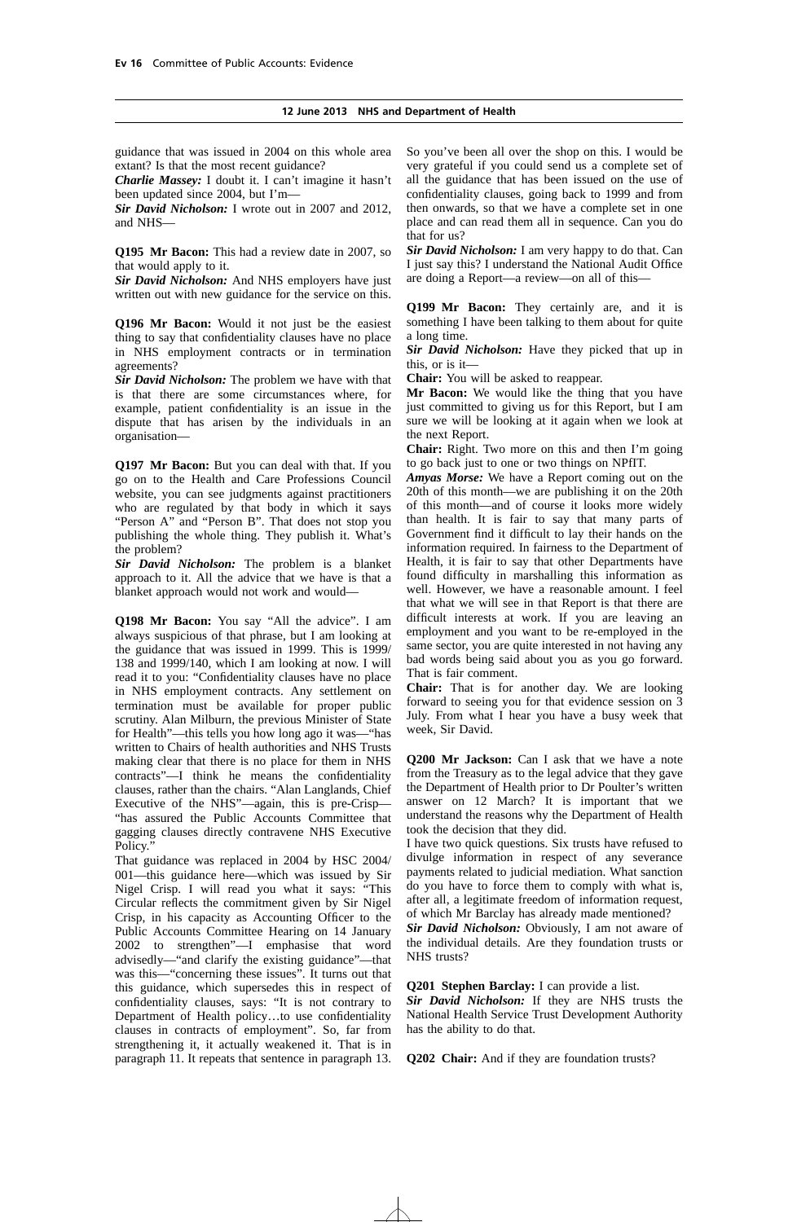guidance that was issued in 2004 on this whole area extant? Is that the most recent guidance?

***Charlie Massey:*** I doubt it. I can't imagine it hasn't been updated since 2004, but I'm—

***Sir David Nicholson:*** I wrote out in 2007 and 2012, and NHS—

**Q195 Mr Bacon:** This had a review date in 2007, so that would apply to it.

***Sir David Nicholson:*** And NHS employers have just written out with new guidance for the service on this.

**Q196 Mr Bacon:** Would it not just be the easiest thing to say that confidentiality clauses have no place in NHS employment contracts or in termination agreements?

***Sir David Nicholson:*** The problem we have with that is that there are some circumstances where, for example, patient confidentiality is an issue in the dispute that has arisen by the individuals in an organisation—

**Q197 Mr Bacon:** But you can deal with that. If you go on to the Health and Care Professions Council website, you can see judgments against practitioners who are regulated by that body in which it says "Person A" and "Person B". That does not stop you publishing the whole thing. They publish it. What's the problem?

***Sir David Nicholson:*** The problem is a blanket approach to it. All the advice that we have is that a blanket approach would not work and would—

**Q198 Mr Bacon:** You say "All the advice". I am always suspicious of that phrase, but I am looking at the guidance that was issued in 1999. This is 1999/138 and 1999/140, which I am looking at now. I will read it to you: "Confidentiality clauses have no place in NHS employment contracts. Any settlement on termination must be available for proper public scrutiny. Alan Milburn, the previous Minister of State for Health"—this tells you how long ago it was—"has written to Chairs of health authorities and NHS Trusts making clear that there is no place for them in NHS contracts"—I think he means the confidentiality clauses, rather than the chairs. "Alan Langlands, Chief Executive of the NHS"—again, this is pre-Crisp—"has assured the Public Accounts Committee that gagging clauses directly contravene NHS Executive Policy."

That guidance was replaced in 2004 by HSC 2004/001—this guidance here—which was issued by Sir Nigel Crisp. I will read you what it says: "This Circular reflects the commitment given by Sir Nigel Crisp, in his capacity as Accounting Officer to the Public Accounts Committee Hearing on 14 January 2002 to strengthen"—I emphasise that word advisedly—"and clarify the existing guidance"—that was this—"concerning these issues". It turns out that this guidance, which supersedes this in respect of confidentiality clauses, says: "It is not contrary to Department of Health policy…to use confidentiality clauses in contracts of employment". So, far from strengthening it, it actually weakened it. That is in paragraph 11. It repeats that sentence in paragraph 13. So you've been all over the shop on this. I would be very grateful if you could send us a complete set of all the guidance that has been issued on the use of confidentiality clauses, going back to 1999 and from then onwards, so that we have a complete set in one place and can read them all in sequence. Can you do that for us?

***Sir David Nicholson:*** I am very happy to do that. Can I just say this? I understand the National Audit Office are doing a Report—a review—on all of this—

**Q199 Mr Bacon:** They certainly are, and it is something I have been talking to them about for quite a long time.

***Sir David Nicholson:*** Have they picked that up in this, or is it—

**Chair:** You will be asked to reappear.

**Mr Bacon:** We would like the thing that you have just committed to giving us for this Report, but I am sure we will be looking at it again when we look at the next Report.

**Chair:** Right. Two more on this and then I'm going to go back just to one or two things on NPfIT.

***Amyas Morse:*** We have a Report coming out on the 20th of this month—we are publishing it on the 20th of this month—and of course it looks more widely than health. It is fair to say that many parts of Government find it difficult to lay their hands on the information required. In fairness to the Department of Health, it is fair to say that other Departments have found difficulty in marshalling this information as well. However, we have a reasonable amount. I feel that what we will see in that Report is that there are difficult interests at work. If you are leaving an employment and you want to be re-employed in the same sector, you are quite interested in not having any bad words being said about you as you go forward. That is fair comment.

**Chair:** That is for another day. We are looking forward to seeing you for that evidence session on 3 July. From what I hear you have a busy week that week, Sir David.

**Q200 Mr Jackson:** Can I ask that we have a note from the Treasury as to the legal advice that they gave the Department of Health prior to Dr Poulter's written answer on 12 March? It is important that we understand the reasons why the Department of Health took the decision that they did.

I have two quick questions. Six trusts have refused to divulge information in respect of any severance payments related to judicial mediation. What sanction do you have to force them to comply with what is, after all, a legitimate freedom of information request, of which Mr Barclay has already made mentioned?

***Sir David Nicholson:*** Obviously, I am not aware of the individual details. Are they foundation trusts or NHS trusts?

**Q201 Stephen Barclay:** I can provide a list.

***Sir David Nicholson:*** If they are NHS trusts the National Health Service Trust Development Authority has the ability to do that.

**Q202 Chair:** And if they are foundation trusts?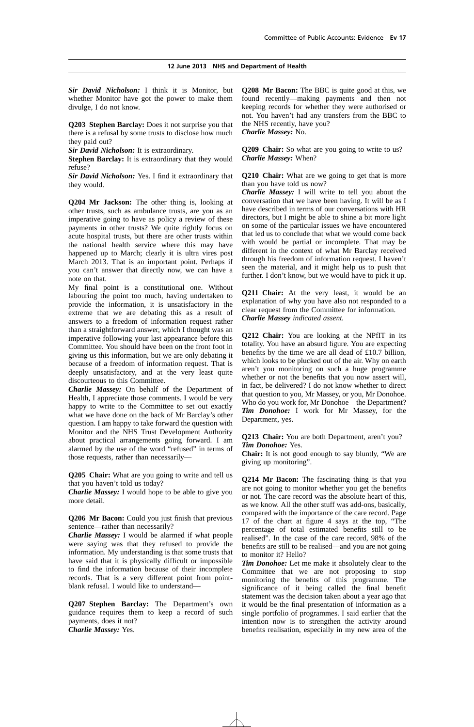***Sir David Nicholson:*** I think it is Monitor, but whether Monitor have got the power to make them divulge, I do not know.

**Q203 Stephen Barclay:** Does it not surprise you that there is a refusal by some trusts to disclose how much they paid out?

***Sir David Nicholson:*** It is extraordinary.

**Stephen Barclay:** It is extraordinary that they would refuse?

***Sir David Nicholson:*** Yes. I find it extraordinary that they would.

**Q204 Mr Jackson:** The other thing is, looking at other trusts, such as ambulance trusts, are you as an imperative going to have as policy a review of these payments in other trusts? We quite rightly focus on acute hospital trusts, but there are other trusts within the national health service where this may have happened up to March; clearly it is ultra vires post March 2013. That is an important point. Perhaps if you can't answer that directly now, we can have a note on that.

My final point is a constitutional one. Without labouring the point too much, having undertaken to provide the information, it is unsatisfactory in the extreme that we are debating this as a result of answers to a freedom of information request rather than a straightforward answer, which I thought was an imperative following your last appearance before this Committee. You should have been on the front foot in giving us this information, but we are only debating it because of a freedom of information request. That is deeply unsatisfactory, and at the very least quite discourteous to this Committee.

***Charlie Massey:*** On behalf of the Department of Health, I appreciate those comments. I would be very happy to write to the Committee to set out exactly what we have done on the back of Mr Barclay's other question. I am happy to take forward the question with Monitor and the NHS Trust Development Authority about practical arrangements going forward. I am alarmed by the use of the word "refused" in terms of those requests, rather than necessarily—

**Q205 Chair:** What are you going to write and tell us that you haven't told us today?

***Charlie Massey:*** I would hope to be able to give you more detail.

**Q206 Mr Bacon:** Could you just finish that previous sentence—rather than necessarily?

***Charlie Massey:*** I would be alarmed if what people were saying was that they refused to provide the information. My understanding is that some trusts that have said that it is physically difficult or impossible to find the information because of their incomplete records. That is a very different point from point-blank refusal. I would like to understand—

**Q207 Stephen Barclay:** The Department's own guidance requires them to keep a record of such payments, does it not?

***Charlie Massey:*** Yes.

**Q208 Mr Bacon:** The BBC is quite good at this, we found recently—making payments and then not keeping records for whether they were authorised or not. You haven't had any transfers from the BBC to the NHS recently, have you?

***Charlie Massey:*** No.

**Q209 Chair:** So what are you going to write to us?

***Charlie Massey:*** When?

**Q210 Chair:** What are we going to get that is more than you have told us now?

***Charlie Massey:*** I will write to tell you about the conversation that we have been having. It will be as I have described in terms of our conversations with HR directors, but I might be able to shine a bit more light on some of the particular issues we have encountered that led us to conclude that what we would come back with would be partial or incomplete. That may be different in the context of what Mr Barclay received through his freedom of information request. I haven't seen the material, and it might help us to push that further. I don't know, but we would have to pick it up.

**Q211 Chair:** At the very least, it would be an explanation of why you have also not responded to a clear request from the Committee for information.

***Charlie Massey*** *indicated assent.*

**Q212 Chair:** You are looking at the NPfIT in its totality. You have an absurd figure. You are expecting benefits by the time we are all dead of £10.7 billion, which looks to be plucked out of the air. Why on earth aren't you monitoring on such a huge programme whether or not the benefits that you now assert will, in fact, be delivered? I do not know whether to direct that question to you, Mr Massey, or you, Mr Donohoe. Who do you work for, Mr Donohoe—the Department?

***Tim Donohoe:*** I work for Mr Massey, for the Department, yes.

**Q213 Chair:** You are both Department, aren't you?

***Tim Donohoe:*** Yes.

**Chair:** It is not good enough to say bluntly, "We are giving up monitoring".

**Q214 Mr Bacon:** The fascinating thing is that you are not going to monitor whether you get the benefits or not. The care record was the absolute heart of this, as we know. All the other stuff was add-ons, basically, compared with the importance of the care record. Page 17 of the chart at figure 4 says at the top, "The percentage of total estimated benefits still to be realised". In the case of the care record, 98% of the benefits are still to be realised—and you are not going to monitor it? Hello?

***Tim Donohoe:*** Let me make it absolutely clear to the Committee that we are not proposing to stop monitoring the benefits of this programme. The significance of it being called the final benefit statement was the decision taken about a year ago that it would be the final presentation of information as a single portfolio of programmes. I said earlier that the intention now is to strengthen the activity around benefits realisation, especially in my new area of the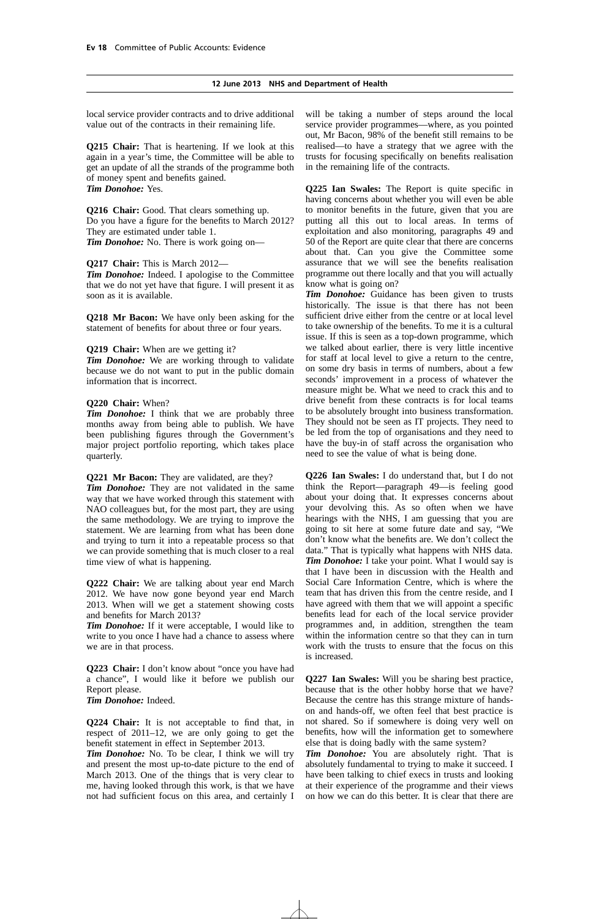local service provider contracts and to drive additional value out of the contracts in their remaining life.

**Q215 Chair:** That is heartening. If we look at this again in a year's time, the Committee will be able to get an update of all the strands of the programme both of money spent and benefits gained.
***Tim Donohoe:*** Yes.

**Q216 Chair:** Good. That clears something up. Do you have a figure for the benefits to March 2012? They are estimated under table 1.
***Tim Donohoe:*** No. There is work going on—

**Q217 Chair:** This is March 2012—
***Tim Donohoe:*** Indeed. I apologise to the Committee that we do not yet have that figure. I will present it as soon as it is available.

**Q218 Mr Bacon:** We have only been asking for the statement of benefits for about three or four years.

**Q219 Chair:** When are we getting it?
***Tim Donohoe:*** We are working through to validate because we do not want to put in the public domain information that is incorrect.

**Q220 Chair:** When?
***Tim Donohoe:*** I think that we are probably three months away from being able to publish. We have been publishing figures through the Government's major project portfolio reporting, which takes place quarterly.

**Q221 Mr Bacon:** They are validated, are they?
***Tim Donohoe:*** They are not validated in the same way that we have worked through this statement with NAO colleagues but, for the most part, they are using the same methodology. We are trying to improve the statement. We are learning from what has been done and trying to turn it into a repeatable process so that we can provide something that is much closer to a real time view of what is happening.

**Q222 Chair:** We are talking about year end March 2012. We have now gone beyond year end March 2013. When will we get a statement showing costs and benefits for March 2013?
***Tim Donohoe:*** If it were acceptable, I would like to write to you once I have had a chance to assess where we are in that process.

**Q223 Chair:** I don't know about "once you have had a chance", I would like it before we publish our Report please.
***Tim Donohoe:*** Indeed.

**Q224 Chair:** It is not acceptable to find that, in respect of 2011–12, we are only going to get the benefit statement in effect in September 2013.
***Tim Donohoe:*** No. To be clear, I think we will try and present the most up-to-date picture to the end of March 2013. One of the things that is very clear to me, having looked through this work, is that we have not had sufficient focus on this area, and certainly I will be taking a number of steps around the local service provider programmes—where, as you pointed out, Mr Bacon, 98% of the benefit still remains to be realised—to have a strategy that we agree with the trusts for focusing specifically on benefits realisation in the remaining life of the contracts.

**Q225 Ian Swales:** The Report is quite specific in having concerns about whether you will even be able to monitor benefits in the future, given that you are putting all this out to local areas. In terms of exploitation and also monitoring, paragraphs 49 and 50 of the Report are quite clear that there are concerns about that. Can you give the Committee some assurance that we will see the benefits realisation programme out there locally and that you will actually know what is going on?
***Tim Donohoe:*** Guidance has been given to trusts historically. The issue is that there has not been sufficient drive either from the centre or at local level to take ownership of the benefits. To me it is a cultural issue. If this is seen as a top-down programme, which we talked about earlier, there is very little incentive for staff at local level to give a return to the centre, on some dry basis in terms of numbers, about a few seconds' improvement in a process of whatever the measure might be. What we need to crack this and to drive benefit from these contracts is for local teams to be absolutely brought into business transformation. They should not be seen as IT projects. They need to be led from the top of organisations and they need to have the buy-in of staff across the organisation who need to see the value of what is being done.

**Q226 Ian Swales:** I do understand that, but I do not think the Report—paragraph 49—is feeling good about your doing that. It expresses concerns about your devolving this. As so often when we have hearings with the NHS, I am guessing that you are going to sit here at some future date and say, "We don't know what the benefits are. We don't collect the data." That is typically what happens with NHS data.
***Tim Donohoe:*** I take your point. What I would say is that I have been in discussion with the Health and Social Care Information Centre, which is where the team that has driven this from the centre reside, and I have agreed with them that we will appoint a specific benefits lead for each of the local service provider programmes and, in addition, strengthen the team within the information centre so that they can in turn work with the trusts to ensure that the focus on this is increased.

**Q227 Ian Swales:** Will you be sharing best practice, because that is the other hobby horse that we have? Because the centre has this strange mixture of hands-on and hands-off, we often feel that best practice is not shared. So if somewhere is doing very well on benefits, how will the information get to somewhere else that is doing badly with the same system?
***Tim Donohoe:*** You are absolutely right. That is absolutely fundamental to trying to make it succeed. I have been talking to chief execs in trusts and looking at their experience of the programme and their views on how we can do this better. It is clear that there are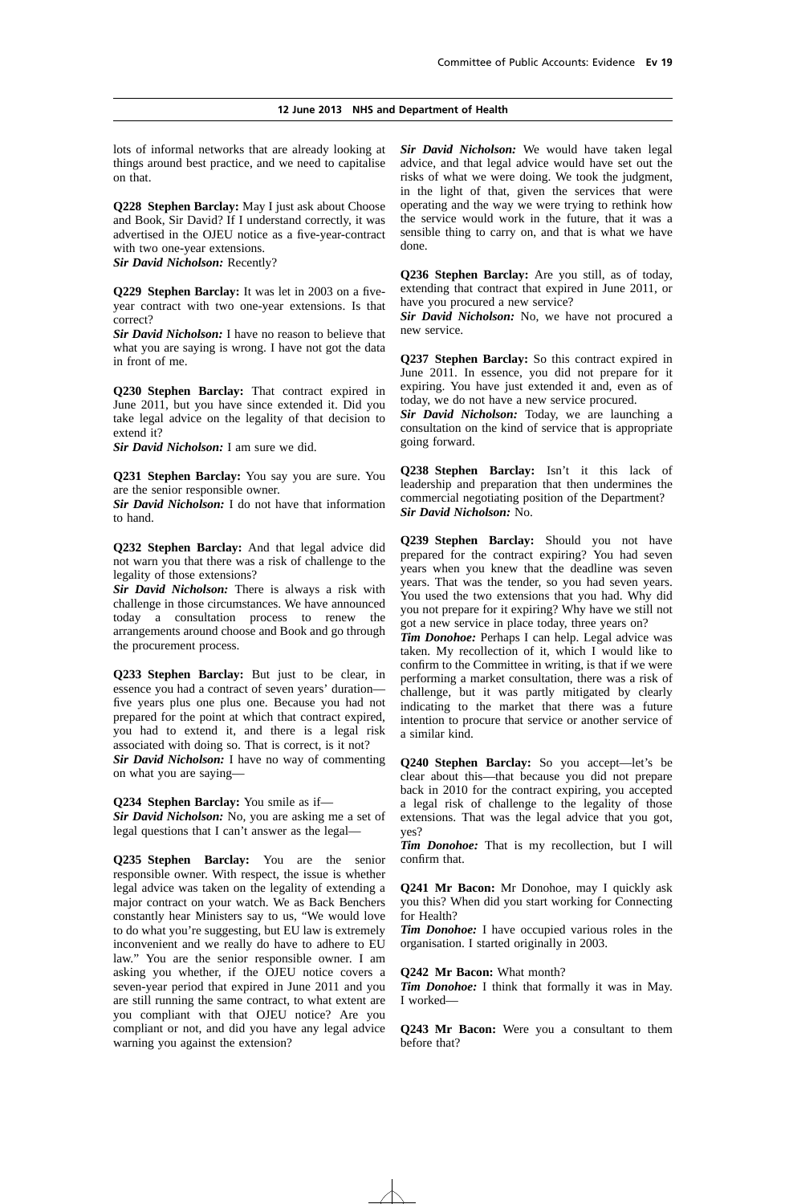lots of informal networks that are already looking at things around best practice, and we need to capitalise on that.

**Q228 Stephen Barclay:** May I just ask about Choose and Book, Sir David? If I understand correctly, it was advertised in the OJEU notice as a five-year-contract with two one-year extensions.
***Sir David Nicholson:*** Recently?

**Q229 Stephen Barclay:** It was let in 2003 on a five-year contract with two one-year extensions. Is that correct?
***Sir David Nicholson:*** I have no reason to believe that what you are saying is wrong. I have not got the data in front of me.

**Q230 Stephen Barclay:** That contract expired in June 2011, but you have since extended it. Did you take legal advice on the legality of that decision to extend it?
***Sir David Nicholson:*** I am sure we did.

**Q231 Stephen Barclay:** You say you are sure. You are the senior responsible owner.
***Sir David Nicholson:*** I do not have that information to hand.

**Q232 Stephen Barclay:** And that legal advice did not warn you that there was a risk of challenge to the legality of those extensions?
***Sir David Nicholson:*** There is always a risk with challenge in those circumstances. We have announced today a consultation process to renew the arrangements around choose and Book and go through the procurement process.

**Q233 Stephen Barclay:** But just to be clear, in essence you had a contract of seven years' duration—five years plus one plus one. Because you had not prepared for the point at which that contract expired, you had to extend it, and there is a legal risk associated with doing so. That is correct, is it not?
***Sir David Nicholson:*** I have no way of commenting on what you are saying—

**Q234 Stephen Barclay:** You smile as if—
***Sir David Nicholson:*** No, you are asking me a set of legal questions that I can't answer as the legal—

**Q235 Stephen Barclay:** You are the senior responsible owner. With respect, the issue is whether legal advice was taken on the legality of extending a major contract on your watch. We as Back Benchers constantly hear Ministers say to us, "We would love to do what you're suggesting, but EU law is extremely inconvenient and we really do have to adhere to EU law." You are the senior responsible owner. I am asking you whether, if the OJEU notice covers a seven-year period that expired in June 2011 and you are still running the same contract, to what extent are you compliant with that OJEU notice? Are you compliant or not, and did you have any legal advice warning you against the extension?
***Sir David Nicholson:*** We would have taken legal advice, and that legal advice would have set out the risks of what we were doing. We took the judgment, in the light of that, given the services that were operating and the way we were trying to rethink how the service would work in the future, that it was a sensible thing to carry on, and that is what we have done.

**Q236 Stephen Barclay:** Are you still, as of today, extending that contract that expired in June 2011, or have you procured a new service?
***Sir David Nicholson:*** No, we have not procured a new service.

**Q237 Stephen Barclay:** So this contract expired in June 2011. In essence, you did not prepare for it expiring. You have just extended it and, even as of today, we do not have a new service procured.
***Sir David Nicholson:*** Today, we are launching a consultation on the kind of service that is appropriate going forward.

**Q238 Stephen Barclay:** Isn't it this lack of leadership and preparation that then undermines the commercial negotiating position of the Department?
***Sir David Nicholson:*** No.

**Q239 Stephen Barclay:** Should you not have prepared for the contract expiring? You had seven years when you knew that the deadline was seven years. That was the tender, so you had seven years. You used the two extensions that you had. Why did you not prepare for it expiring? Why have we still not got a new service in place today, three years on?
***Tim Donohoe:*** Perhaps I can help. Legal advice was taken. My recollection of it, which I would like to confirm to the Committee in writing, is that if we were performing a market consultation, there was a risk of challenge, but it was partly mitigated by clearly indicating to the market that there was a future intention to procure that service or another service of a similar kind.

**Q240 Stephen Barclay:** So you accept—let's be clear about this—that because you did not prepare back in 2010 for the contract expiring, you accepted a legal risk of challenge to the legality of those extensions. That was the legal advice that you got, yes?
***Tim Donohoe:*** That is my recollection, but I will confirm that.

**Q241 Mr Bacon:** Mr Donohoe, may I quickly ask you this? When did you start working for Connecting for Health?
***Tim Donohoe:*** I have occupied various roles in the organisation. I started originally in 2003.

**Q242 Mr Bacon:** What month?
***Tim Donohoe:*** I think that formally it was in May. I worked—

**Q243 Mr Bacon:** Were you a consultant to them before that?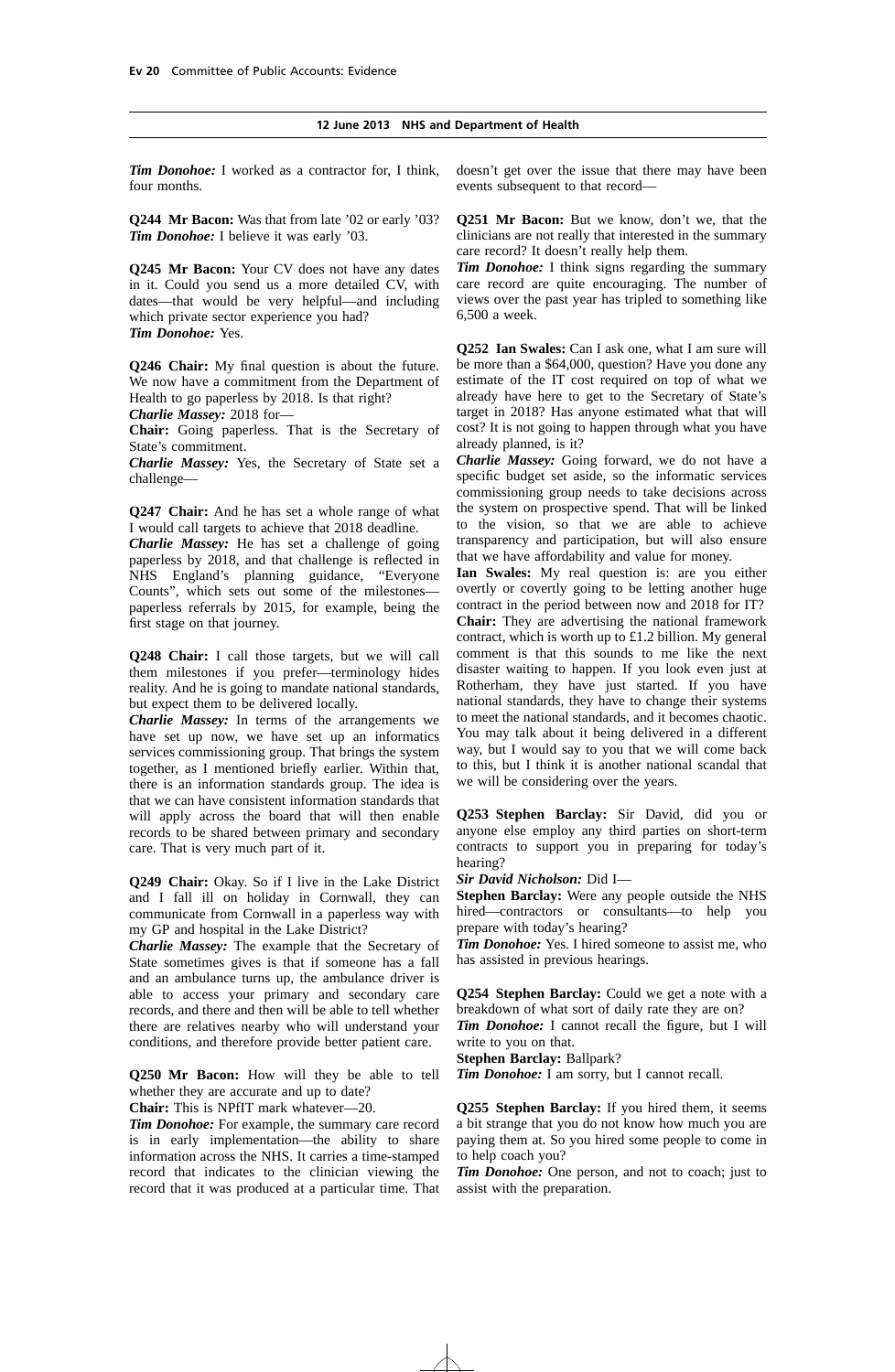*Tim Donohoe:* I worked as a contractor for, I think, four months.

**Q244 Mr Bacon:** Was that from late '02 or early '03?
*Tim Donohoe:* I believe it was early '03.

**Q245 Mr Bacon:** Your CV does not have any dates in it. Could you send us a more detailed CV, with dates—that would be very helpful—and including which private sector experience you had?
*Tim Donohoe:* Yes.

**Q246 Chair:** My final question is about the future. We now have a commitment from the Department of Health to go paperless by 2018. Is that right?
*Charlie Massey:* 2018 for—
**Chair:** Going paperless. That is the Secretary of State's commitment.
*Charlie Massey:* Yes, the Secretary of State set a challenge—

**Q247 Chair:** And he has set a whole range of what I would call targets to achieve that 2018 deadline.
*Charlie Massey:* He has set a challenge of going paperless by 2018, and that challenge is reflected in NHS England's planning guidance, "Everyone Counts", which sets out some of the milestones—paperless referrals by 2015, for example, being the first stage on that journey.

**Q248 Chair:** I call those targets, but we will call them milestones if you prefer—terminology hides reality. And he is going to mandate national standards, but expect them to be delivered locally.
*Charlie Massey:* In terms of the arrangements we have set up now, we have set up an informatics services commissioning group. That brings the system together, as I mentioned briefly earlier. Within that, there is an information standards group. The idea is that we can have consistent information standards that will apply across the board that will then enable records to be shared between primary and secondary care. That is very much part of it.

**Q249 Chair:** Okay. So if I live in the Lake District and I fall ill on holiday in Cornwall, they can communicate from Cornwall in a paperless way with my GP and hospital in the Lake District?
*Charlie Massey:* The example that the Secretary of State sometimes gives is that if someone has a fall and an ambulance turns up, the ambulance driver is able to access your primary and secondary care records, and there and then will be able to tell whether there are relatives nearby who will understand your conditions, and therefore provide better patient care.

**Q250 Mr Bacon:** How will they be able to tell whether they are accurate and up to date?
**Chair:** This is NPfIT mark whatever—20.
*Tim Donohoe:* For example, the summary care record is in early implementation—the ability to share information across the NHS. It carries a time-stamped record that indicates to the clinician viewing the record that it was produced at a particular time. That doesn't get over the issue that there may have been events subsequent to that record—

**Q251 Mr Bacon:** But we know, don't we, that the clinicians are not really that interested in the summary care record? It doesn't really help them.
*Tim Donohoe:* I think signs regarding the summary care record are quite encouraging. The number of views over the past year has tripled to something like 6,500 a week.

**Q252 Ian Swales:** Can I ask one, what I am sure will be more than a $64,000, question? Have you done any estimate of the IT cost required on top of what we already have here to get to the Secretary of State's target in 2018? Has anyone estimated what that will cost? It is not going to happen through what you have already planned, is it?
*Charlie Massey:* Going forward, we do not have a specific budget set aside, so the informatic services commissioning group needs to take decisions across the system on prospective spend. That will be linked to the vision, so that we are able to achieve transparency and participation, but will also ensure that we have affordability and value for money.
**Ian Swales:** My real question is: are you either overtly or covertly going to be letting another huge contract in the period between now and 2018 for IT?
**Chair:** They are advertising the national framework contract, which is worth up to £1.2 billion. My general comment is that this sounds to me like the next disaster waiting to happen. If you look even just at Rotherham, they have just started. If you have national standards, they have to change their systems to meet the national standards, and it becomes chaotic. You may talk about it being delivered in a different way, but I would say to you that we will come back to this, but I think it is another national scandal that we will be considering over the years.

**Q253 Stephen Barclay:** Sir David, did you or anyone else employ any third parties on short-term contracts to support you in preparing for today's hearing?
*Sir David Nicholson:* Did I—
**Stephen Barclay:** Were any people outside the NHS hired—contractors or consultants—to help you prepare with today's hearing?
*Tim Donohoe:* Yes. I hired someone to assist me, who has assisted in previous hearings.

**Q254 Stephen Barclay:** Could we get a note with a breakdown of what sort of daily rate they are on?
*Tim Donohoe:* I cannot recall the figure, but I will write to you on that.
**Stephen Barclay:** Ballpark?
*Tim Donohoe:* I am sorry, but I cannot recall.

**Q255 Stephen Barclay:** If you hired them, it seems a bit strange that you do not know how much you are paying them at. So you hired some people to come in to help coach you?
*Tim Donohoe:* One person, and not to coach; just to assist with the preparation.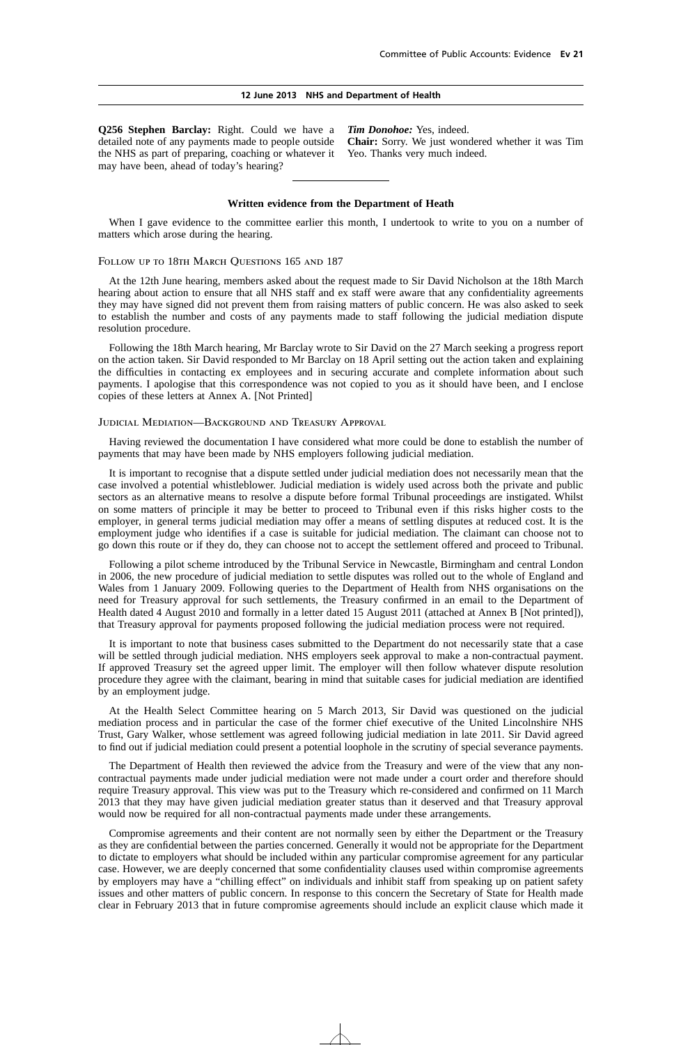**Q256 Stephen Barclay:** Right. Could we have a detailed note of any payments made to people outside the NHS as part of preparing, coaching or whatever it may have been, ahead of today's hearing?

***Tim Donohoe:*** Yes, indeed.

**Chair:** Sorry. We just wondered whether it was Tim Yeo. Thanks very much indeed.

---

## Written evidence from the Department of Heath

When I gave evidence to the committee earlier this month, I undertook to write to you on a number of matters which arose during the hearing.

### Follow up to 18th March Questions 165 and 187

At the 12th June hearing, members asked about the request made to Sir David Nicholson at the 18th March hearing about action to ensure that all NHS staff and ex staff were aware that any confidentiality agreements they may have signed did not prevent them from raising matters of public concern. He was also asked to seek to establish the number and costs of any payments made to staff following the judicial mediation dispute resolution procedure.

Following the 18th March hearing, Mr Barclay wrote to Sir David on the 27 March seeking a progress report on the action taken. Sir David responded to Mr Barclay on 18 April setting out the action taken and explaining the difficulties in contacting ex employees and in securing accurate and complete information about such payments. I apologise that this correspondence was not copied to you as it should have been, and I enclose copies of these letters at Annex A. [Not Printed]

### Judicial Mediation—Background and Treasury Approval

Having reviewed the documentation I have considered what more could be done to establish the number of payments that may have been made by NHS employers following judicial mediation.

It is important to recognise that a dispute settled under judicial mediation does not necessarily mean that the case involved a potential whistleblower. Judicial mediation is widely used across both the private and public sectors as an alternative means to resolve a dispute before formal Tribunal proceedings are instigated. Whilst on some matters of principle it may be better to proceed to Tribunal even if this risks higher costs to the employer, in general terms judicial mediation may offer a means of settling disputes at reduced cost. It is the employment judge who identifies if a case is suitable for judicial mediation. The claimant can choose not to go down this route or if they do, they can choose not to accept the settlement offered and proceed to Tribunal.

Following a pilot scheme introduced by the Tribunal Service in Newcastle, Birmingham and central London in 2006, the new procedure of judicial mediation to settle disputes was rolled out to the whole of England and Wales from 1 January 2009. Following queries to the Department of Health from NHS organisations on the need for Treasury approval for such settlements, the Treasury confirmed in an email to the Department of Health dated 4 August 2010 and formally in a letter dated 15 August 2011 (attached at Annex B [Not printed]), that Treasury approval for payments proposed following the judicial mediation process were not required.

It is important to note that business cases submitted to the Department do not necessarily state that a case will be settled through judicial mediation. NHS employers seek approval to make a non-contractual payment. If approved Treasury set the agreed upper limit. The employer will then follow whatever dispute resolution procedure they agree with the claimant, bearing in mind that suitable cases for judicial mediation are identified by an employment judge.

At the Health Select Committee hearing on 5 March 2013, Sir David was questioned on the judicial mediation process and in particular the case of the former chief executive of the United Lincolnshire NHS Trust, Gary Walker, whose settlement was agreed following judicial mediation in late 2011. Sir David agreed to find out if judicial mediation could present a potential loophole in the scrutiny of special severance payments.

The Department of Health then reviewed the advice from the Treasury and were of the view that any non-contractual payments made under judicial mediation were not made under a court order and therefore should require Treasury approval. This view was put to the Treasury which re-considered and confirmed on 11 March 2013 that they may have given judicial mediation greater status than it deserved and that Treasury approval would now be required for all non-contractual payments made under these arrangements.

Compromise agreements and their content are not normally seen by either the Department or the Treasury as they are confidential between the parties concerned. Generally it would not be appropriate for the Department to dictate to employers what should be included within any particular compromise agreement for any particular case. However, we are deeply concerned that some confidentiality clauses used within compromise agreements by employers may have a "chilling effect" on individuals and inhibit staff from speaking up on patient safety issues and other matters of public concern. In response to this concern the Secretary of State for Health made clear in February 2013 that in future compromise agreements should include an explicit clause which made it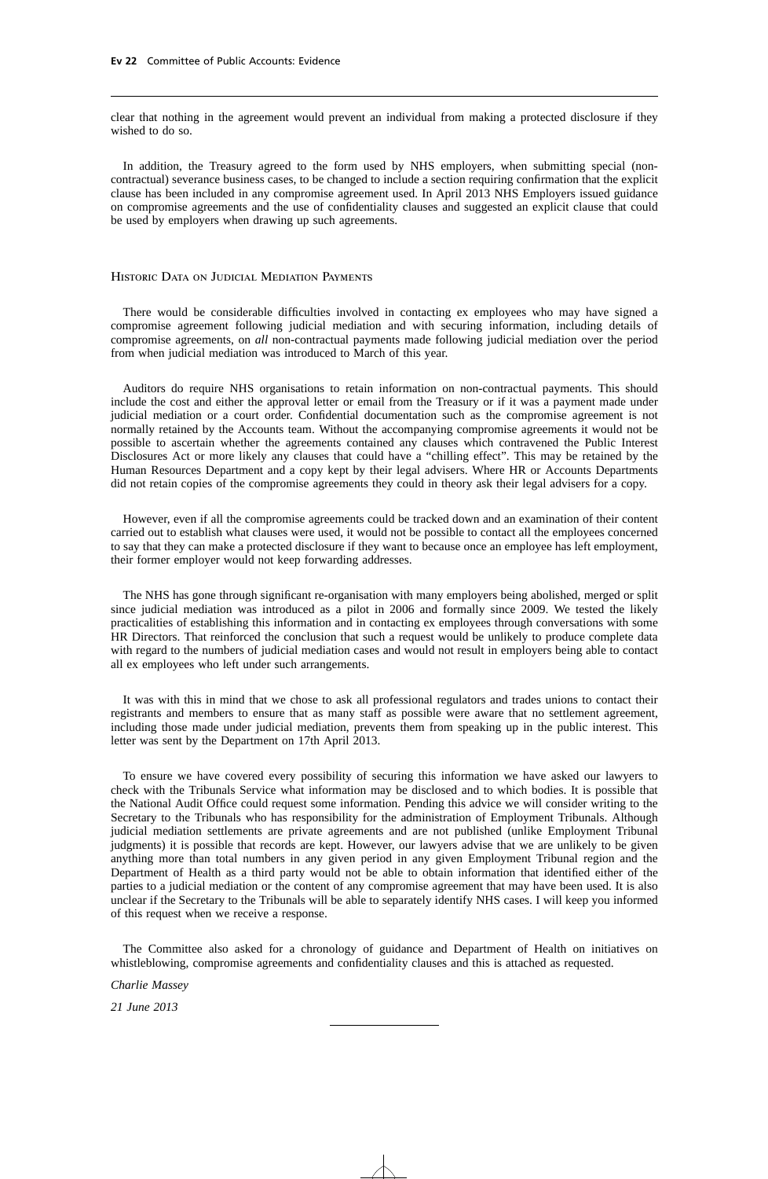clear that nothing in the agreement would prevent an individual from making a protected disclosure if they wished to do so.

In addition, the Treasury agreed to the form used by NHS employers, when submitting special (non-contractual) severance business cases, to be changed to include a section requiring confirmation that the explicit clause has been included in any compromise agreement used. In April 2013 NHS Employers issued guidance on compromise agreements and the use of confidentiality clauses and suggested an explicit clause that could be used by employers when drawing up such agreements.

### Historic Data on Judicial Mediation Payments

There would be considerable difficulties involved in contacting ex employees who may have signed a compromise agreement following judicial mediation and with securing information, including details of compromise agreements, on *all* non-contractual payments made following judicial mediation over the period from when judicial mediation was introduced to March of this year.

Auditors do require NHS organisations to retain information on non-contractual payments. This should include the cost and either the approval letter or email from the Treasury or if it was a payment made under judicial mediation or a court order. Confidential documentation such as the compromise agreement is not normally retained by the Accounts team. Without the accompanying compromise agreements it would not be possible to ascertain whether the agreements contained any clauses which contravened the Public Interest Disclosures Act or more likely any clauses that could have a "chilling effect". This may be retained by the Human Resources Department and a copy kept by their legal advisers. Where HR or Accounts Departments did not retain copies of the compromise agreements they could in theory ask their legal advisers for a copy.

However, even if all the compromise agreements could be tracked down and an examination of their content carried out to establish what clauses were used, it would not be possible to contact all the employees concerned to say that they can make a protected disclosure if they want to because once an employee has left employment, their former employer would not keep forwarding addresses.

The NHS has gone through significant re-organisation with many employers being abolished, merged or split since judicial mediation was introduced as a pilot in 2006 and formally since 2009. We tested the likely practicalities of establishing this information and in contacting ex employees through conversations with some HR Directors. That reinforced the conclusion that such a request would be unlikely to produce complete data with regard to the numbers of judicial mediation cases and would not result in employers being able to contact all ex employees who left under such arrangements.

It was with this in mind that we chose to ask all professional regulators and trades unions to contact their registrants and members to ensure that as many staff as possible were aware that no settlement agreement, including those made under judicial mediation, prevents them from speaking up in the public interest. This letter was sent by the Department on 17th April 2013.

To ensure we have covered every possibility of securing this information we have asked our lawyers to check with the Tribunals Service what information may be disclosed and to which bodies. It is possible that the National Audit Office could request some information. Pending this advice we will consider writing to the Secretary to the Tribunals who has responsibility for the administration of Employment Tribunals. Although judicial mediation settlements are private agreements and are not published (unlike Employment Tribunal judgments) it is possible that records are kept. However, our lawyers advise that we are unlikely to be given anything more than total numbers in any given period in any given Employment Tribunal region and the Department of Health as a third party would not be able to obtain information that identified either of the parties to a judicial mediation or the content of any compromise agreement that may have been used. It is also unclear if the Secretary to the Tribunals will be able to separately identify NHS cases. I will keep you informed of this request when we receive a response.

The Committee also asked for a chronology of guidance and Department of Health on initiatives on whistleblowing, compromise agreements and confidentiality clauses and this is attached as requested.

*Charlie Massey*

*21 June 2013*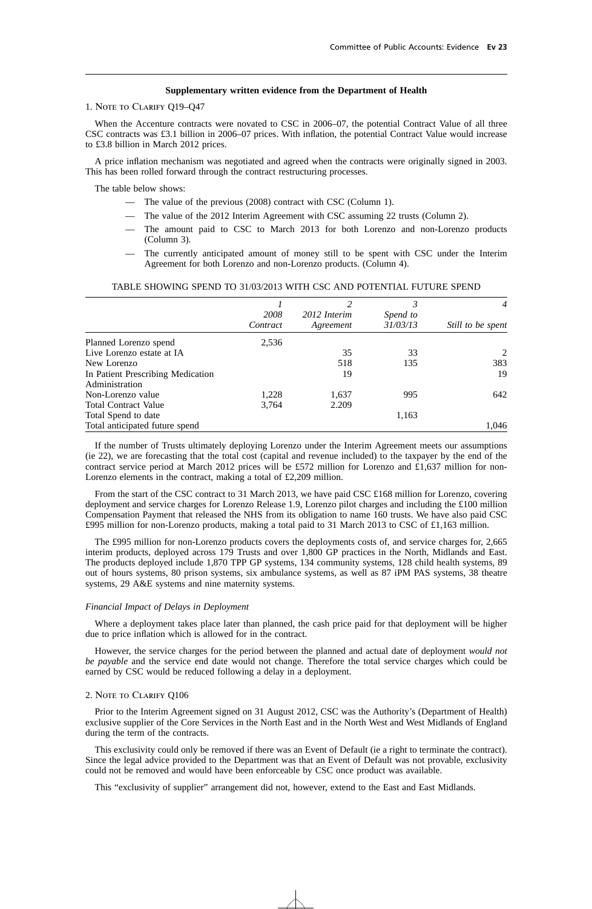## Supplementary written evidence from the Department of Health

1. NOTE TO CLARIFY Q19–Q47

When the Accenture contracts were novated to CSC in 2006–07, the potential Contract Value of all three CSC contracts was £3.1 billion in 2006–07 prices. With inflation, the potential Contract Value would increase to £3.8 billion in March 2012 prices.

A price inflation mechanism was negotiated and agreed when the contracts were originally signed in 2003. This has been rolled forward through the contract restructuring processes.

The table below shows:

- The value of the previous (2008) contract with CSC (Column 1).
- The value of the 2012 Interim Agreement with CSC assuming 22 trusts (Column 2).
- The amount paid to CSC to March 2013 for both Lorenzo and non-Lorenzo products (Column 3).
- The currently anticipated amount of money still to be spent with CSC under the Interim Agreement for both Lorenzo and non-Lorenzo products. (Column 4).

TABLE SHOWING SPEND TO 31/03/2013 WITH CSC AND POTENTIAL FUTURE SPEND

| | *1* *2008 Contract* | *2* *2012 Interim Agreement* | *3* *Spend to 31/03/13* | *4* *Still to be spent* |
|---|---|---|---|---|
| Planned Lorenzo spend | 2,536 | | | |
| Live Lorenzo estate at IA | | 35 | 33 | 2 |
| New Lorenzo | | 518 | 135 | 383 |
| In Patient Prescribing Medication Administration | | 19 | | 19 |
| Non-Lorenzo value | 1,228 | 1,637 | 995 | 642 |
| Total Contract Value | 3,764 | 2.209 | | |
| Total Spend to date | | | 1,163 | |
| Total anticipated future spend | | | | 1,046 |

If the number of Trusts ultimately deploying Lorenzo under the Interim Agreement meets our assumptions (ie 22), we are forecasting that the total cost (capital and revenue included) to the taxpayer by the end of the contract service period at March 2012 prices will be £572 million for Lorenzo and £1,637 million for non-Lorenzo elements in the contract, making a total of £2,209 million.

From the start of the CSC contract to 31 March 2013, we have paid CSC £168 million for Lorenzo, covering deployment and service charges for Lorenzo Release 1.9, Lorenzo pilot charges and including the £100 million Compensation Payment that released the NHS from its obligation to name 160 trusts. We have also paid CSC £995 million for non-Lorenzo products, making a total paid to 31 March 2013 to CSC of £1,163 million.

The £995 million for non-Lorenzo products covers the deployments costs of, and service charges for, 2,665 interim products, deployed across 179 Trusts and over 1,800 GP practices in the North, Midlands and East. The products deployed include 1,870 TPP GP systems, 134 community systems, 128 child health systems, 89 out of hours systems, 80 prison systems, six ambulance systems, as well as 87 iPM PAS systems, 38 theatre systems, 29 A&E systems and nine maternity systems.

*Financial Impact of Delays in Deployment*

Where a deployment takes place later than planned, the cash price paid for that deployment will be higher due to price inflation which is allowed for in the contract.

However, the service charges for the period between the planned and actual date of deployment *would not be payable* and the service end date would not change. Therefore the total service charges which could be earned by CSC would be reduced following a delay in a deployment.

2. NOTE TO CLARIFY Q106

Prior to the Interim Agreement signed on 31 August 2012, CSC was the Authority's (Department of Health) exclusive supplier of the Core Services in the North East and in the North West and West Midlands of England during the term of the contracts.

This exclusivity could only be removed if there was an Event of Default (ie a right to terminate the contract). Since the legal advice provided to the Department was that an Event of Default was not provable, exclusivity could not be removed and would have been enforceable by CSC once product was available.

This "exclusivity of supplier" arrangement did not, however, extend to the East and East Midlands.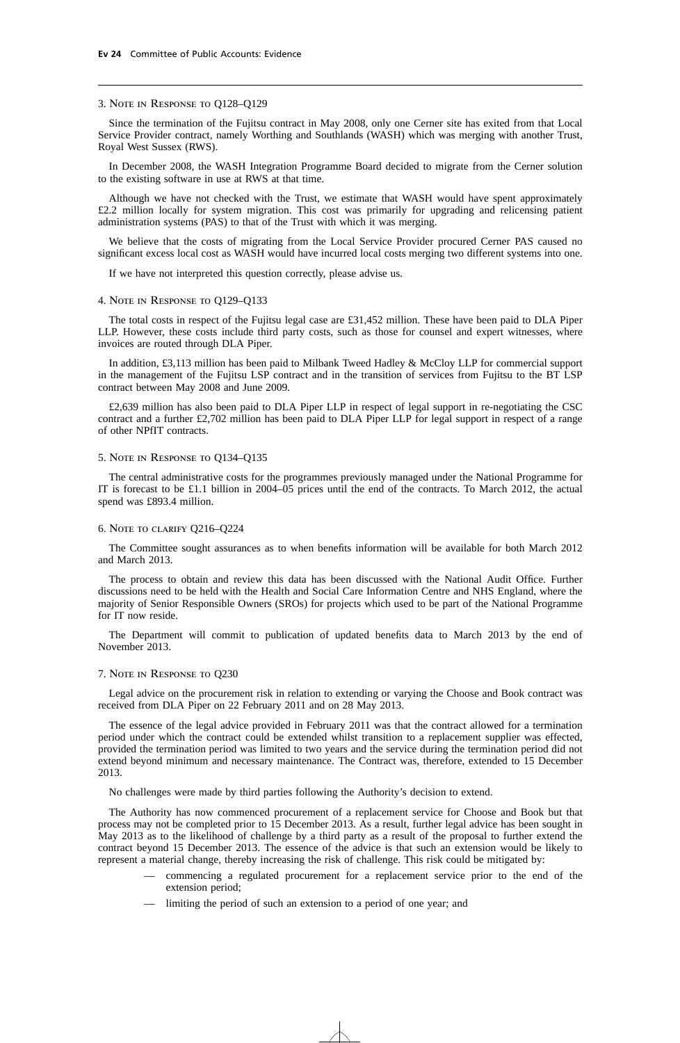### 3. Note in Response to Q128–Q129

Since the termination of the Fujitsu contract in May 2008, only one Cerner site has exited from that Local Service Provider contract, namely Worthing and Southlands (WASH) which was merging with another Trust, Royal West Sussex (RWS).

In December 2008, the WASH Integration Programme Board decided to migrate from the Cerner solution to the existing software in use at RWS at that time.

Although we have not checked with the Trust, we estimate that WASH would have spent approximately £2.2 million locally for system migration. This cost was primarily for upgrading and relicensing patient administration systems (PAS) to that of the Trust with which it was merging.

We believe that the costs of migrating from the Local Service Provider procured Cerner PAS caused no significant excess local cost as WASH would have incurred local costs merging two different systems into one.

If we have not interpreted this question correctly, please advise us.

### 4. Note in Response to Q129–Q133

The total costs in respect of the Fujitsu legal case are £31,452 million. These have been paid to DLA Piper LLP. However, these costs include third party costs, such as those for counsel and expert witnesses, where invoices are routed through DLA Piper.

In addition, £3,113 million has been paid to Milbank Tweed Hadley & McCloy LLP for commercial support in the management of the Fujitsu LSP contract and in the transition of services from Fujitsu to the BT LSP contract between May 2008 and June 2009.

£2,639 million has also been paid to DLA Piper LLP in respect of legal support in re-negotiating the CSC contract and a further £2,702 million has been paid to DLA Piper LLP for legal support in respect of a range of other NPfIT contracts.

### 5. Note in Response to Q134–Q135

The central administrative costs for the programmes previously managed under the National Programme for IT is forecast to be £1.1 billion in 2004–05 prices until the end of the contracts. To March 2012, the actual spend was £893.4 million.

### 6. Note to clarify Q216–Q224

The Committee sought assurances as to when benefits information will be available for both March 2012 and March 2013.

The process to obtain and review this data has been discussed with the National Audit Office. Further discussions need to be held with the Health and Social Care Information Centre and NHS England, where the majority of Senior Responsible Owners (SROs) for projects which used to be part of the National Programme for IT now reside.

The Department will commit to publication of updated benefits data to March 2013 by the end of November 2013.

### 7. Note in Response to Q230

Legal advice on the procurement risk in relation to extending or varying the Choose and Book contract was received from DLA Piper on 22 February 2011 and on 28 May 2013.

The essence of the legal advice provided in February 2011 was that the contract allowed for a termination period under which the contract could be extended whilst transition to a replacement supplier was effected, provided the termination period was limited to two years and the service during the termination period did not extend beyond minimum and necessary maintenance. The Contract was, therefore, extended to 15 December 2013.

No challenges were made by third parties following the Authority's decision to extend.

The Authority has now commenced procurement of a replacement service for Choose and Book but that process may not be completed prior to 15 December 2013. As a result, further legal advice has been sought in May 2013 as to the likelihood of challenge by a third party as a result of the proposal to further extend the contract beyond 15 December 2013. The essence of the advice is that such an extension would be likely to represent a material change, thereby increasing the risk of challenge. This risk could be mitigated by:

- commencing a regulated procurement for a replacement service prior to the end of the extension period;
- limiting the period of such an extension to a period of one year; and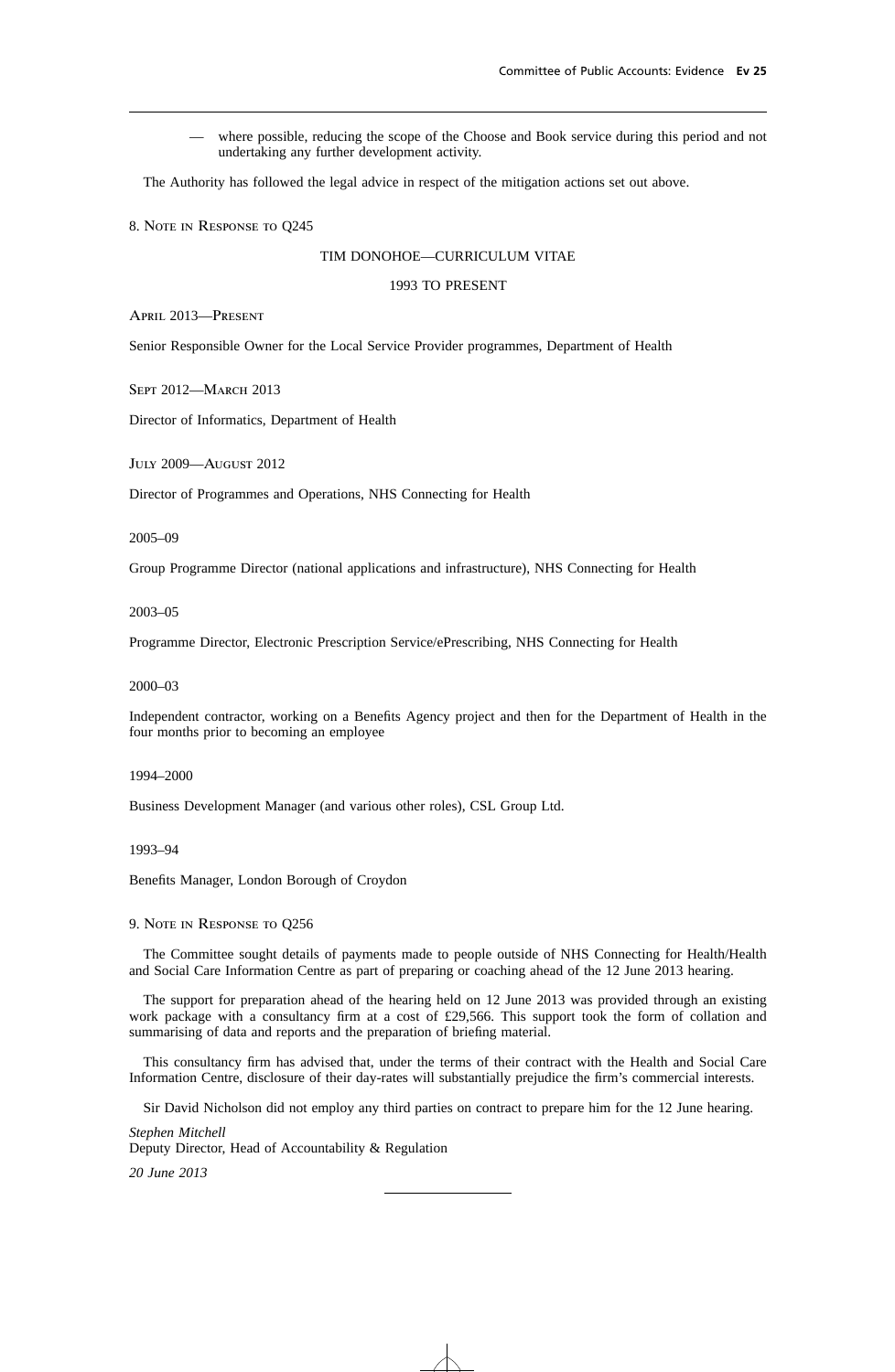— where possible, reducing the scope of the Choose and Book service during this period and not undertaking any further development activity.

The Authority has followed the legal advice in respect of the mitigation actions set out above.

8. Note in Response to Q245

TIM DONOHOE—CURRICULUM VITAE

1993 TO PRESENT

April 2013—Present

Senior Responsible Owner for the Local Service Provider programmes, Department of Health

Sept 2012—March 2013

Director of Informatics, Department of Health

July 2009—August 2012

Director of Programmes and Operations, NHS Connecting for Health

2005–09

Group Programme Director (national applications and infrastructure), NHS Connecting for Health

2003–05

Programme Director, Electronic Prescription Service/ePrescribing, NHS Connecting for Health

2000–03

Independent contractor, working on a Benefits Agency project and then for the Department of Health in the four months prior to becoming an employee

1994–2000

Business Development Manager (and various other roles), CSL Group Ltd.

1993–94

Benefits Manager, London Borough of Croydon

9. Note in Response to Q256

The Committee sought details of payments made to people outside of NHS Connecting for Health/Health and Social Care Information Centre as part of preparing or coaching ahead of the 12 June 2013 hearing.

The support for preparation ahead of the hearing held on 12 June 2013 was provided through an existing work package with a consultancy firm at a cost of £29,566. This support took the form of collation and summarising of data and reports and the preparation of briefing material.

This consultancy firm has advised that, under the terms of their contract with the Health and Social Care Information Centre, disclosure of their day-rates will substantially prejudice the firm's commercial interests.

Sir David Nicholson did not employ any third parties on contract to prepare him for the 12 June hearing.

*Stephen Mitchell*
Deputy Director, Head of Accountability & Regulation

*20 June 2013*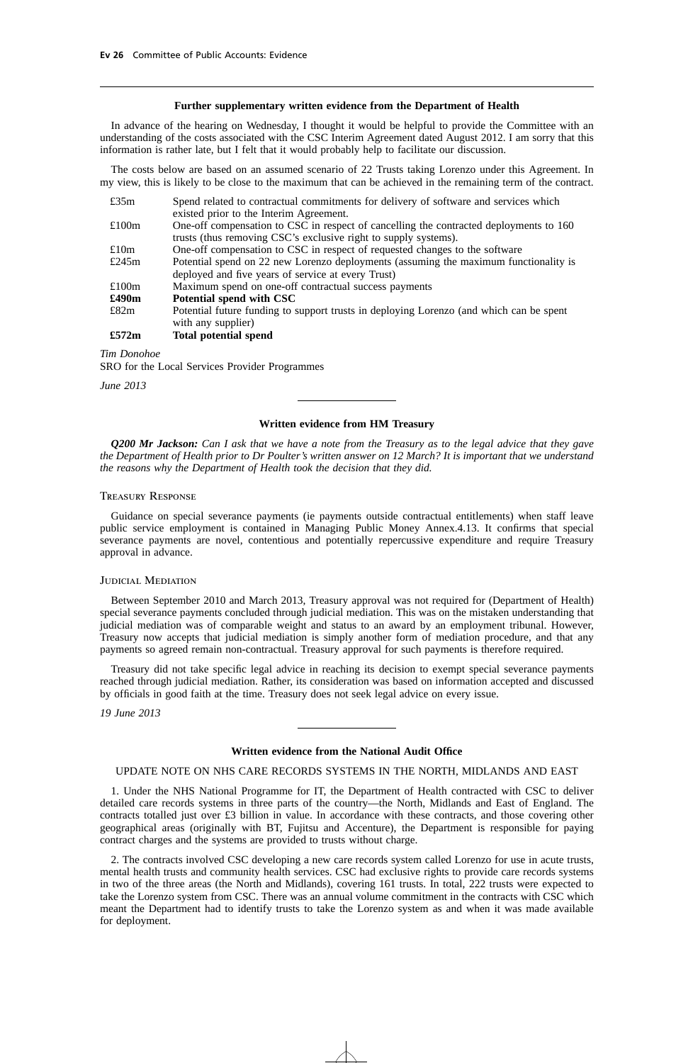### Further supplementary written evidence from the Department of Health

In advance of the hearing on Wednesday, I thought it would be helpful to provide the Committee with an understanding of the costs associated with the CSC Interim Agreement dated August 2012. I am sorry that this information is rather late, but I felt that it would probably help to facilitate our discussion.

The costs below are based on an assumed scenario of 22 Trusts taking Lorenzo under this Agreement. In my view, this is likely to be close to the maximum that can be achieved in the remaining term of the contract.

| | |
|---|---|
| £35m | Spend related to contractual commitments for delivery of software and services which existed prior to the Interim Agreement. |
| £100m | One-off compensation to CSC in respect of cancelling the contracted deployments to 160 trusts (thus removing CSC's exclusive right to supply systems). |
| £10m | One-off compensation to CSC in respect of requested changes to the software |
| £245m | Potential spend on 22 new Lorenzo deployments (assuming the maximum functionality is deployed and five years of service at every Trust) |
| £100m | Maximum spend on one-off contractual success payments |
| **£490m** | **Potential spend with CSC** |
| £82m | Potential future funding to support trusts in deploying Lorenzo (and which can be spent with any supplier) |
| **£572m** | **Total potential spend** |

*Tim Donohoe*
SRO for the Local Services Provider Programmes

*June 2013*

---

### Written evidence from HM Treasury

***Q200 Mr Jackson:*** *Can I ask that we have a note from the Treasury as to the legal advice that they gave the Department of Health prior to Dr Poulter's written answer on 12 March? It is important that we understand the reasons why the Department of Health took the decision that they did.*

#### Treasury Response

Guidance on special severance payments (ie payments outside contractual entitlements) when staff leave public service employment is contained in Managing Public Money Annex.4.13. It confirms that special severance payments are novel, contentious and potentially repercussive expenditure and require Treasury approval in advance.

#### Judicial Mediation

Between September 2010 and March 2013, Treasury approval was not required for (Department of Health) special severance payments concluded through judicial mediation. This was on the mistaken understanding that judicial mediation was of comparable weight and status to an award by an employment tribunal. However, Treasury now accepts that judicial mediation is simply another form of mediation procedure, and that any payments so agreed remain non-contractual. Treasury approval for such payments is therefore required.

Treasury did not take specific legal advice in reaching its decision to exempt special severance payments reached through judicial mediation. Rather, its consideration was based on information accepted and discussed by officials in good faith at the time. Treasury does not seek legal advice on every issue.

*19 June 2013*

---

### Written evidence from the National Audit Office

UPDATE NOTE ON NHS CARE RECORDS SYSTEMS IN THE NORTH, MIDLANDS AND EAST

1. Under the NHS National Programme for IT, the Department of Health contracted with CSC to deliver detailed care records systems in three parts of the country—the North, Midlands and East of England. The contracts totalled just over £3 billion in value. In accordance with these contracts, and those covering other geographical areas (originally with BT, Fujitsu and Accenture), the Department is responsible for paying contract charges and the systems are provided to trusts without charge.

2. The contracts involved CSC developing a new care records system called Lorenzo for use in acute trusts, mental health trusts and community health services. CSC had exclusive rights to provide care records systems in two of the three areas (the North and Midlands), covering 161 trusts. In total, 222 trusts were expected to take the Lorenzo system from CSC. There was an annual volume commitment in the contracts with CSC which meant the Department had to identify trusts to take the Lorenzo system as and when it was made available for deployment.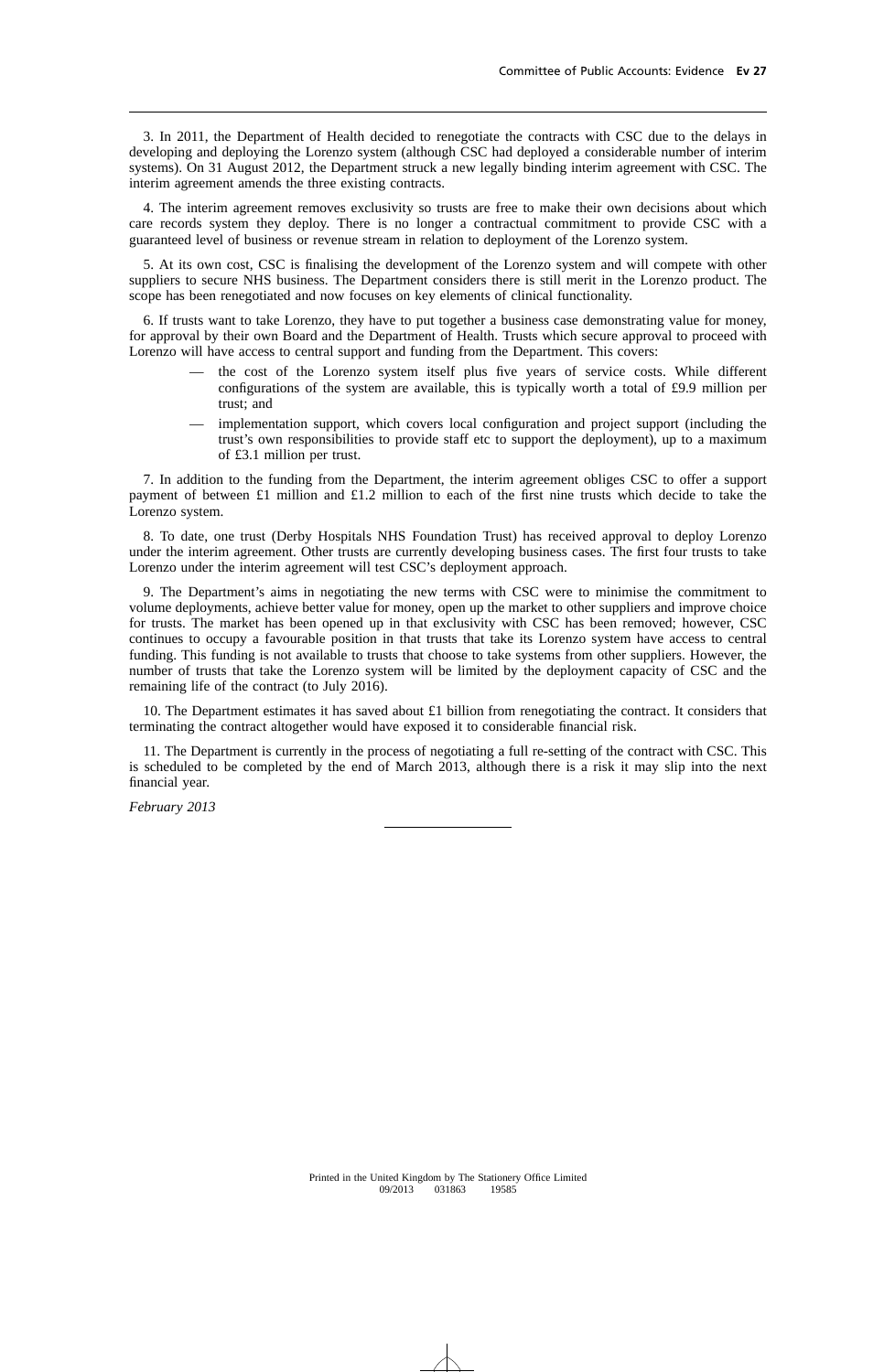3. In 2011, the Department of Health decided to renegotiate the contracts with CSC due to the delays in developing and deploying the Lorenzo system (although CSC had deployed a considerable number of interim systems). On 31 August 2012, the Department struck a new legally binding interim agreement with CSC. The interim agreement amends the three existing contracts.

4. The interim agreement removes exclusivity so trusts are free to make their own decisions about which care records system they deploy. There is no longer a contractual commitment to provide CSC with a guaranteed level of business or revenue stream in relation to deployment of the Lorenzo system.

5. At its own cost, CSC is finalising the development of the Lorenzo system and will compete with other suppliers to secure NHS business. The Department considers there is still merit in the Lorenzo product. The scope has been renegotiated and now focuses on key elements of clinical functionality.

6. If trusts want to take Lorenzo, they have to put together a business case demonstrating value for money, for approval by their own Board and the Department of Health. Trusts which secure approval to proceed with Lorenzo will have access to central support and funding from the Department. This covers:

— the cost of the Lorenzo system itself plus five years of service costs. While different configurations of the system are available, this is typically worth a total of £9.9 million per trust; and

— implementation support, which covers local configuration and project support (including the trust's own responsibilities to provide staff etc to support the deployment), up to a maximum of £3.1 million per trust.

7. In addition to the funding from the Department, the interim agreement obliges CSC to offer a support payment of between £1 million and £1.2 million to each of the first nine trusts which decide to take the Lorenzo system.

8. To date, one trust (Derby Hospitals NHS Foundation Trust) has received approval to deploy Lorenzo under the interim agreement. Other trusts are currently developing business cases. The first four trusts to take Lorenzo under the interim agreement will test CSC's deployment approach.

9. The Department's aims in negotiating the new terms with CSC were to minimise the commitment to volume deployments, achieve better value for money, open up the market to other suppliers and improve choice for trusts. The market has been opened up in that exclusivity with CSC has been removed; however, CSC continues to occupy a favourable position in that trusts that take its Lorenzo system have access to central funding. This funding is not available to trusts that choose to take systems from other suppliers. However, the number of trusts that take the Lorenzo system will be limited by the deployment capacity of CSC and the remaining life of the contract (to July 2016).

10. The Department estimates it has saved about £1 billion from renegotiating the contract. It considers that terminating the contract altogether would have exposed it to considerable financial risk.

11. The Department is currently in the process of negotiating a full re-setting of the contract with CSC. This is scheduled to be completed by the end of March 2013, although there is a risk it may slip into the next financial year.

*February 2013*

Printed in the United Kingdom by The Stationery Office Limited
09/2013 031863 19585